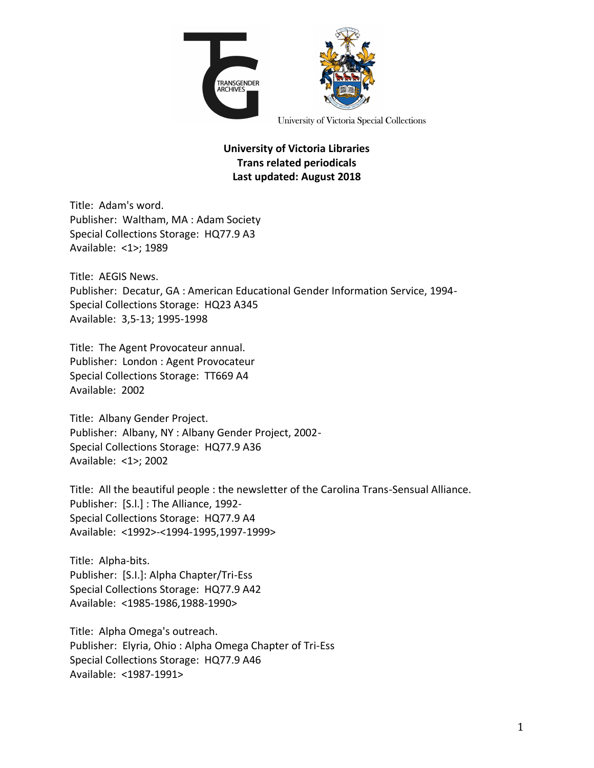TRANSGENDER ARCHIVES

University of Victoria Special Collections

**University of Victoria Libraries**
**Trans related periodicals**
**Last updated: August 2018**

Title: Adam's word.
Publisher: Waltham, MA : Adam Society
Special Collections Storage: HQ77.9 A3
Available: <1>; 1989

Title: AEGIS News.
Publisher: Decatur, GA : American Educational Gender Information Service, 1994-
Special Collections Storage: HQ23 A345
Available: 3,5-13; 1995-1998

Title: The Agent Provocateur annual.
Publisher: London : Agent Provocateur
Special Collections Storage: TT669 A4
Available: 2002

Title: Albany Gender Project.
Publisher: Albany, NY : Albany Gender Project, 2002-
Special Collections Storage: HQ77.9 A36
Available: <1>; 2002

Title: All the beautiful people : the newsletter of the Carolina Trans-Sensual Alliance.
Publisher: [S.l.] : The Alliance, 1992-
Special Collections Storage: HQ77.9 A4
Available: <1992>-<1994-1995,1997-1999>

Title: Alpha-bits.
Publisher: [S.l.]: Alpha Chapter/Tri-Ess
Special Collections Storage: HQ77.9 A42
Available: <1985-1986,1988-1990>

Title: Alpha Omega's outreach.
Publisher: Elyria, Ohio : Alpha Omega Chapter of Tri-Ess
Special Collections Storage: HQ77.9 A46
Available: <1987-1991>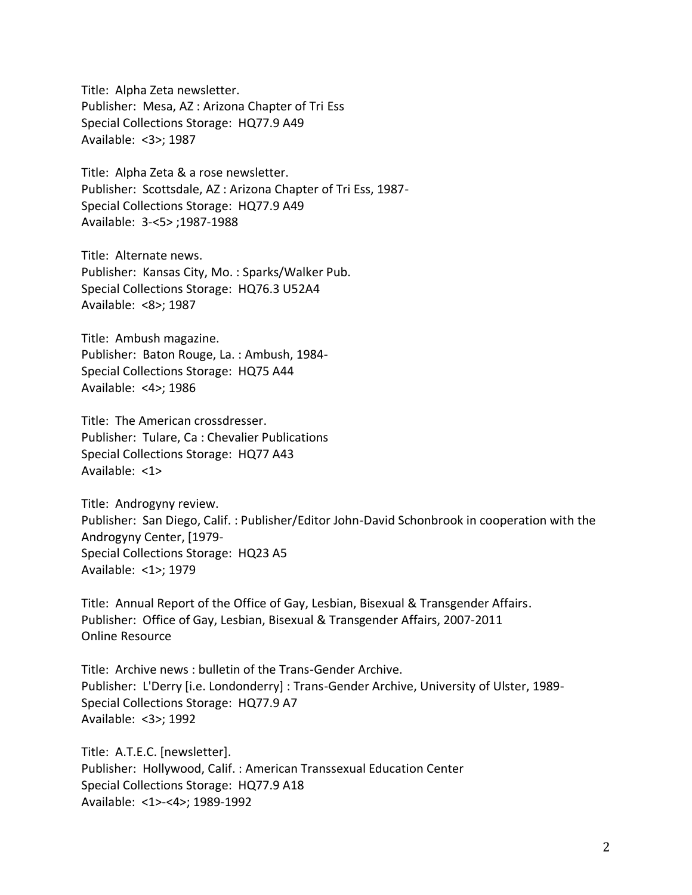Title: Alpha Zeta newsletter.
Publisher: Mesa, AZ : Arizona Chapter of Tri Ess
Special Collections Storage: HQ77.9 A49
Available: <3>; 1987

Title: Alpha Zeta & a rose newsletter.
Publisher: Scottsdale, AZ : Arizona Chapter of Tri Ess, 1987-
Special Collections Storage: HQ77.9 A49
Available: 3-<5> ;1987-1988

Title: Alternate news.
Publisher: Kansas City, Mo. : Sparks/Walker Pub.
Special Collections Storage: HQ76.3 U52A4
Available: <8>; 1987

Title: Ambush magazine.
Publisher: Baton Rouge, La. : Ambush, 1984-
Special Collections Storage: HQ75 A44
Available: <4>; 1986

Title: The American crossdresser.
Publisher: Tulare, Ca : Chevalier Publications
Special Collections Storage: HQ77 A43
Available: <1>

Title: Androgyny review.
Publisher: San Diego, Calif. : Publisher/Editor John-David Schonbrook in cooperation with the Androgyny Center, [1979-
Special Collections Storage: HQ23 A5
Available: <1>; 1979

Title: Annual Report of the Office of Gay, Lesbian, Bisexual & Transgender Affairs.
Publisher: Office of Gay, Lesbian, Bisexual & Transgender Affairs, 2007-2011
Online Resource

Title: Archive news : bulletin of the Trans-Gender Archive.
Publisher: L'Derry [i.e. Londonderry] : Trans-Gender Archive, University of Ulster, 1989-
Special Collections Storage: HQ77.9 A7
Available: <3>; 1992

Title: A.T.E.C. [newsletter].
Publisher: Hollywood, Calif. : American Transsexual Education Center
Special Collections Storage: HQ77.9 A18
Available: <1>-<4>; 1989-1992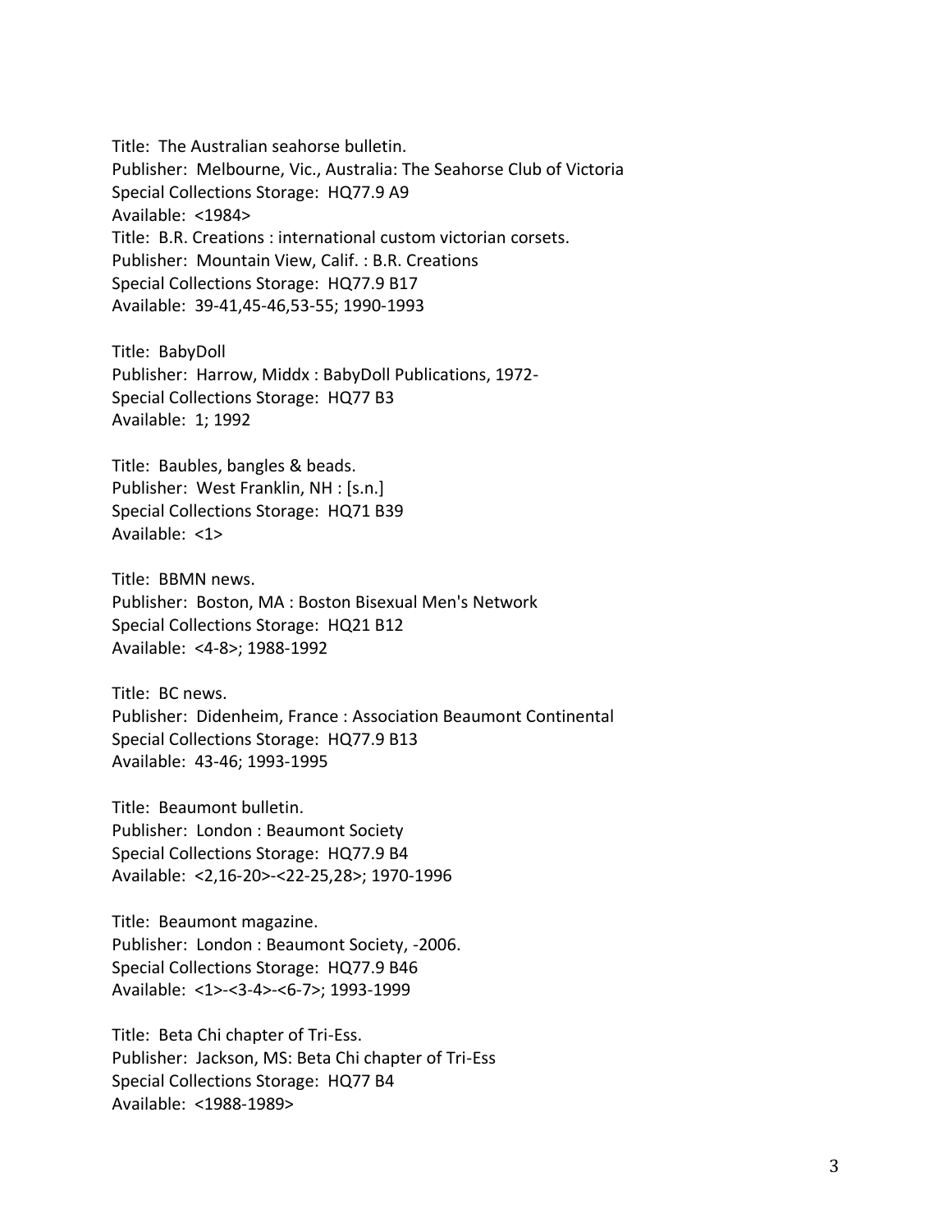Title: The Australian seahorse bulletin.
Publisher: Melbourne, Vic., Australia: The Seahorse Club of Victoria
Special Collections Storage: HQ77.9 A9
Available: <1984>
Title: B.R. Creations : international custom victorian corsets.
Publisher: Mountain View, Calif. : B.R. Creations
Special Collections Storage: HQ77.9 B17
Available: 39-41,45-46,53-55; 1990-1993

Title: BabyDoll
Publisher: Harrow, Middx : BabyDoll Publications, 1972-
Special Collections Storage: HQ77 B3
Available: 1; 1992

Title: Baubles, bangles & beads.
Publisher: West Franklin, NH : [s.n.]
Special Collections Storage: HQ71 B39
Available: <1>

Title: BBMN news.
Publisher: Boston, MA : Boston Bisexual Men's Network
Special Collections Storage: HQ21 B12
Available: <4-8>; 1988-1992

Title: BC news.
Publisher: Didenheim, France : Association Beaumont Continental
Special Collections Storage: HQ77.9 B13
Available: 43-46; 1993-1995

Title: Beaumont bulletin.
Publisher: London : Beaumont Society
Special Collections Storage: HQ77.9 B4
Available: <2,16-20>-<22-25,28>; 1970-1996

Title: Beaumont magazine.
Publisher: London : Beaumont Society, -2006.
Special Collections Storage: HQ77.9 B46
Available: <1>-<3-4>-<6-7>; 1993-1999

Title: Beta Chi chapter of Tri-Ess.
Publisher: Jackson, MS: Beta Chi chapter of Tri-Ess
Special Collections Storage: HQ77 B4
Available: <1988-1989>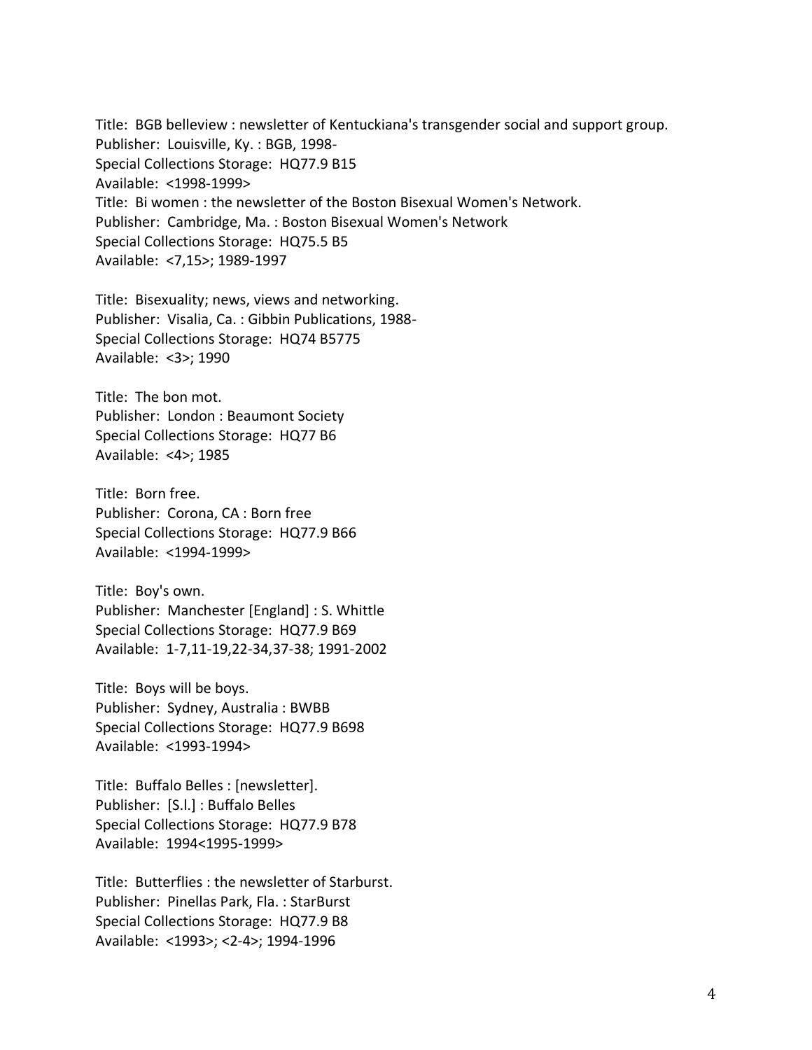Title: BGB belleview : newsletter of Kentuckiana's transgender social and support group.
Publisher: Louisville, Ky. : BGB, 1998-
Special Collections Storage: HQ77.9 B15
Available: <1998-1999>

Title: Bi women : the newsletter of the Boston Bisexual Women's Network.
Publisher: Cambridge, Ma. : Boston Bisexual Women's Network
Special Collections Storage: HQ75.5 B5
Available: <7,15>; 1989-1997

Title: Bisexuality; news, views and networking.
Publisher: Visalia, Ca. : Gibbin Publications, 1988-
Special Collections Storage: HQ74 B5775
Available: <3>; 1990

Title: The bon mot.
Publisher: London : Beaumont Society
Special Collections Storage: HQ77 B6
Available: <4>; 1985

Title: Born free.
Publisher: Corona, CA : Born free
Special Collections Storage: HQ77.9 B66
Available: <1994-1999>

Title: Boy's own.
Publisher: Manchester [England] : S. Whittle
Special Collections Storage: HQ77.9 B69
Available: 1-7,11-19,22-34,37-38; 1991-2002

Title: Boys will be boys.
Publisher: Sydney, Australia : BWBB
Special Collections Storage: HQ77.9 B698
Available: <1993-1994>

Title: Buffalo Belles : [newsletter].
Publisher: [S.l.] : Buffalo Belles
Special Collections Storage: HQ77.9 B78
Available: 1994<1995-1999>

Title: Butterflies : the newsletter of Starburst.
Publisher: Pinellas Park, Fla. : StarBurst
Special Collections Storage: HQ77.9 B8
Available: <1993>; <2-4>; 1994-1996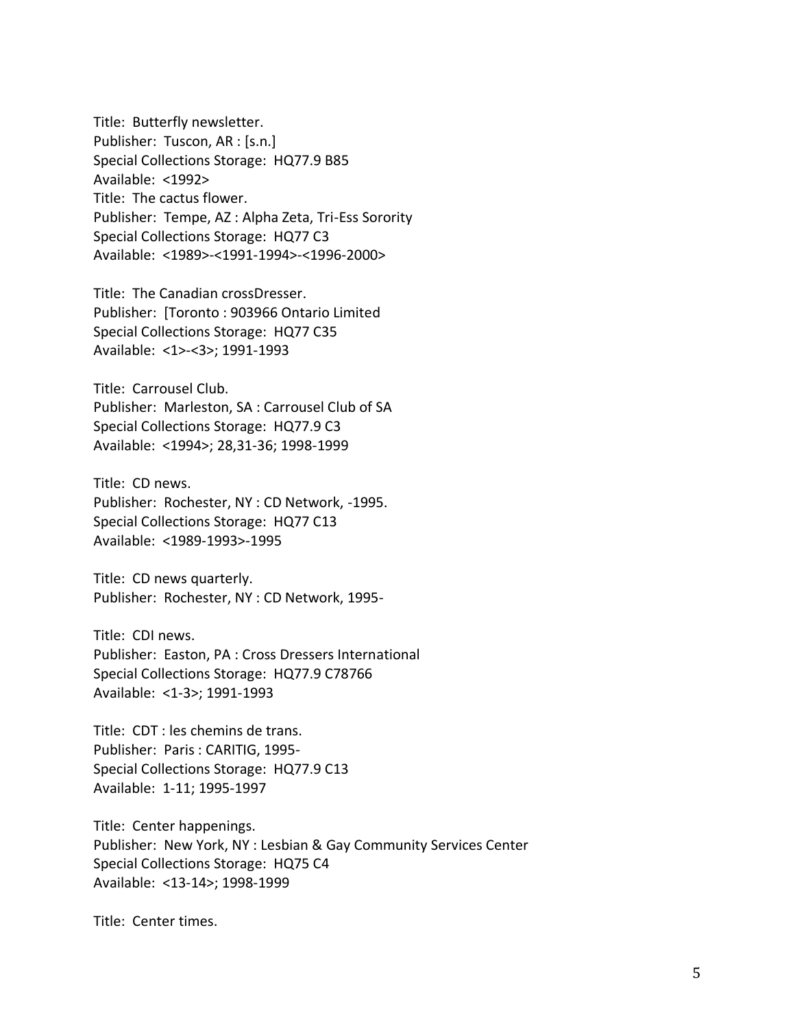Title: Butterfly newsletter.
Publisher: Tuscon, AR : [s.n.]
Special Collections Storage: HQ77.9 B85
Available: <1992>
Title: The cactus flower.
Publisher: Tempe, AZ : Alpha Zeta, Tri-Ess Sorority
Special Collections Storage: HQ77 C3
Available: <1989>-<1991-1994>-<1996-2000>

Title: The Canadian crossDresser.
Publisher: [Toronto : 903966 Ontario Limited
Special Collections Storage: HQ77 C35
Available: <1>-<3>; 1991-1993

Title: Carrousel Club.
Publisher: Marleston, SA : Carrousel Club of SA
Special Collections Storage: HQ77.9 C3
Available: <1994>; 28,31-36; 1998-1999

Title: CD news.
Publisher: Rochester, NY : CD Network, -1995.
Special Collections Storage: HQ77 C13
Available: <1989-1993>-1995

Title: CD news quarterly.
Publisher: Rochester, NY : CD Network, 1995-

Title: CDI news.
Publisher: Easton, PA : Cross Dressers International
Special Collections Storage: HQ77.9 C78766
Available: <1-3>; 1991-1993

Title: CDT : les chemins de trans.
Publisher: Paris : CARITIG, 1995-
Special Collections Storage: HQ77.9 C13
Available: 1-11; 1995-1997

Title: Center happenings.
Publisher: New York, NY : Lesbian & Gay Community Services Center
Special Collections Storage: HQ75 C4
Available: <13-14>; 1998-1999

Title: Center times.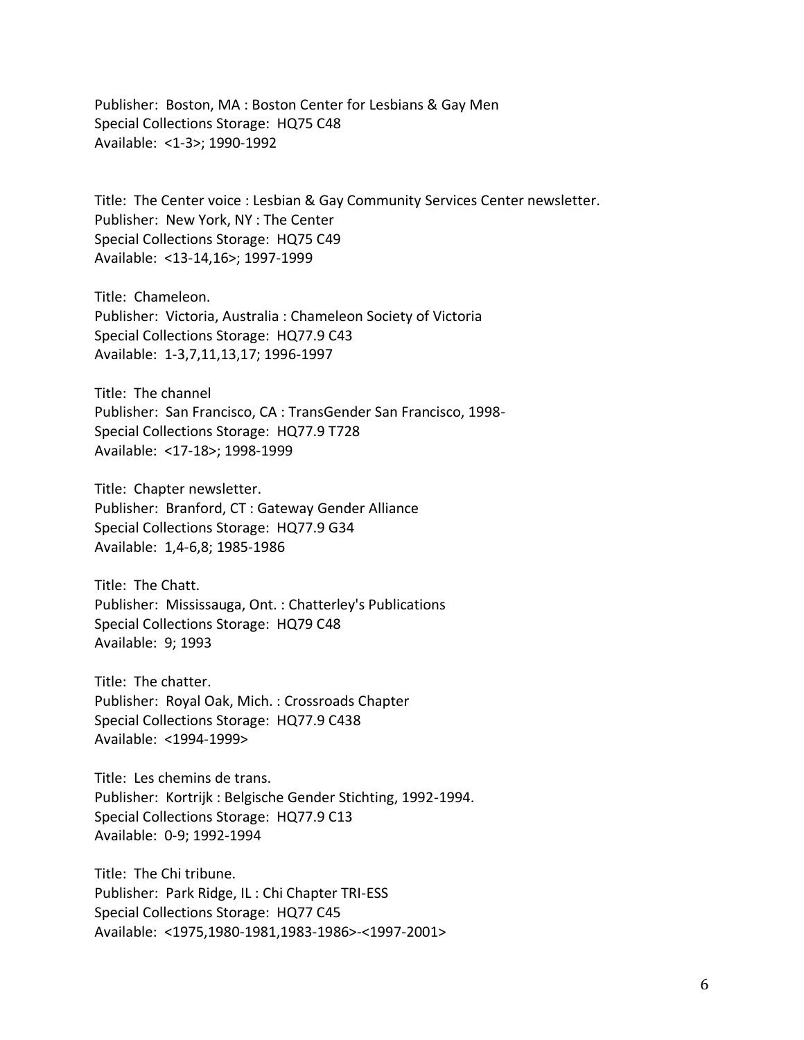Publisher: Boston, MA : Boston Center for Lesbians & Gay Men
Special Collections Storage: HQ75 C48
Available: <1-3>; 1990-1992

Title: The Center voice : Lesbian & Gay Community Services Center newsletter.
Publisher: New York, NY : The Center
Special Collections Storage: HQ75 C49
Available: <13-14,16>; 1997-1999

Title: Chameleon.
Publisher: Victoria, Australia : Chameleon Society of Victoria
Special Collections Storage: HQ77.9 C43
Available: 1-3,7,11,13,17; 1996-1997

Title: The channel
Publisher: San Francisco, CA : TransGender San Francisco, 1998-
Special Collections Storage: HQ77.9 T728
Available: <17-18>; 1998-1999

Title: Chapter newsletter.
Publisher: Branford, CT : Gateway Gender Alliance
Special Collections Storage: HQ77.9 G34
Available: 1,4-6,8; 1985-1986

Title: The Chatt.
Publisher: Mississauga, Ont. : Chatterley's Publications
Special Collections Storage: HQ79 C48
Available: 9; 1993

Title: The chatter.
Publisher: Royal Oak, Mich. : Crossroads Chapter
Special Collections Storage: HQ77.9 C438
Available: <1994-1999>

Title: Les chemins de trans.
Publisher: Kortrijk : Belgische Gender Stichting, 1992-1994.
Special Collections Storage: HQ77.9 C13
Available: 0-9; 1992-1994

Title: The Chi tribune.
Publisher: Park Ridge, IL : Chi Chapter TRI-ESS
Special Collections Storage: HQ77 C45
Available: <1975,1980-1981,1983-1986>-<1997-2001>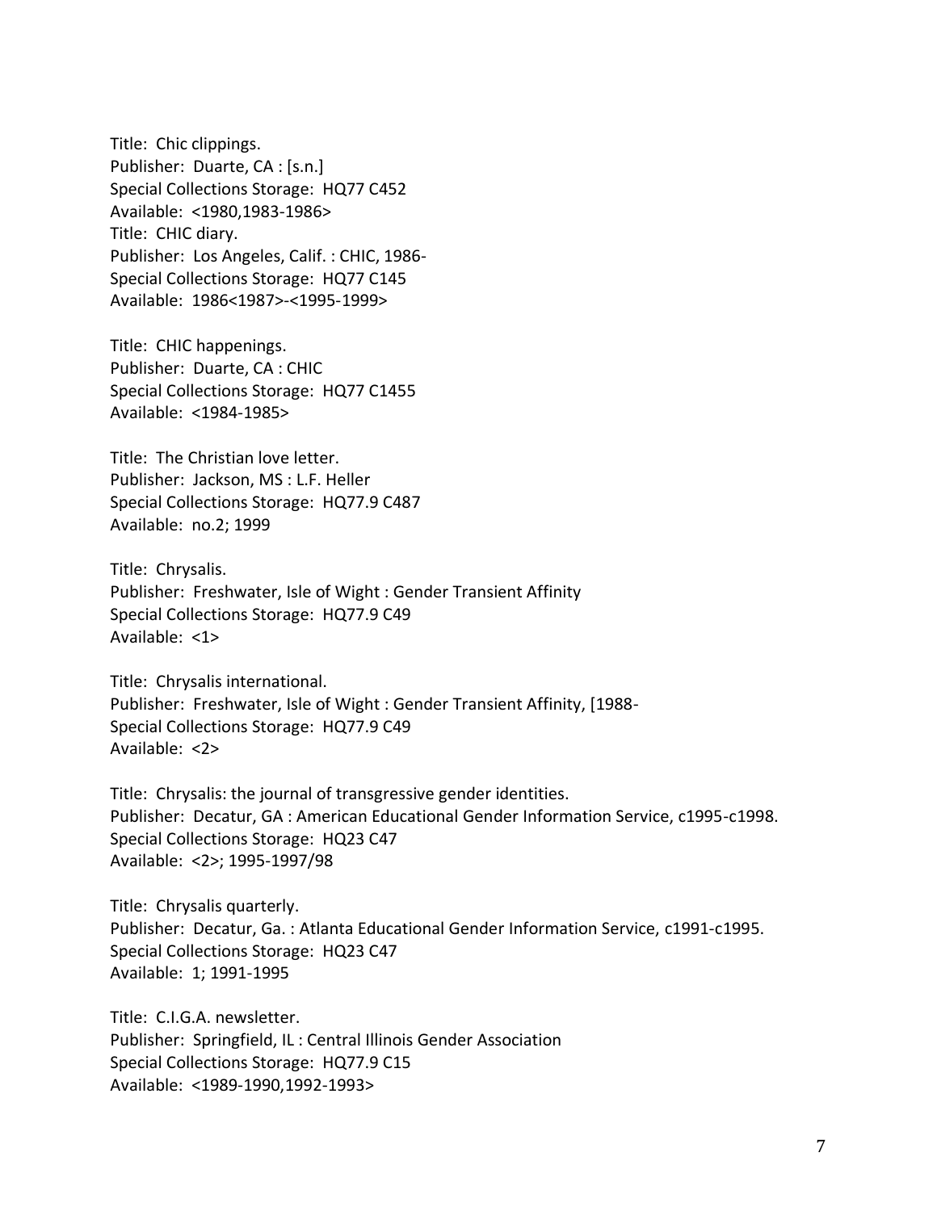Title: Chic clippings.
Publisher: Duarte, CA : [s.n.]
Special Collections Storage: HQ77 C452
Available: <1980,1983-1986>
Title: CHIC diary.
Publisher: Los Angeles, Calif. : CHIC, 1986-
Special Collections Storage: HQ77 C145
Available: 1986<1987>-<1995-1999>

Title: CHIC happenings.
Publisher: Duarte, CA : CHIC
Special Collections Storage: HQ77 C1455
Available: <1984-1985>

Title: The Christian love letter.
Publisher: Jackson, MS : L.F. Heller
Special Collections Storage: HQ77.9 C487
Available: no.2; 1999

Title: Chrysalis.
Publisher: Freshwater, Isle of Wight : Gender Transient Affinity
Special Collections Storage: HQ77.9 C49
Available: <1>

Title: Chrysalis international.
Publisher: Freshwater, Isle of Wight : Gender Transient Affinity, [1988-
Special Collections Storage: HQ77.9 C49
Available: <2>

Title: Chrysalis: the journal of transgressive gender identities.
Publisher: Decatur, GA : American Educational Gender Information Service, c1995-c1998.
Special Collections Storage: HQ23 C47
Available: <2>; 1995-1997/98

Title: Chrysalis quarterly.
Publisher: Decatur, Ga. : Atlanta Educational Gender Information Service, c1991-c1995.
Special Collections Storage: HQ23 C47
Available: 1; 1991-1995

Title: C.I.G.A. newsletter.
Publisher: Springfield, IL : Central Illinois Gender Association
Special Collections Storage: HQ77.9 C15
Available: <1989-1990,1992-1993>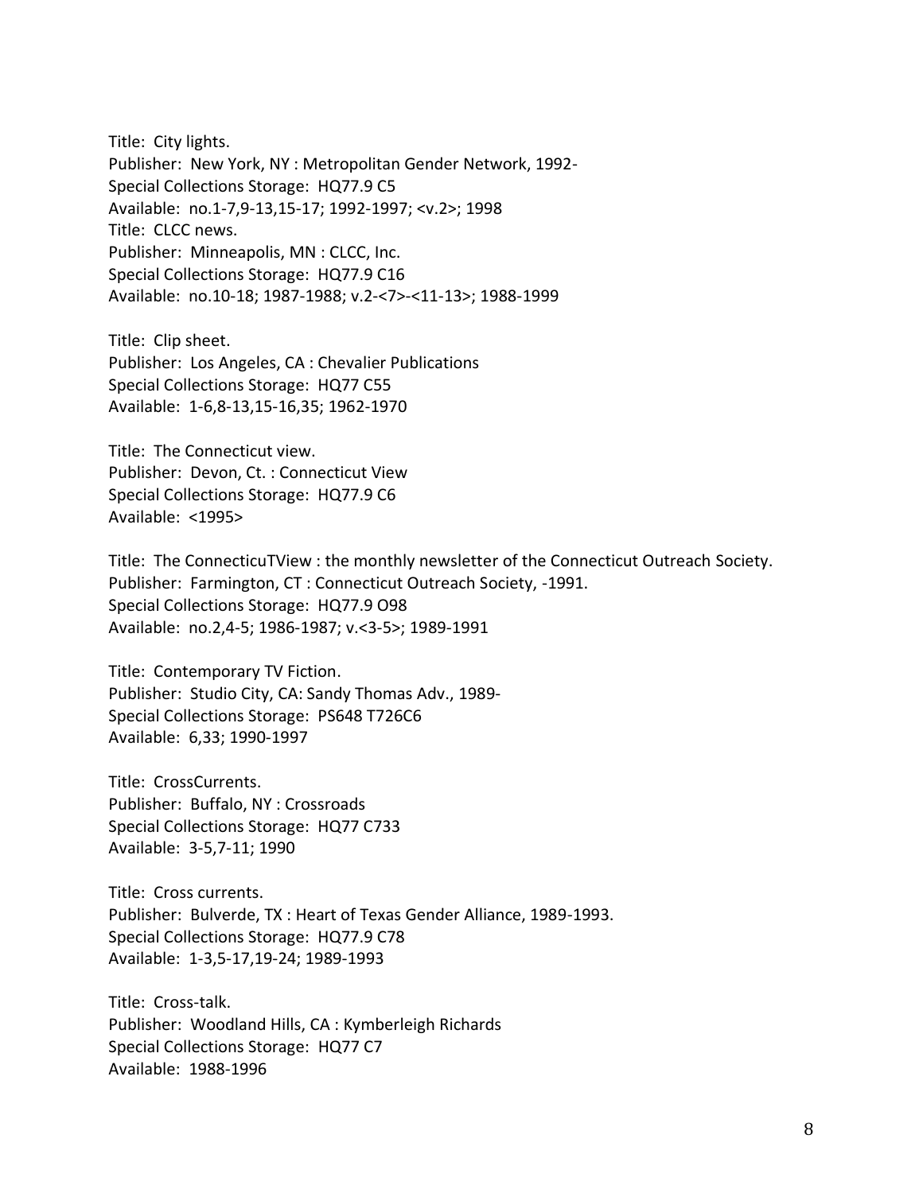Title: City lights.
Publisher: New York, NY : Metropolitan Gender Network, 1992-
Special Collections Storage: HQ77.9 C5
Available: no.1-7,9-13,15-17; 1992-1997; <v.2>; 1998
Title: CLCC news.
Publisher: Minneapolis, MN : CLCC, Inc.
Special Collections Storage: HQ77.9 C16
Available: no.10-18; 1987-1988; v.2-<7>-<11-13>; 1988-1999

Title: Clip sheet.
Publisher: Los Angeles, CA : Chevalier Publications
Special Collections Storage: HQ77 C55
Available: 1-6,8-13,15-16,35; 1962-1970

Title: The Connecticut view.
Publisher: Devon, Ct. : Connecticut View
Special Collections Storage: HQ77.9 C6
Available: <1995>

Title: The ConnecticuTView : the monthly newsletter of the Connecticut Outreach Society.
Publisher: Farmington, CT : Connecticut Outreach Society, -1991.
Special Collections Storage: HQ77.9 O98
Available: no.2,4-5; 1986-1987; v.<3-5>; 1989-1991

Title: Contemporary TV Fiction.
Publisher: Studio City, CA: Sandy Thomas Adv., 1989-
Special Collections Storage: PS648 T726C6
Available: 6,33; 1990-1997

Title: CrossCurrents.
Publisher: Buffalo, NY : Crossroads
Special Collections Storage: HQ77 C733
Available: 3-5,7-11; 1990

Title: Cross currents.
Publisher: Bulverde, TX : Heart of Texas Gender Alliance, 1989-1993.
Special Collections Storage: HQ77.9 C78
Available: 1-3,5-17,19-24; 1989-1993

Title: Cross-talk.
Publisher: Woodland Hills, CA : Kymberleigh Richards
Special Collections Storage: HQ77 C7
Available: 1988-1996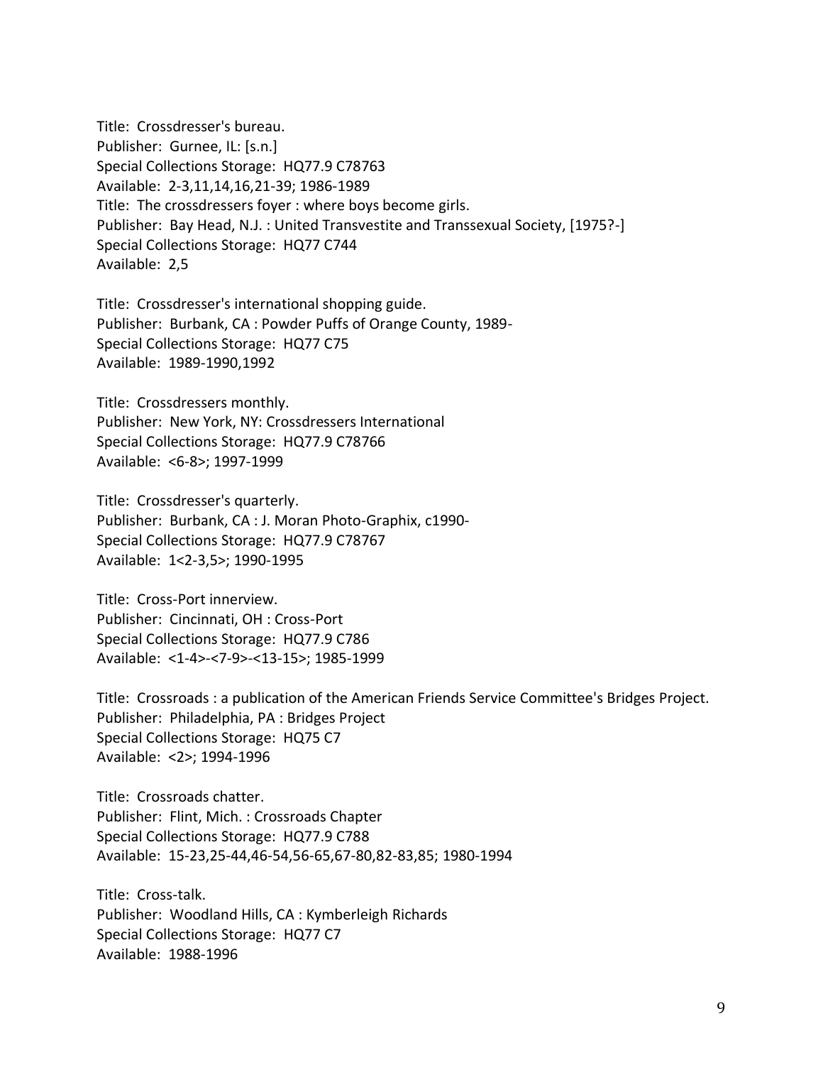Title: Crossdresser's bureau.
Publisher: Gurnee, IL: [s.n.]
Special Collections Storage: HQ77.9 C78763
Available: 2-3,11,14,16,21-39; 1986-1989
Title: The crossdressers foyer : where boys become girls.
Publisher: Bay Head, N.J. : United Transvestite and Transsexual Society, [1975?-]
Special Collections Storage: HQ77 C744
Available: 2,5

Title: Crossdresser's international shopping guide.
Publisher: Burbank, CA : Powder Puffs of Orange County, 1989-
Special Collections Storage: HQ77 C75
Available: 1989-1990,1992

Title: Crossdressers monthly.
Publisher: New York, NY: Crossdressers International
Special Collections Storage: HQ77.9 C78766
Available: <6-8>; 1997-1999

Title: Crossdresser's quarterly.
Publisher: Burbank, CA : J. Moran Photo-Graphix, c1990-
Special Collections Storage: HQ77.9 C78767
Available: 1<2-3,5>; 1990-1995

Title: Cross-Port innerview.
Publisher: Cincinnati, OH : Cross-Port
Special Collections Storage: HQ77.9 C786
Available: <1-4>-<7-9>-<13-15>; 1985-1999

Title: Crossroads : a publication of the American Friends Service Committee's Bridges Project.
Publisher: Philadelphia, PA : Bridges Project
Special Collections Storage: HQ75 C7
Available: <2>; 1994-1996

Title: Crossroads chatter.
Publisher: Flint, Mich. : Crossroads Chapter
Special Collections Storage: HQ77.9 C788
Available: 15-23,25-44,46-54,56-65,67-80,82-83,85; 1980-1994

Title: Cross-talk.
Publisher: Woodland Hills, CA : Kymberleigh Richards
Special Collections Storage: HQ77 C7
Available: 1988-1996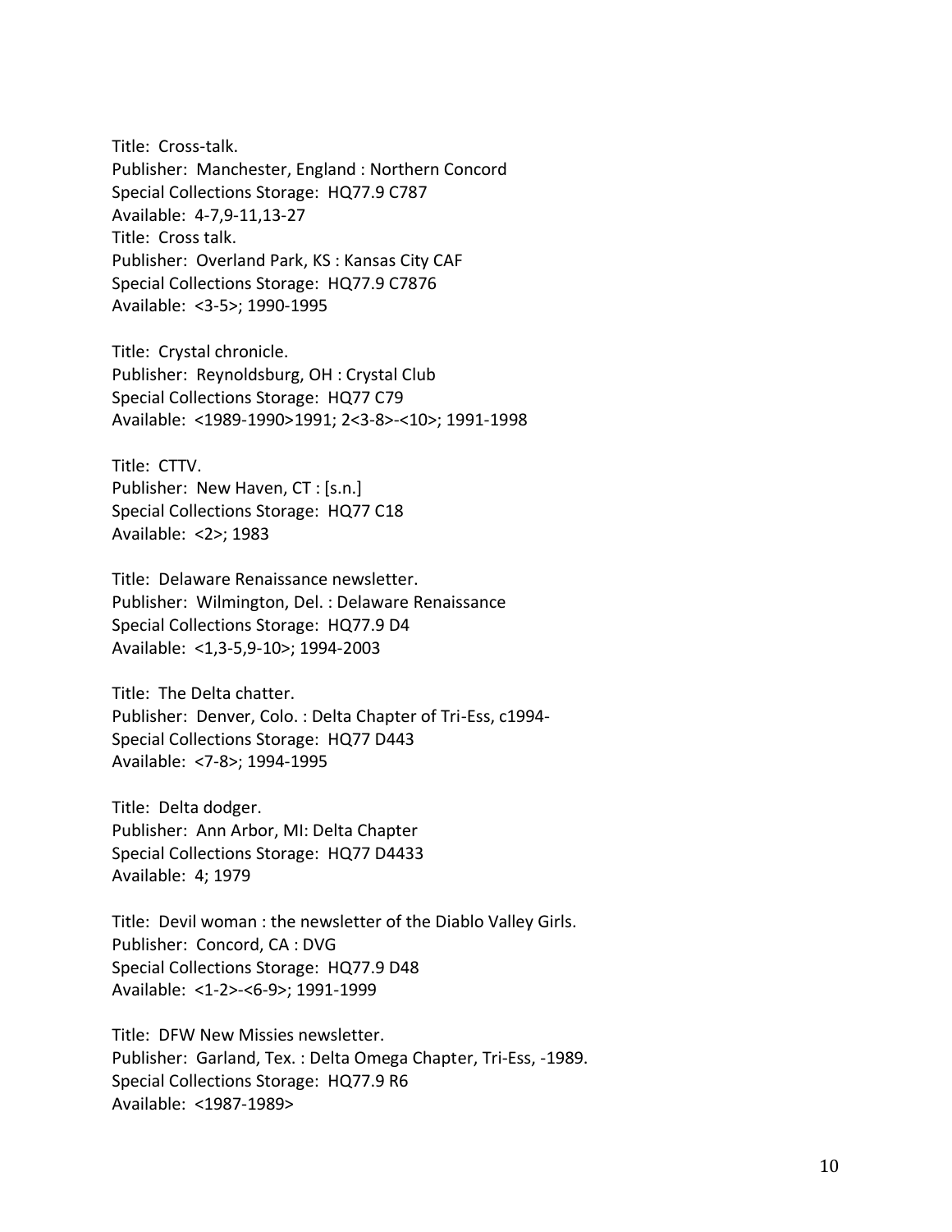Title: Cross-talk.
Publisher: Manchester, England : Northern Concord
Special Collections Storage: HQ77.9 C787
Available: 4-7,9-11,13-27
Title: Cross talk.
Publisher: Overland Park, KS : Kansas City CAF
Special Collections Storage: HQ77.9 C7876
Available: <3-5>; 1990-1995

Title: Crystal chronicle.
Publisher: Reynoldsburg, OH : Crystal Club
Special Collections Storage: HQ77 C79
Available: <1989-1990>1991; 2<3-8>-<10>; 1991-1998

Title: CTTV.
Publisher: New Haven, CT : [s.n.]
Special Collections Storage: HQ77 C18
Available: <2>; 1983

Title: Delaware Renaissance newsletter.
Publisher: Wilmington, Del. : Delaware Renaissance
Special Collections Storage: HQ77.9 D4
Available: <1,3-5,9-10>; 1994-2003

Title: The Delta chatter.
Publisher: Denver, Colo. : Delta Chapter of Tri-Ess, c1994-
Special Collections Storage: HQ77 D443
Available: <7-8>; 1994-1995

Title: Delta dodger.
Publisher: Ann Arbor, MI: Delta Chapter
Special Collections Storage: HQ77 D4433
Available: 4; 1979

Title: Devil woman : the newsletter of the Diablo Valley Girls.
Publisher: Concord, CA : DVG
Special Collections Storage: HQ77.9 D48
Available: <1-2>-<6-9>; 1991-1999

Title: DFW New Missies newsletter.
Publisher: Garland, Tex. : Delta Omega Chapter, Tri-Ess, -1989.
Special Collections Storage: HQ77.9 R6
Available: <1987-1989>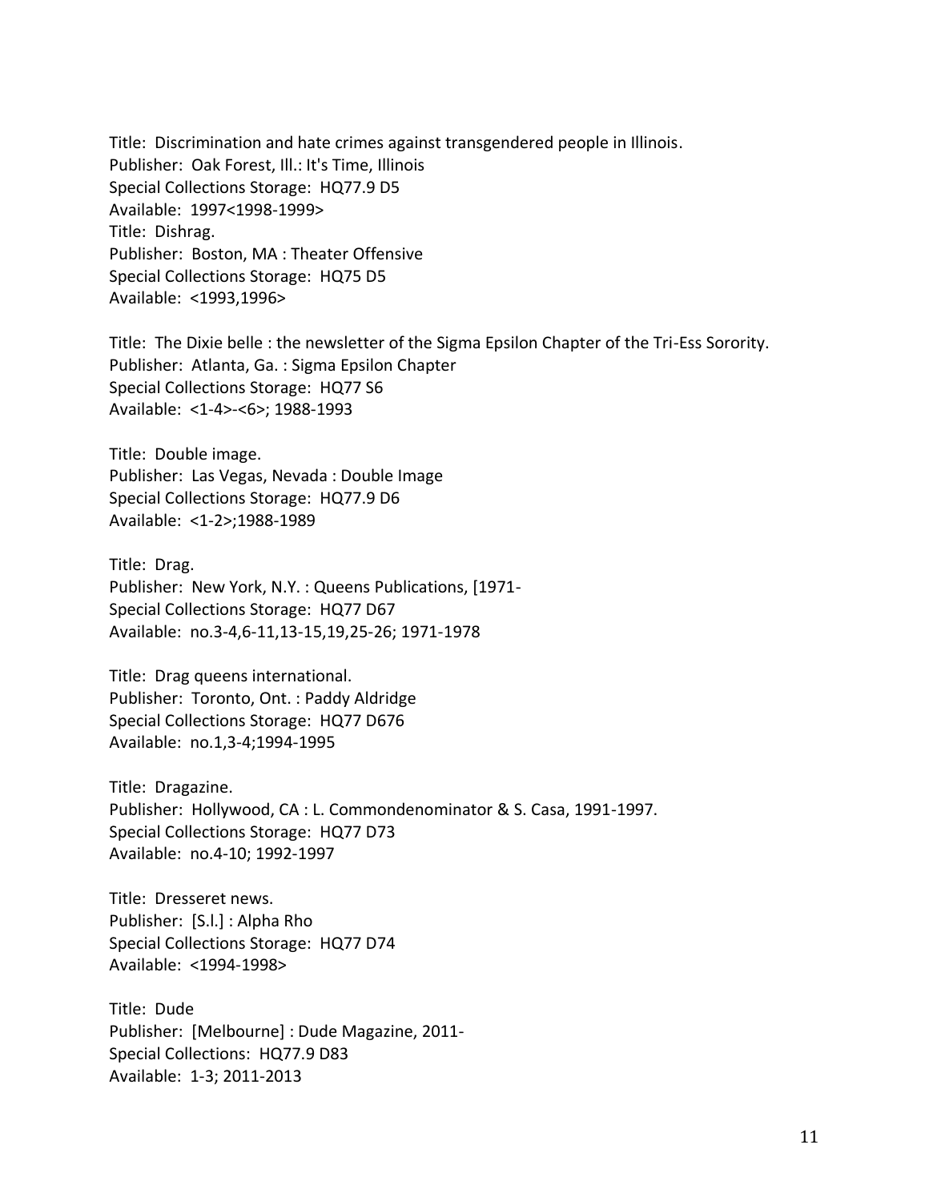Title: Discrimination and hate crimes against transgendered people in Illinois.
Publisher: Oak Forest, Ill.: It's Time, Illinois
Special Collections Storage: HQ77.9 D5
Available: 1997<1998-1999>
Title: Dishrag.
Publisher: Boston, MA : Theater Offensive
Special Collections Storage: HQ75 D5
Available: <1993,1996>

Title: The Dixie belle : the newsletter of the Sigma Epsilon Chapter of the Tri-Ess Sorority.
Publisher: Atlanta, Ga. : Sigma Epsilon Chapter
Special Collections Storage: HQ77 S6
Available: <1-4>-<6>; 1988-1993

Title: Double image.
Publisher: Las Vegas, Nevada : Double Image
Special Collections Storage: HQ77.9 D6
Available: <1-2>;1988-1989

Title: Drag.
Publisher: New York, N.Y. : Queens Publications, [1971-
Special Collections Storage: HQ77 D67
Available: no.3-4,6-11,13-15,19,25-26; 1971-1978

Title: Drag queens international.
Publisher: Toronto, Ont. : Paddy Aldridge
Special Collections Storage: HQ77 D676
Available: no.1,3-4;1994-1995

Title: Dragazine.
Publisher: Hollywood, CA : L. Commondenominator & S. Casa, 1991-1997.
Special Collections Storage: HQ77 D73
Available: no.4-10; 1992-1997

Title: Dresseret news.
Publisher: [S.l.] : Alpha Rho
Special Collections Storage: HQ77 D74
Available: <1994-1998>

Title: Dude
Publisher: [Melbourne] : Dude Magazine, 2011-
Special Collections: HQ77.9 D83
Available: 1-3; 2011-2013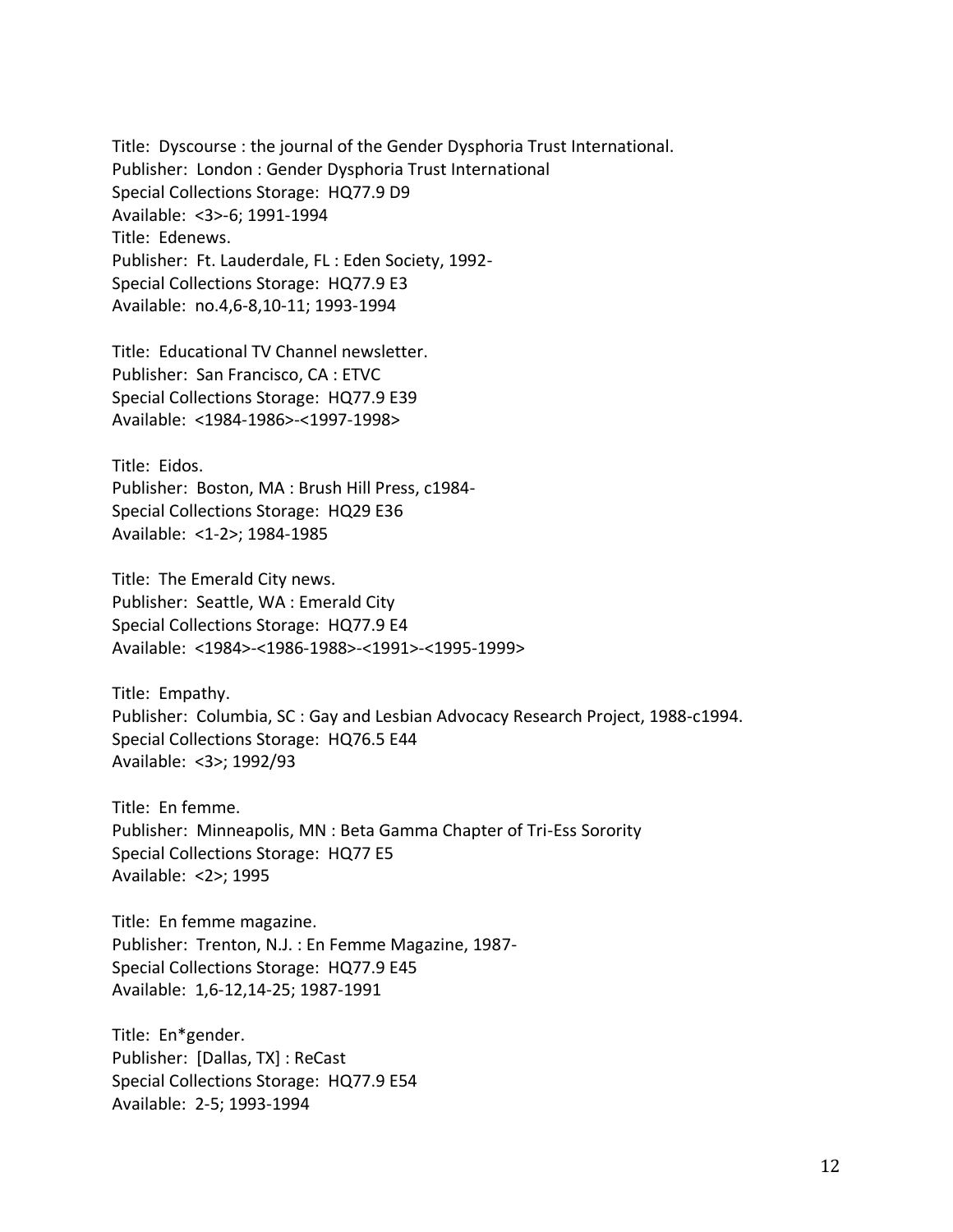Title: Dyscourse : the journal of the Gender Dysphoria Trust International.
Publisher: London : Gender Dysphoria Trust International
Special Collections Storage: HQ77.9 D9
Available: <3>-6; 1991-1994
Title: Edenews.
Publisher: Ft. Lauderdale, FL : Eden Society, 1992-
Special Collections Storage: HQ77.9 E3
Available: no.4,6-8,10-11; 1993-1994

Title: Educational TV Channel newsletter.
Publisher: San Francisco, CA : ETVC
Special Collections Storage: HQ77.9 E39
Available: <1984-1986>-<1997-1998>

Title: Eidos.
Publisher: Boston, MA : Brush Hill Press, c1984-
Special Collections Storage: HQ29 E36
Available: <1-2>; 1984-1985

Title: The Emerald City news.
Publisher: Seattle, WA : Emerald City
Special Collections Storage: HQ77.9 E4
Available: <1984>-<1986-1988>-<1991>-<1995-1999>

Title: Empathy.
Publisher: Columbia, SC : Gay and Lesbian Advocacy Research Project, 1988-c1994.
Special Collections Storage: HQ76.5 E44
Available: <3>; 1992/93

Title: En femme.
Publisher: Minneapolis, MN : Beta Gamma Chapter of Tri-Ess Sorority
Special Collections Storage: HQ77 E5
Available: <2>; 1995

Title: En femme magazine.
Publisher: Trenton, N.J. : En Femme Magazine, 1987-
Special Collections Storage: HQ77.9 E45
Available: 1,6-12,14-25; 1987-1991

Title: En*gender.
Publisher: [Dallas, TX] : ReCast
Special Collections Storage: HQ77.9 E54
Available: 2-5; 1993-1994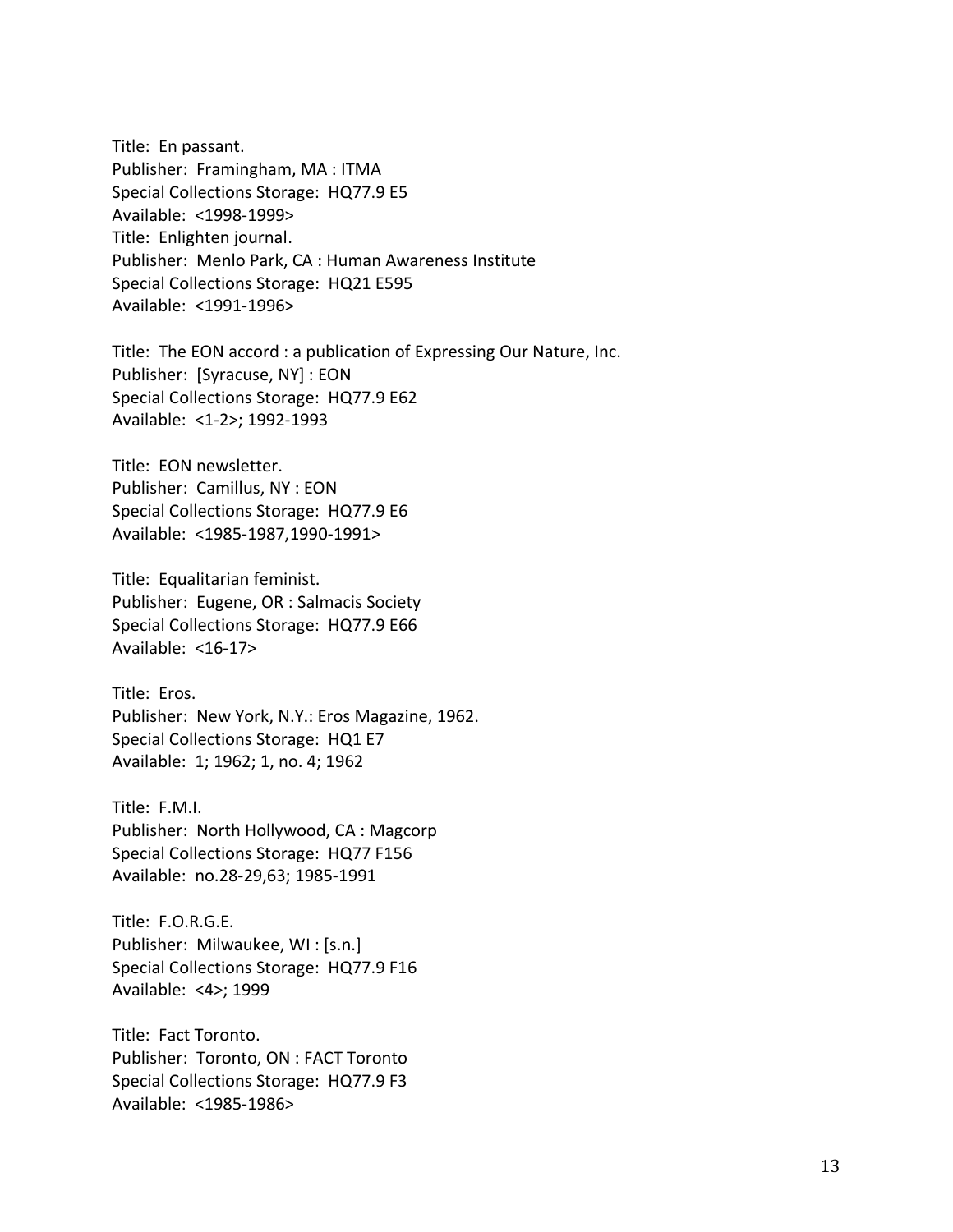Title: En passant.
Publisher: Framingham, MA : ITMA
Special Collections Storage: HQ77.9 E5
Available: <1998-1999>
Title: Enlighten journal.
Publisher: Menlo Park, CA : Human Awareness Institute
Special Collections Storage: HQ21 E595
Available: <1991-1996>

Title: The EON accord : a publication of Expressing Our Nature, Inc.
Publisher: [Syracuse, NY] : EON
Special Collections Storage: HQ77.9 E62
Available: <1-2>; 1992-1993

Title: EON newsletter.
Publisher: Camillus, NY : EON
Special Collections Storage: HQ77.9 E6
Available: <1985-1987,1990-1991>

Title: Equalitarian feminist.
Publisher: Eugene, OR : Salmacis Society
Special Collections Storage: HQ77.9 E66
Available: <16-17>

Title: Eros.
Publisher: New York, N.Y.: Eros Magazine, 1962.
Special Collections Storage: HQ1 E7
Available: 1; 1962; 1, no. 4; 1962

Title: F.M.I.
Publisher: North Hollywood, CA : Magcorp
Special Collections Storage: HQ77 F156
Available: no.28-29,63; 1985-1991

Title: F.O.R.G.E.
Publisher: Milwaukee, WI : [s.n.]
Special Collections Storage: HQ77.9 F16
Available: <4>; 1999

Title: Fact Toronto.
Publisher: Toronto, ON : FACT Toronto
Special Collections Storage: HQ77.9 F3
Available: <1985-1986>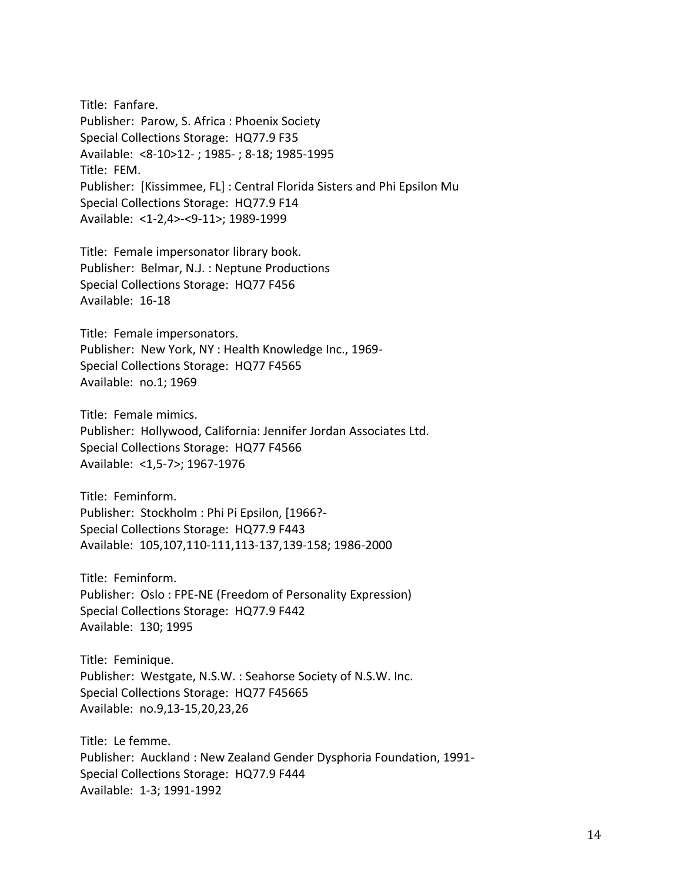Title: Fanfare.
Publisher: Parow, S. Africa : Phoenix Society
Special Collections Storage: HQ77.9 F35
Available: <8-10>12- ; 1985- ; 8-18; 1985-1995
Title: FEM.
Publisher: [Kissimmee, FL] : Central Florida Sisters and Phi Epsilon Mu
Special Collections Storage: HQ77.9 F14
Available: <1-2,4>-<9-11>; 1989-1999

Title: Female impersonator library book.
Publisher: Belmar, N.J. : Neptune Productions
Special Collections Storage: HQ77 F456
Available: 16-18

Title: Female impersonators.
Publisher: New York, NY : Health Knowledge Inc., 1969-
Special Collections Storage: HQ77 F4565
Available: no.1; 1969

Title: Female mimics.
Publisher: Hollywood, California: Jennifer Jordan Associates Ltd.
Special Collections Storage: HQ77 F4566
Available: <1,5-7>; 1967-1976

Title: Feminform.
Publisher: Stockholm : Phi Pi Epsilon, [1966?-
Special Collections Storage: HQ77.9 F443
Available: 105,107,110-111,113-137,139-158; 1986-2000

Title: Feminform.
Publisher: Oslo : FPE-NE (Freedom of Personality Expression)
Special Collections Storage: HQ77.9 F442
Available: 130; 1995

Title: Feminique.
Publisher: Westgate, N.S.W. : Seahorse Society of N.S.W. Inc.
Special Collections Storage: HQ77 F45665
Available: no.9,13-15,20,23,26

Title: Le femme.
Publisher: Auckland : New Zealand Gender Dysphoria Foundation, 1991-
Special Collections Storage: HQ77.9 F444
Available: 1-3; 1991-1992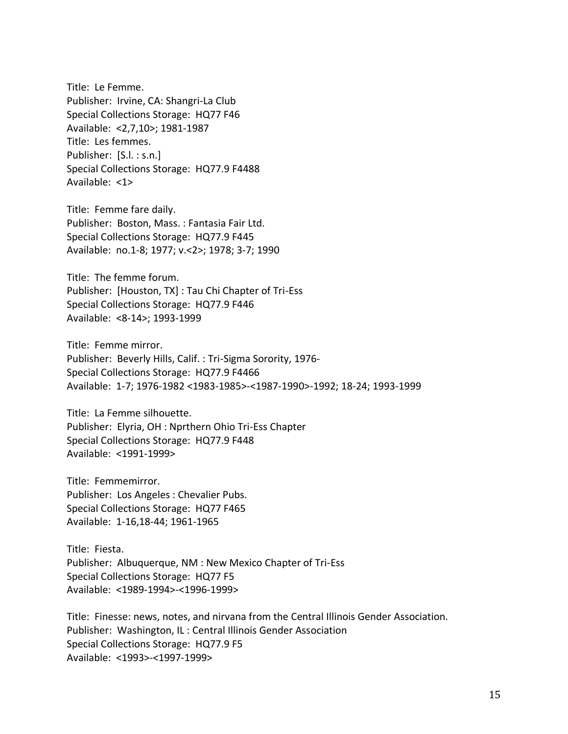Title: Le Femme.
Publisher: Irvine, CA: Shangri-La Club
Special Collections Storage: HQ77 F46
Available: <2,7,10>; 1981-1987
Title: Les femmes.
Publisher: [S.l. : s.n.]
Special Collections Storage: HQ77.9 F4488
Available: <1>

Title: Femme fare daily.
Publisher: Boston, Mass. : Fantasia Fair Ltd.
Special Collections Storage: HQ77.9 F445
Available: no.1-8; 1977; v.<2>; 1978; 3-7; 1990

Title: The femme forum.
Publisher: [Houston, TX] : Tau Chi Chapter of Tri-Ess
Special Collections Storage: HQ77.9 F446
Available: <8-14>; 1993-1999

Title: Femme mirror.
Publisher: Beverly Hills, Calif. : Tri-Sigma Sorority, 1976-
Special Collections Storage: HQ77.9 F4466
Available: 1-7; 1976-1982 <1983-1985>-<1987-1990>-1992; 18-24; 1993-1999

Title: La Femme silhouette.
Publisher: Elyria, OH : Nprthern Ohio Tri-Ess Chapter
Special Collections Storage: HQ77.9 F448
Available: <1991-1999>

Title: Femmemirror.
Publisher: Los Angeles : Chevalier Pubs.
Special Collections Storage: HQ77 F465
Available: 1-16,18-44; 1961-1965

Title: Fiesta.
Publisher: Albuquerque, NM : New Mexico Chapter of Tri-Ess
Special Collections Storage: HQ77 F5
Available: <1989-1994>-<1996-1999>

Title: Finesse: news, notes, and nirvana from the Central Illinois Gender Association.
Publisher: Washington, IL : Central Illinois Gender Association
Special Collections Storage: HQ77.9 F5
Available: <1993>-<1997-1999>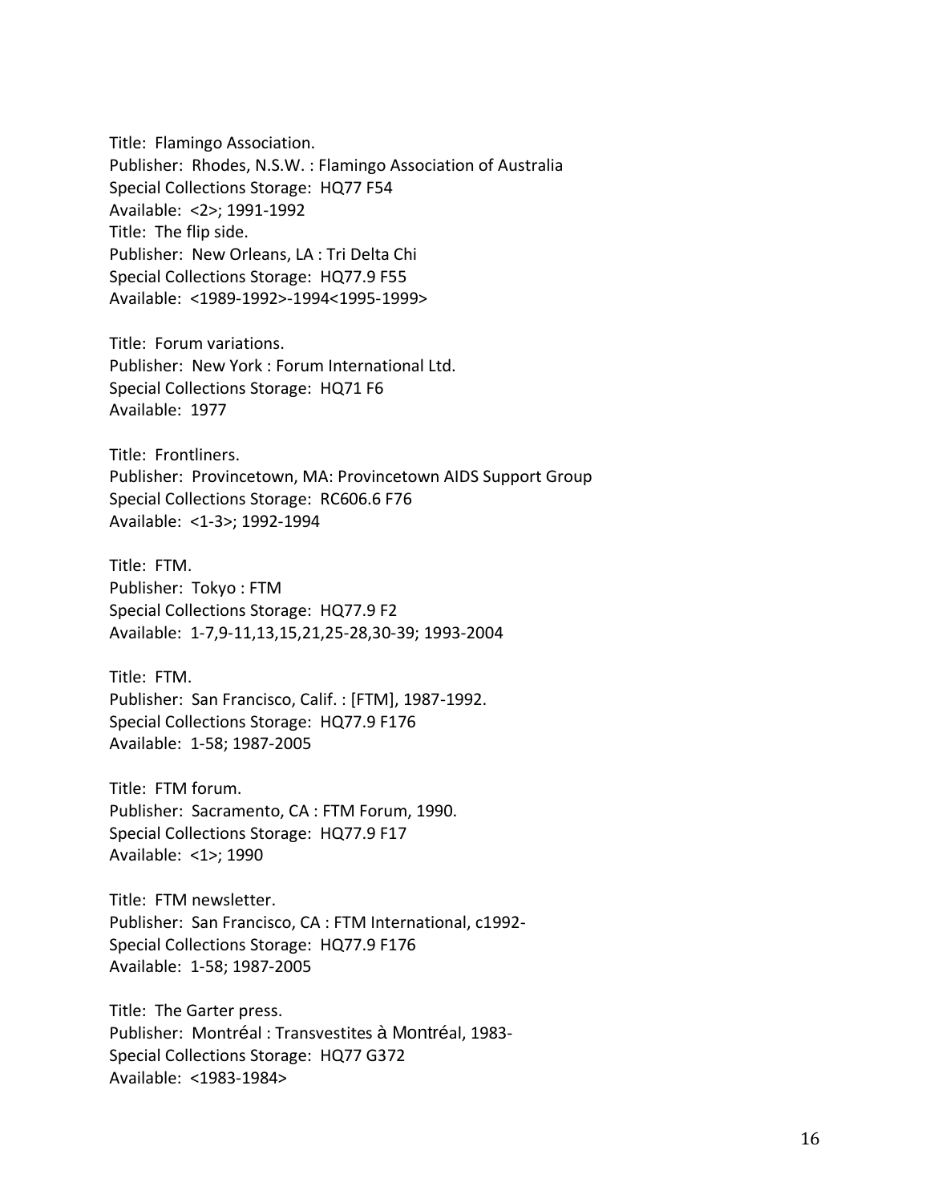Title: Flamingo Association.
Publisher: Rhodes, N.S.W. : Flamingo Association of Australia
Special Collections Storage: HQ77 F54
Available: <2>; 1991-1992
Title: The flip side.
Publisher: New Orleans, LA : Tri Delta Chi
Special Collections Storage: HQ77.9 F55
Available: <1989-1992>-1994<1995-1999>

Title: Forum variations.
Publisher: New York : Forum International Ltd.
Special Collections Storage: HQ71 F6
Available: 1977

Title: Frontliners.
Publisher: Provincetown, MA: Provincetown AIDS Support Group
Special Collections Storage: RC606.6 F76
Available: <1-3>; 1992-1994

Title: FTM.
Publisher: Tokyo : FTM
Special Collections Storage: HQ77.9 F2
Available: 1-7,9-11,13,15,21,25-28,30-39; 1993-2004

Title: FTM.
Publisher: San Francisco, Calif. : [FTM], 1987-1992.
Special Collections Storage: HQ77.9 F176
Available: 1-58; 1987-2005

Title: FTM forum.
Publisher: Sacramento, CA : FTM Forum, 1990.
Special Collections Storage: HQ77.9 F17
Available: <1>; 1990

Title: FTM newsletter.
Publisher: San Francisco, CA : FTM International, c1992-
Special Collections Storage: HQ77.9 F176
Available: 1-58; 1987-2005

Title: The Garter press.
Publisher: Montréal : Transvestites à Montréal, 1983-
Special Collections Storage: HQ77 G372
Available: <1983-1984>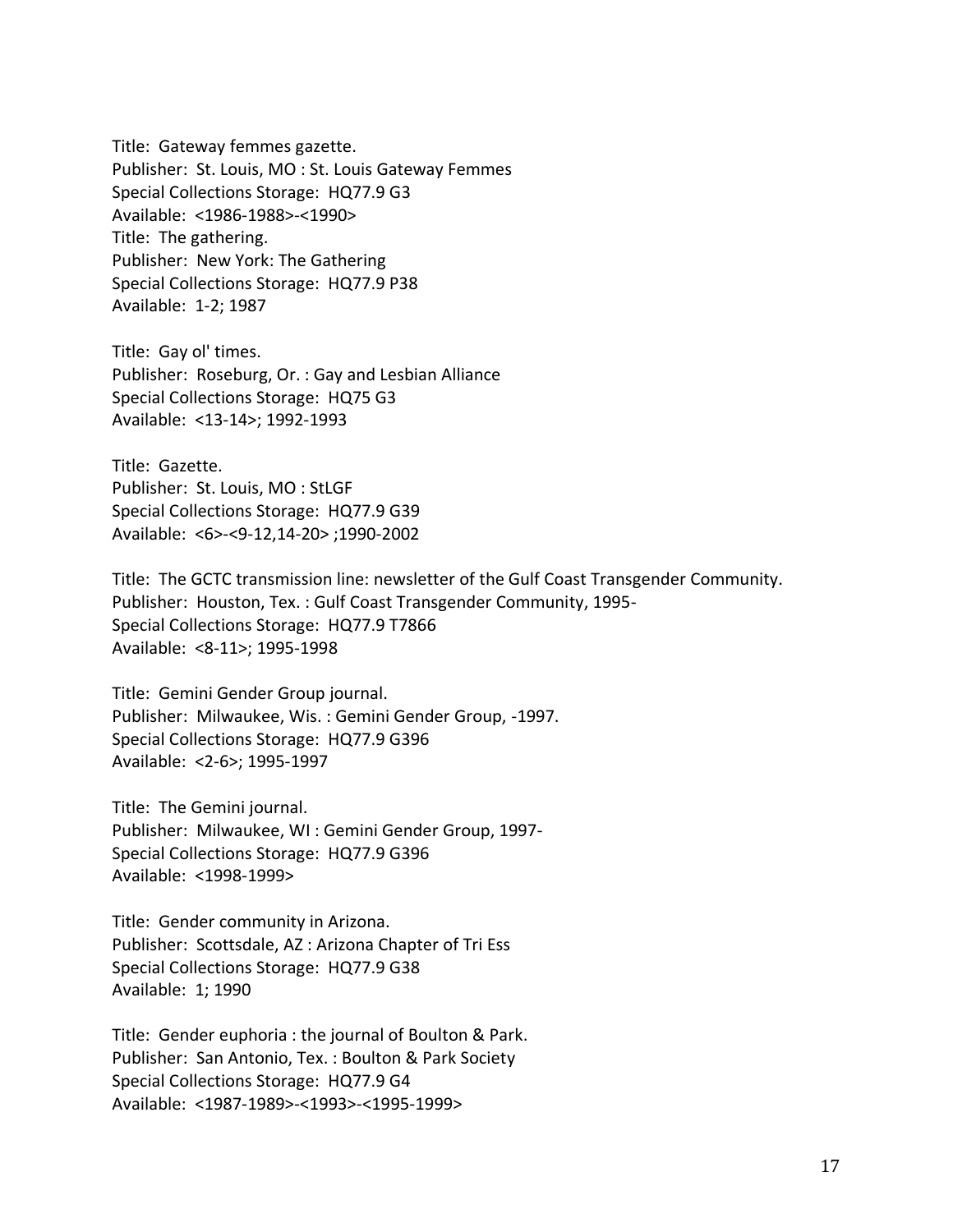Title: Gateway femmes gazette.
Publisher: St. Louis, MO : St. Louis Gateway Femmes
Special Collections Storage: HQ77.9 G3
Available: <1986-1988>-<1990>
Title: The gathering.
Publisher: New York: The Gathering
Special Collections Storage: HQ77.9 P38
Available: 1-2; 1987

Title: Gay ol' times.
Publisher: Roseburg, Or. : Gay and Lesbian Alliance
Special Collections Storage: HQ75 G3
Available: <13-14>; 1992-1993

Title: Gazette.
Publisher: St. Louis, MO : StLGF
Special Collections Storage: HQ77.9 G39
Available: <6>-<9-12,14-20> ;1990-2002

Title: The GCTC transmission line: newsletter of the Gulf Coast Transgender Community.
Publisher: Houston, Tex. : Gulf Coast Transgender Community, 1995-
Special Collections Storage: HQ77.9 T7866
Available: <8-11>; 1995-1998

Title: Gemini Gender Group journal.
Publisher: Milwaukee, Wis. : Gemini Gender Group, -1997.
Special Collections Storage: HQ77.9 G396
Available: <2-6>; 1995-1997

Title: The Gemini journal.
Publisher: Milwaukee, WI : Gemini Gender Group, 1997-
Special Collections Storage: HQ77.9 G396
Available: <1998-1999>

Title: Gender community in Arizona.
Publisher: Scottsdale, AZ : Arizona Chapter of Tri Ess
Special Collections Storage: HQ77.9 G38
Available: 1; 1990

Title: Gender euphoria : the journal of Boulton & Park.
Publisher: San Antonio, Tex. : Boulton & Park Society
Special Collections Storage: HQ77.9 G4
Available: <1987-1989>-<1993>-<1995-1999>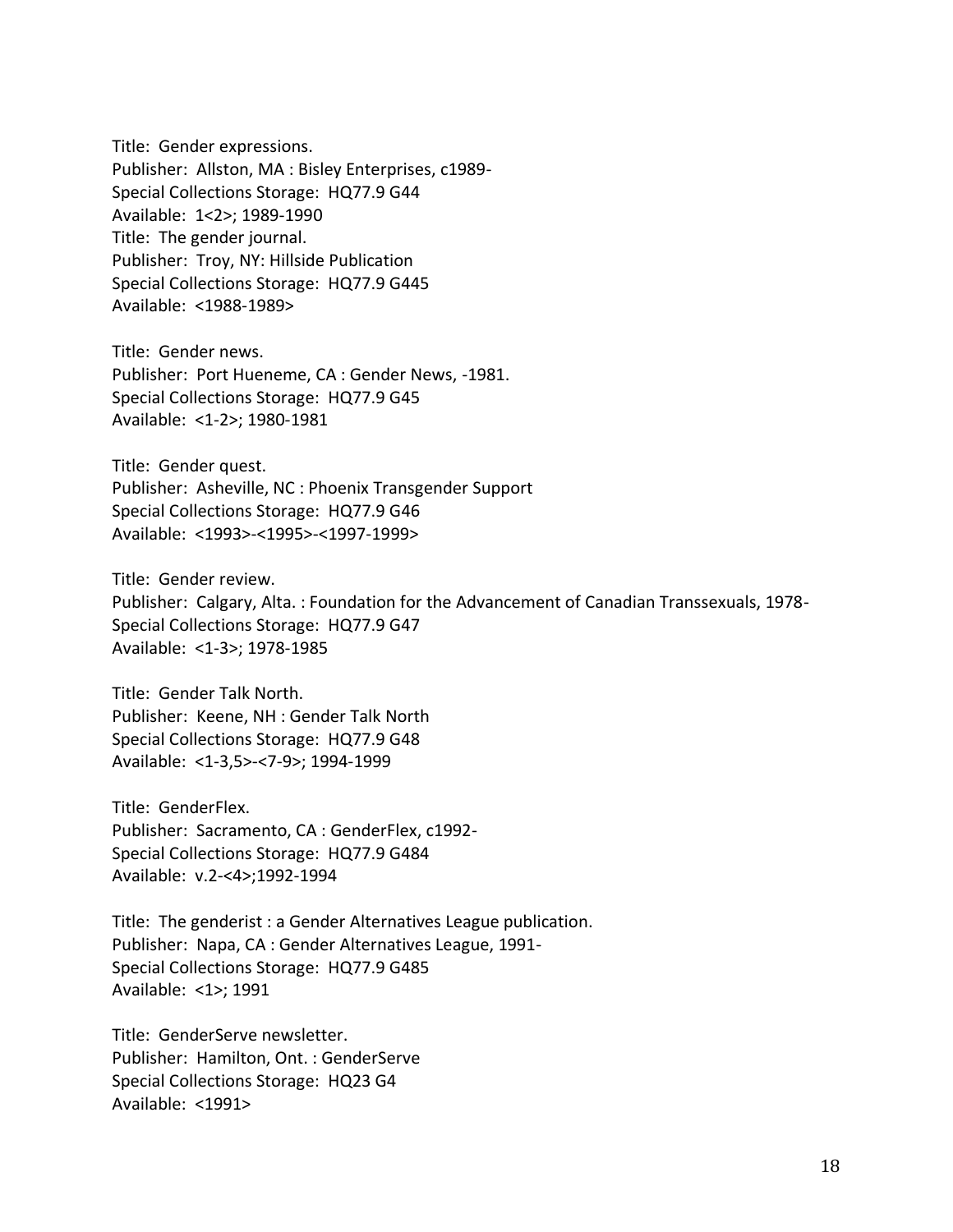Title: Gender expressions.
Publisher: Allston, MA : Bisley Enterprises, c1989-
Special Collections Storage: HQ77.9 G44
Available: 1<2>; 1989-1990
Title: The gender journal.
Publisher: Troy, NY: Hillside Publication
Special Collections Storage: HQ77.9 G445
Available: <1988-1989>

Title: Gender news.
Publisher: Port Hueneme, CA : Gender News, -1981.
Special Collections Storage: HQ77.9 G45
Available: <1-2>; 1980-1981

Title: Gender quest.
Publisher: Asheville, NC : Phoenix Transgender Support
Special Collections Storage: HQ77.9 G46
Available: <1993>-<1995>-<1997-1999>

Title: Gender review.
Publisher: Calgary, Alta. : Foundation for the Advancement of Canadian Transsexuals, 1978-
Special Collections Storage: HQ77.9 G47
Available: <1-3>; 1978-1985

Title: Gender Talk North.
Publisher: Keene, NH : Gender Talk North
Special Collections Storage: HQ77.9 G48
Available: <1-3,5>-<7-9>; 1994-1999

Title: GenderFlex.
Publisher: Sacramento, CA : GenderFlex, c1992-
Special Collections Storage: HQ77.9 G484
Available: v.2-<4>;1992-1994

Title: The genderist : a Gender Alternatives League publication.
Publisher: Napa, CA : Gender Alternatives League, 1991-
Special Collections Storage: HQ77.9 G485
Available: <1>; 1991

Title: GenderServe newsletter.
Publisher: Hamilton, Ont. : GenderServe
Special Collections Storage: HQ23 G4
Available: <1991>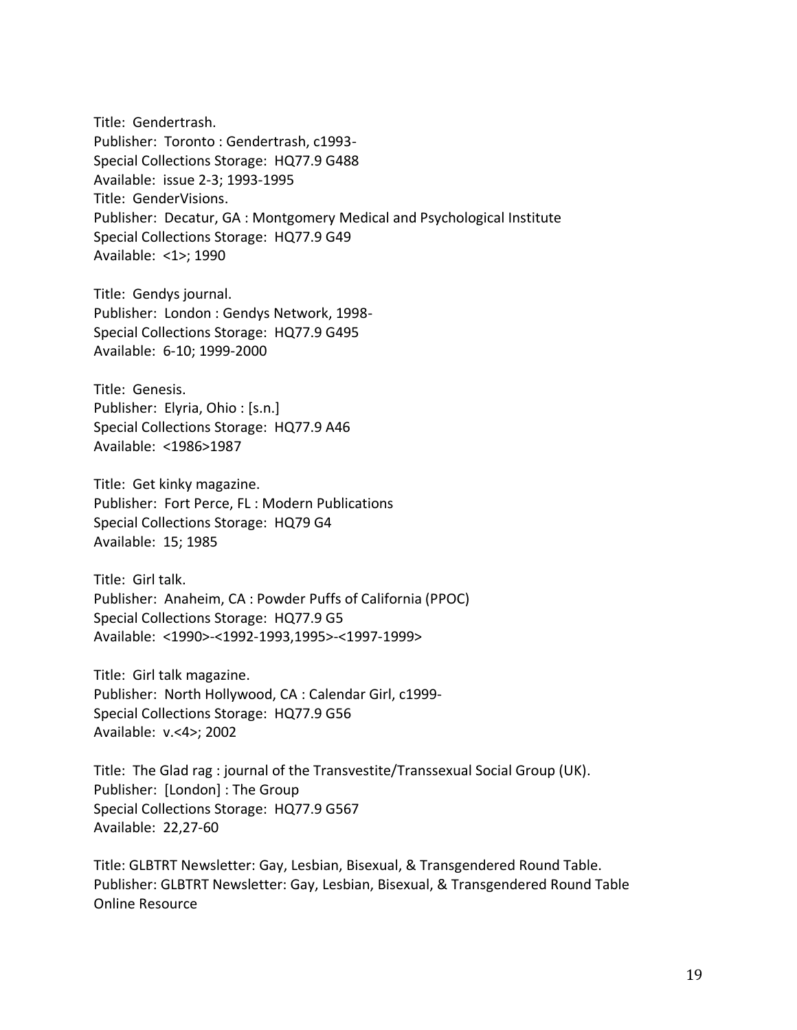Title: Gendertrash.
Publisher: Toronto : Gendertrash, c1993-
Special Collections Storage: HQ77.9 G488
Available: issue 2-3; 1993-1995
Title: GenderVisions.
Publisher: Decatur, GA : Montgomery Medical and Psychological Institute
Special Collections Storage: HQ77.9 G49
Available: <1>; 1990

Title: Gendys journal.
Publisher: London : Gendys Network, 1998-
Special Collections Storage: HQ77.9 G495
Available: 6-10; 1999-2000

Title: Genesis.
Publisher: Elyria, Ohio : [s.n.]
Special Collections Storage: HQ77.9 A46
Available: <1986>1987

Title: Get kinky magazine.
Publisher: Fort Perce, FL : Modern Publications
Special Collections Storage: HQ79 G4
Available: 15; 1985

Title: Girl talk.
Publisher: Anaheim, CA : Powder Puffs of California (PPOC)
Special Collections Storage: HQ77.9 G5
Available: <1990>-<1992-1993,1995>-<1997-1999>

Title: Girl talk magazine.
Publisher: North Hollywood, CA : Calendar Girl, c1999-
Special Collections Storage: HQ77.9 G56
Available: v.<4>; 2002

Title: The Glad rag : journal of the Transvestite/Transsexual Social Group (UK).
Publisher: [London] : The Group
Special Collections Storage: HQ77.9 G567
Available: 22,27-60

Title: GLBTRT Newsletter: Gay, Lesbian, Bisexual, & Transgendered Round Table.
Publisher: GLBTRT Newsletter: Gay, Lesbian, Bisexual, & Transgendered Round Table
Online Resource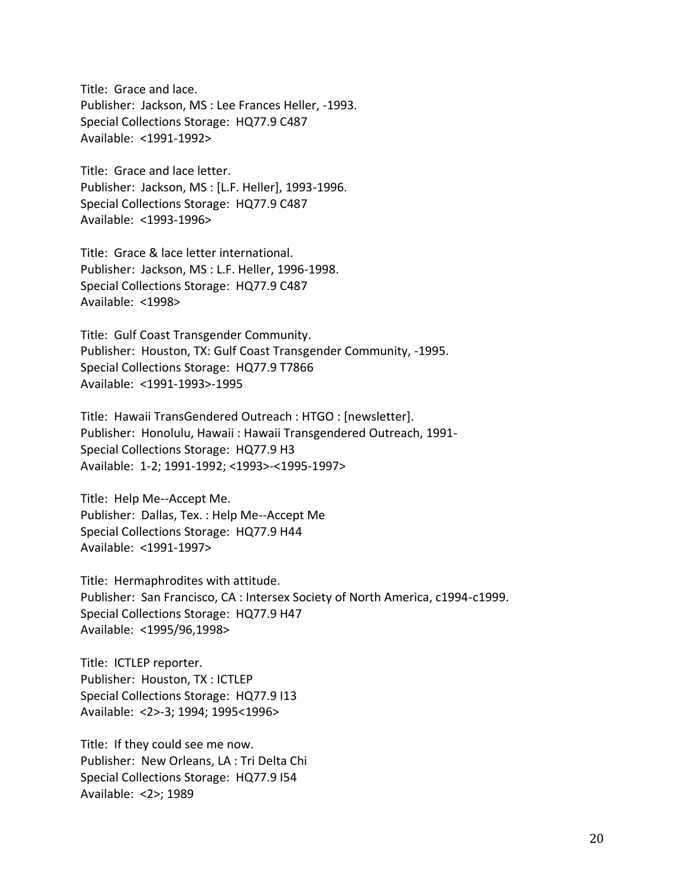Title: Grace and lace.
Publisher: Jackson, MS : Lee Frances Heller, -1993.
Special Collections Storage: HQ77.9 C487
Available: <1991-1992>

Title: Grace and lace letter.
Publisher: Jackson, MS : [L.F. Heller], 1993-1996.
Special Collections Storage: HQ77.9 C487
Available: <1993-1996>

Title: Grace & lace letter international.
Publisher: Jackson, MS : L.F. Heller, 1996-1998.
Special Collections Storage: HQ77.9 C487
Available: <1998>

Title: Gulf Coast Transgender Community.
Publisher: Houston, TX: Gulf Coast Transgender Community, -1995.
Special Collections Storage: HQ77.9 T7866
Available: <1991-1993>-1995

Title: Hawaii TransGendered Outreach : HTGO : [newsletter].
Publisher: Honolulu, Hawaii : Hawaii Transgendered Outreach, 1991-
Special Collections Storage: HQ77.9 H3
Available: 1-2; 1991-1992; <1993>-<1995-1997>

Title: Help Me--Accept Me.
Publisher: Dallas, Tex. : Help Me--Accept Me
Special Collections Storage: HQ77.9 H44
Available: <1991-1997>

Title: Hermaphrodites with attitude.
Publisher: San Francisco, CA : Intersex Society of North America, c1994-c1999.
Special Collections Storage: HQ77.9 H47
Available: <1995/96,1998>

Title: ICTLEP reporter.
Publisher: Houston, TX : ICTLEP
Special Collections Storage: HQ77.9 I13
Available: <2>-3; 1994; 1995<1996>

Title: If they could see me now.
Publisher: New Orleans, LA : Tri Delta Chi
Special Collections Storage: HQ77.9 I54
Available: <2>; 1989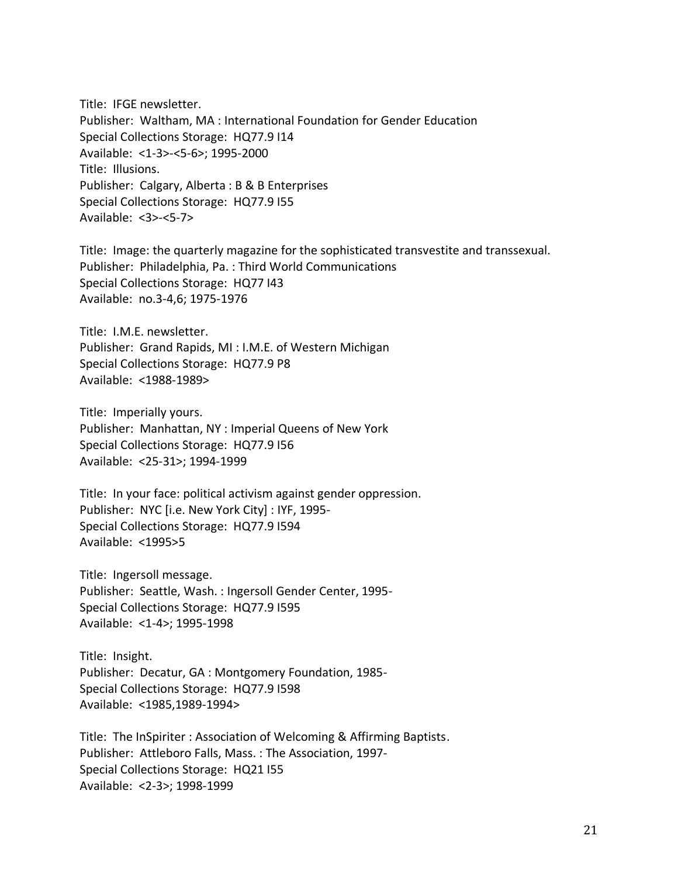Title: IFGE newsletter.
Publisher: Waltham, MA : International Foundation for Gender Education
Special Collections Storage: HQ77.9 I14
Available: <1-3>-<5-6>; 1995-2000
Title: Illusions.
Publisher: Calgary, Alberta : B & B Enterprises
Special Collections Storage: HQ77.9 I55
Available: <3>-<5-7>

Title: Image: the quarterly magazine for the sophisticated transvestite and transsexual.
Publisher: Philadelphia, Pa. : Third World Communications
Special Collections Storage: HQ77 I43
Available: no.3-4,6; 1975-1976

Title: I.M.E. newsletter.
Publisher: Grand Rapids, MI : I.M.E. of Western Michigan
Special Collections Storage: HQ77.9 P8
Available: <1988-1989>

Title: Imperially yours.
Publisher: Manhattan, NY : Imperial Queens of New York
Special Collections Storage: HQ77.9 I56
Available: <25-31>; 1994-1999

Title: In your face: political activism against gender oppression.
Publisher: NYC [i.e. New York City] : IYF, 1995-
Special Collections Storage: HQ77.9 I594
Available: <1995>5

Title: Ingersoll message.
Publisher: Seattle, Wash. : Ingersoll Gender Center, 1995-
Special Collections Storage: HQ77.9 I595
Available: <1-4>; 1995-1998

Title: Insight.
Publisher: Decatur, GA : Montgomery Foundation, 1985-
Special Collections Storage: HQ77.9 I598
Available: <1985,1989-1994>

Title: The InSpiriter : Association of Welcoming & Affirming Baptists.
Publisher: Attleboro Falls, Mass. : The Association, 1997-
Special Collections Storage: HQ21 I55
Available: <2-3>; 1998-1999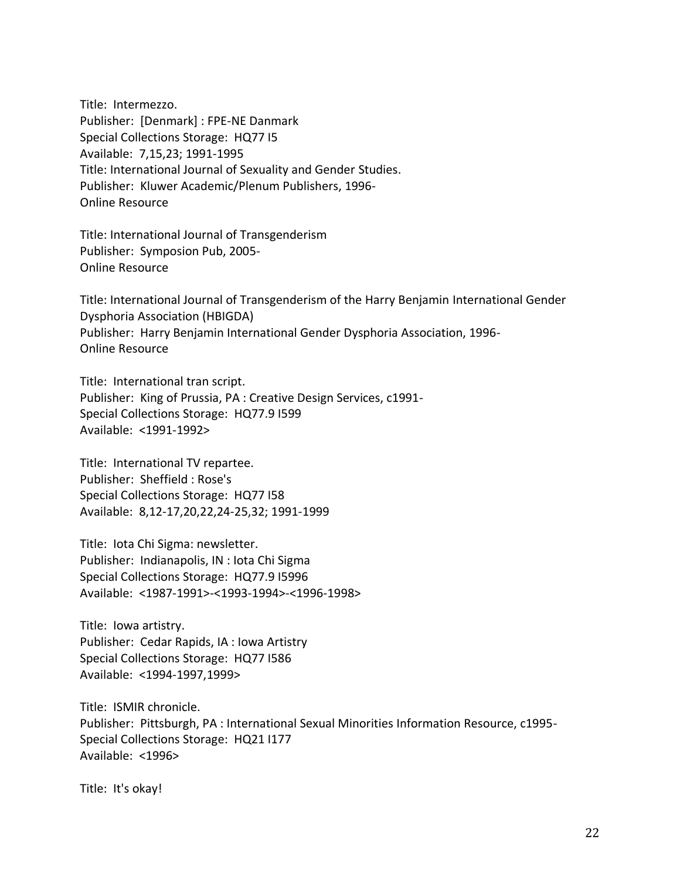Title: Intermezzo.
Publisher: [Denmark] : FPE-NE Danmark
Special Collections Storage: HQ77 I5
Available: 7,15,23; 1991-1995
Title: International Journal of Sexuality and Gender Studies.
Publisher: Kluwer Academic/Plenum Publishers, 1996-
Online Resource

Title: International Journal of Transgenderism
Publisher: Symposion Pub, 2005-
Online Resource

Title: International Journal of Transgenderism of the Harry Benjamin International Gender Dysphoria Association (HBIGDA)
Publisher: Harry Benjamin International Gender Dysphoria Association, 1996-
Online Resource

Title: International tran script.
Publisher: King of Prussia, PA : Creative Design Services, c1991-
Special Collections Storage: HQ77.9 I599
Available: <1991-1992>

Title: International TV repartee.
Publisher: Sheffield : Rose's
Special Collections Storage: HQ77 I58
Available: 8,12-17,20,22,24-25,32; 1991-1999

Title: Iota Chi Sigma: newsletter.
Publisher: Indianapolis, IN : Iota Chi Sigma
Special Collections Storage: HQ77.9 I5996
Available: <1987-1991>-<1993-1994>-<1996-1998>

Title: Iowa artistry.
Publisher: Cedar Rapids, IA : Iowa Artistry
Special Collections Storage: HQ77 I586
Available: <1994-1997,1999>

Title: ISMIR chronicle.
Publisher: Pittsburgh, PA : International Sexual Minorities Information Resource, c1995-
Special Collections Storage: HQ21 I177
Available: <1996>

Title: It's okay!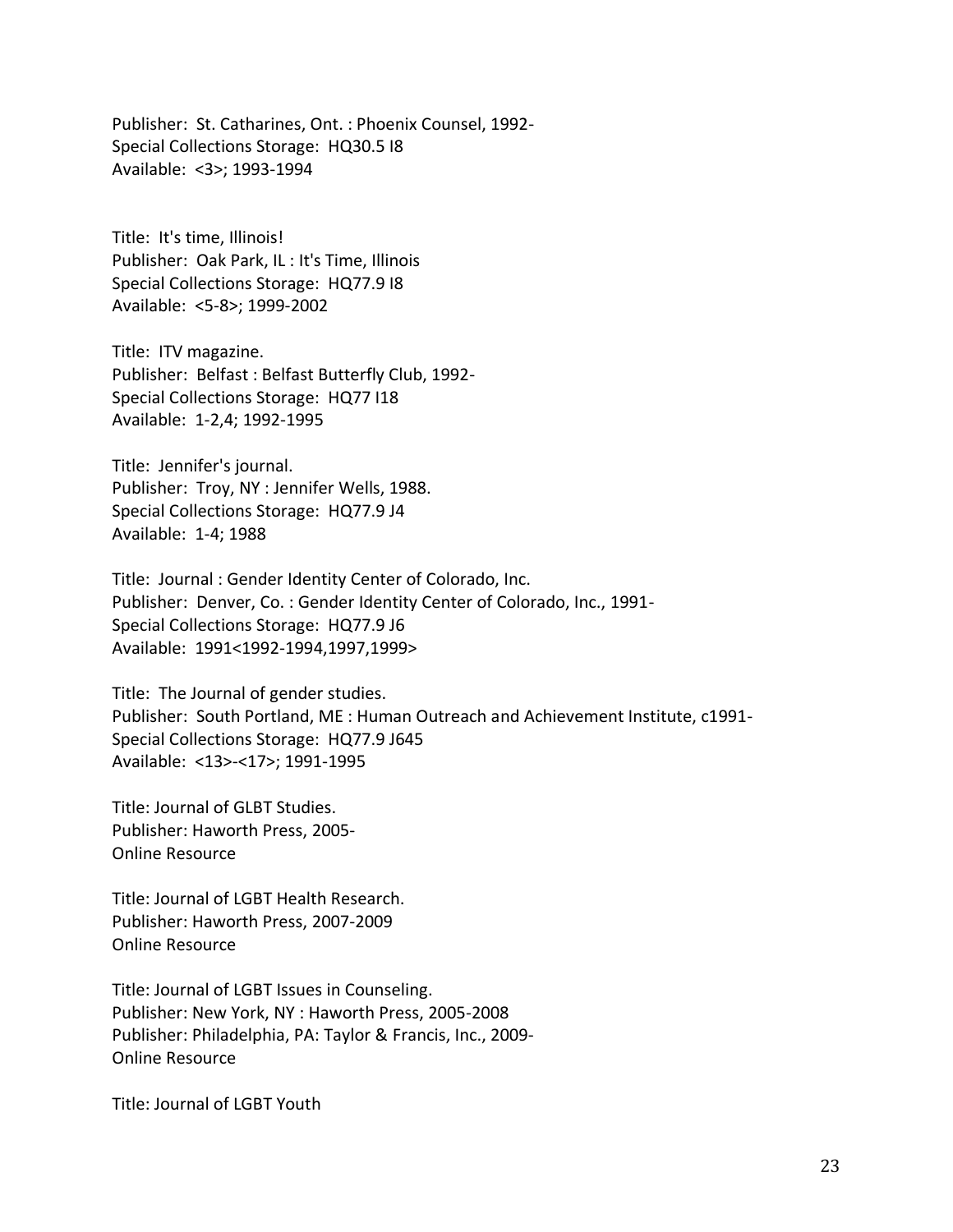Publisher:  St. Catharines, Ont. : Phoenix Counsel, 1992-
Special Collections Storage:  HQ30.5 I8
Available:  <3>; 1993-1994

Title:  It's time, Illinois!
Publisher:  Oak Park, IL : It's Time, Illinois
Special Collections Storage:  HQ77.9 I8
Available:  <5-8>; 1999-2002

Title:  ITV magazine.
Publisher:  Belfast : Belfast Butterfly Club, 1992-
Special Collections Storage:  HQ77 I18
Available:  1-2,4; 1992-1995

Title:  Jennifer's journal.
Publisher:  Troy, NY : Jennifer Wells, 1988.
Special Collections Storage:  HQ77.9 J4
Available:  1-4; 1988

Title:  Journal : Gender Identity Center of Colorado, Inc.
Publisher:  Denver, Co. : Gender Identity Center of Colorado, Inc., 1991-
Special Collections Storage:  HQ77.9 J6
Available:  1991<1992-1994,1997,1999>

Title:  The Journal of gender studies.
Publisher:  South Portland, ME : Human Outreach and Achievement Institute, c1991-
Special Collections Storage:  HQ77.9 J645
Available:  <13>-<17>; 1991-1995

Title: Journal of GLBT Studies.
Publisher: Haworth Press, 2005-
Online Resource

Title: Journal of LGBT Health Research.
Publisher: Haworth Press, 2007-2009
Online Resource

Title: Journal of LGBT Issues in Counseling.
Publisher: New York, NY : Haworth Press, 2005-2008
Publisher: Philadelphia, PA: Taylor & Francis, Inc., 2009-
Online Resource

Title: Journal of LGBT Youth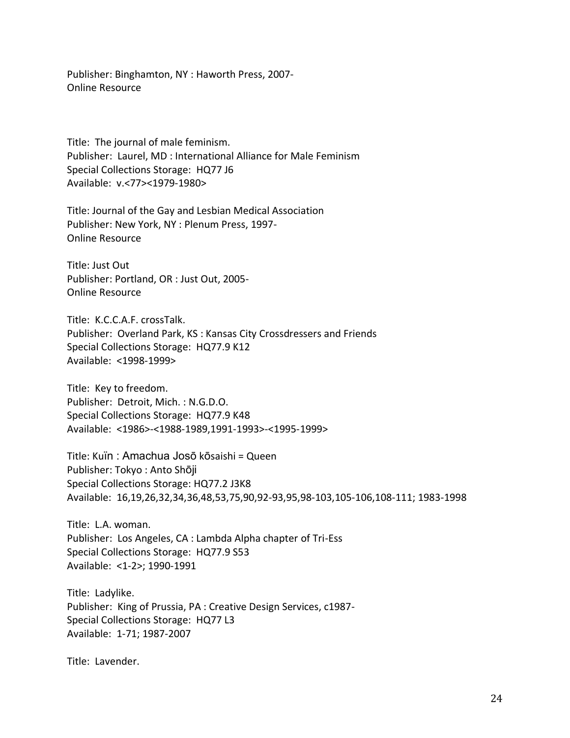Publisher: Binghamton, NY : Haworth Press, 2007-
Online Resource

Title: The journal of male feminism.
Publisher: Laurel, MD : International Alliance for Male Feminism
Special Collections Storage: HQ77 J6
Available: v.<77><1979-1980>

Title: Journal of the Gay and Lesbian Medical Association
Publisher: New York, NY : Plenum Press, 1997-
Online Resource

Title: Just Out
Publisher: Portland, OR : Just Out, 2005-
Online Resource

Title: K.C.C.A.F. crossTalk.
Publisher: Overland Park, KS : Kansas City Crossdressers and Friends
Special Collections Storage: HQ77.9 K12
Available: <1998-1999>

Title: Key to freedom.
Publisher: Detroit, Mich. : N.G.D.O.
Special Collections Storage: HQ77.9 K48
Available: <1986>-<1988-1989,1991-1993>-<1995-1999>

Title: Kuïn : Amachua Josō kōsaishi = Queen
Publisher: Tokyo : Anto Shōji
Special Collections Storage: HQ77.2 J3K8
Available: 16,19,26,32,34,36,48,53,75,90,92-93,95,98-103,105-106,108-111; 1983-1998

Title: L.A. woman.
Publisher: Los Angeles, CA : Lambda Alpha chapter of Tri-Ess
Special Collections Storage: HQ77.9 S53
Available: <1-2>; 1990-1991

Title: Ladylike.
Publisher: King of Prussia, PA : Creative Design Services, c1987-
Special Collections Storage: HQ77 L3
Available: 1-71; 1987-2007

Title: Lavender.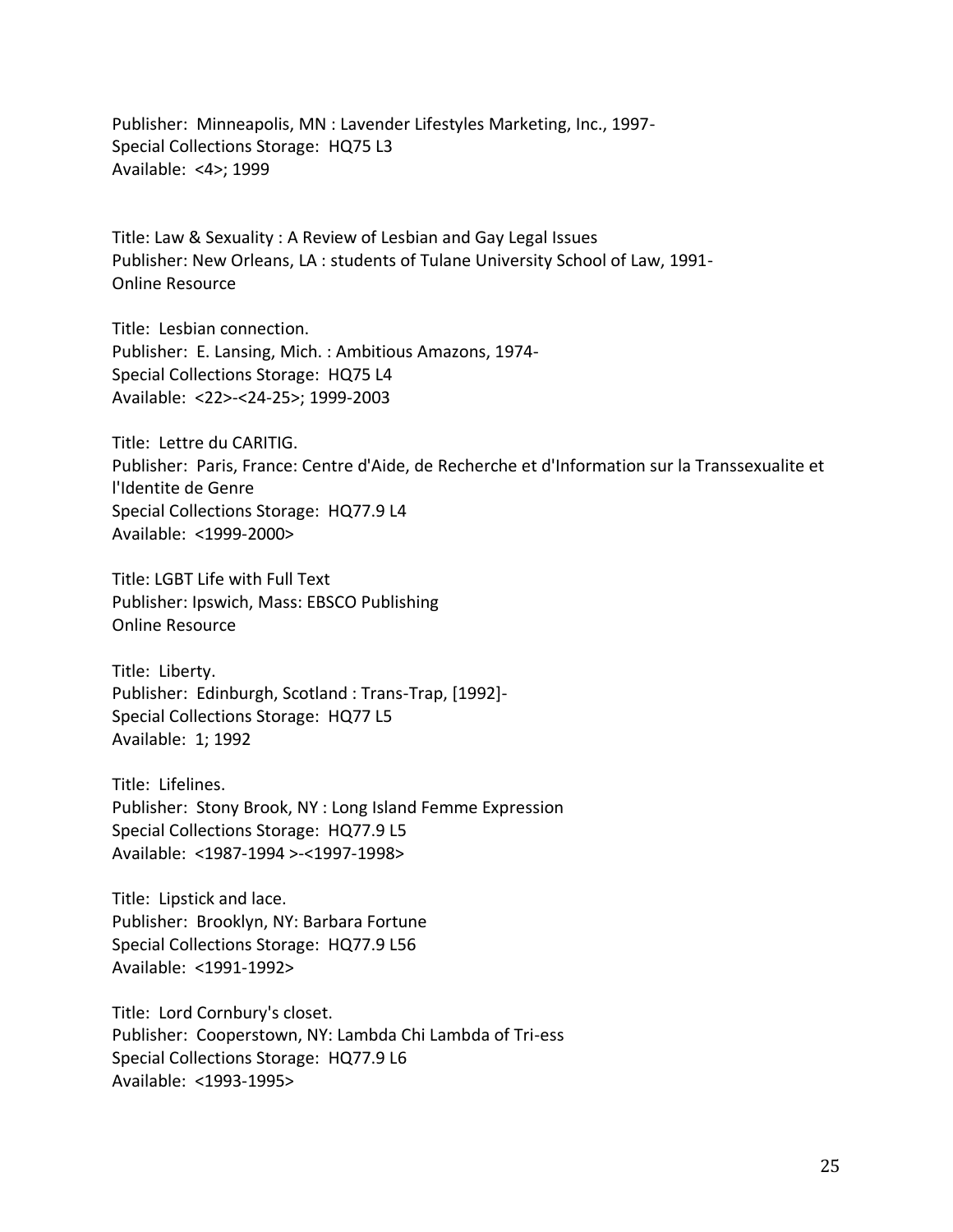Publisher:  Minneapolis, MN : Lavender Lifestyles Marketing, Inc., 1997-
Special Collections Storage:  HQ75 L3
Available:  <4>; 1999

Title: Law & Sexuality : A Review of Lesbian and Gay Legal Issues
Publisher: New Orleans, LA : students of Tulane University School of Law, 1991-
Online Resource

Title:  Lesbian connection.
Publisher:  E. Lansing, Mich. : Ambitious Amazons, 1974-
Special Collections Storage:  HQ75 L4
Available:  <22>-<24-25>; 1999-2003

Title:  Lettre du CARITIG.
Publisher:  Paris, France: Centre d'Aide, de Recherche et d'Information sur la Transsexualite et l'Identite de Genre
Special Collections Storage:  HQ77.9 L4
Available:  <1999-2000>

Title: LGBT Life with Full Text
Publisher: Ipswich, Mass: EBSCO Publishing
Online Resource

Title:  Liberty.
Publisher:  Edinburgh, Scotland : Trans-Trap, [1992]-
Special Collections Storage:  HQ77 L5
Available:  1; 1992

Title:  Lifelines.
Publisher:  Stony Brook, NY : Long Island Femme Expression
Special Collections Storage:  HQ77.9 L5
Available:  <1987-1994 >-<1997-1998>

Title:  Lipstick and lace.
Publisher:  Brooklyn, NY: Barbara Fortune
Special Collections Storage:  HQ77.9 L56
Available:  <1991-1992>

Title:  Lord Cornbury's closet.
Publisher:  Cooperstown, NY: Lambda Chi Lambda of Tri-ess
Special Collections Storage:  HQ77.9 L6
Available:  <1993-1995>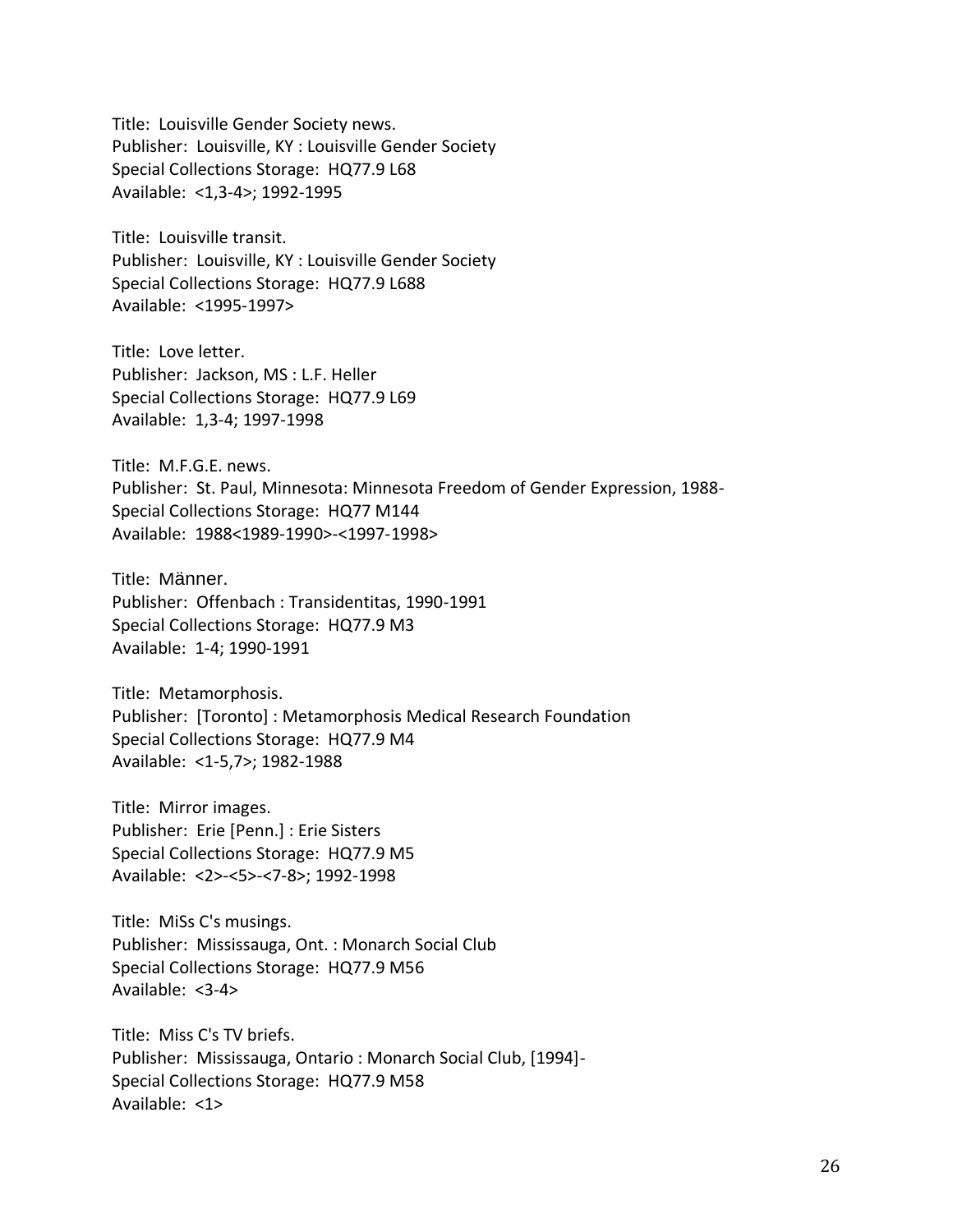Title: Louisville Gender Society news.
Publisher: Louisville, KY : Louisville Gender Society
Special Collections Storage: HQ77.9 L68
Available: <1,3-4>; 1992-1995

Title: Louisville transit.
Publisher: Louisville, KY : Louisville Gender Society
Special Collections Storage: HQ77.9 L688
Available: <1995-1997>

Title: Love letter.
Publisher: Jackson, MS : L.F. Heller
Special Collections Storage: HQ77.9 L69
Available: 1,3-4; 1997-1998

Title: M.F.G.E. news.
Publisher: St. Paul, Minnesota: Minnesota Freedom of Gender Expression, 1988-
Special Collections Storage: HQ77 M144
Available: 1988<1989-1990>-<1997-1998>

Title: Männer.
Publisher: Offenbach : Transidentitas, 1990-1991
Special Collections Storage: HQ77.9 M3
Available: 1-4; 1990-1991

Title: Metamorphosis.
Publisher: [Toronto] : Metamorphosis Medical Research Foundation
Special Collections Storage: HQ77.9 M4
Available: <1-5,7>; 1982-1988

Title: Mirror images.
Publisher: Erie [Penn.] : Erie Sisters
Special Collections Storage: HQ77.9 M5
Available: <2>-<5>-<7-8>; 1992-1998

Title: MiSs C's musings.
Publisher: Mississauga, Ont. : Monarch Social Club
Special Collections Storage: HQ77.9 M56
Available: <3-4>

Title: Miss C's TV briefs.
Publisher: Mississauga, Ontario : Monarch Social Club, [1994]-
Special Collections Storage: HQ77.9 M58
Available: <1>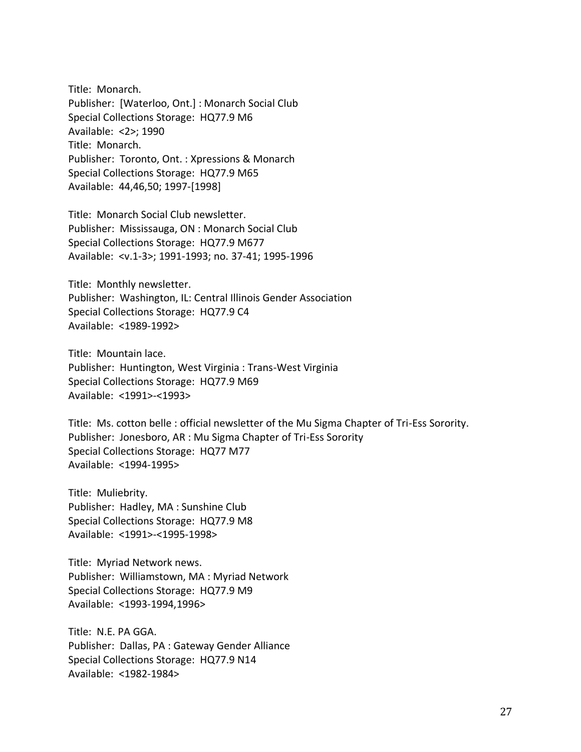Title: Monarch.
Publisher: [Waterloo, Ont.] : Monarch Social Club
Special Collections Storage: HQ77.9 M6
Available: <2>; 1990
Title: Monarch.
Publisher: Toronto, Ont. : Xpressions & Monarch
Special Collections Storage: HQ77.9 M65
Available: 44,46,50; 1997-[1998]

Title: Monarch Social Club newsletter.
Publisher: Mississauga, ON : Monarch Social Club
Special Collections Storage: HQ77.9 M677
Available: <v.1-3>; 1991-1993; no. 37-41; 1995-1996

Title: Monthly newsletter.
Publisher: Washington, IL: Central Illinois Gender Association
Special Collections Storage: HQ77.9 C4
Available: <1989-1992>

Title: Mountain lace.
Publisher: Huntington, West Virginia : Trans-West Virginia
Special Collections Storage: HQ77.9 M69
Available: <1991>-<1993>

Title: Ms. cotton belle : official newsletter of the Mu Sigma Chapter of Tri-Ess Sorority.
Publisher: Jonesboro, AR : Mu Sigma Chapter of Tri-Ess Sorority
Special Collections Storage: HQ77 M77
Available: <1994-1995>

Title: Muliebrity.
Publisher: Hadley, MA : Sunshine Club
Special Collections Storage: HQ77.9 M8
Available: <1991>-<1995-1998>

Title: Myriad Network news.
Publisher: Williamstown, MA : Myriad Network
Special Collections Storage: HQ77.9 M9
Available: <1993-1994,1996>

Title: N.E. PA GGA.
Publisher: Dallas, PA : Gateway Gender Alliance
Special Collections Storage: HQ77.9 N14
Available: <1982-1984>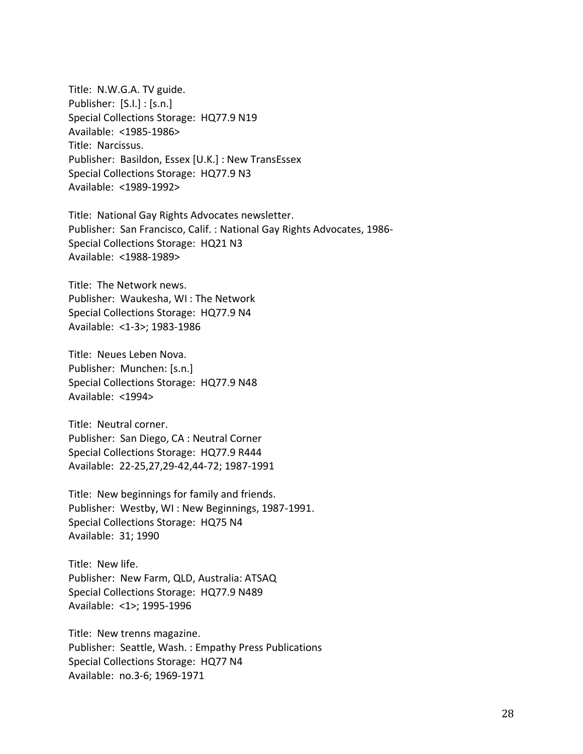Title: N.W.G.A. TV guide.
Publisher: [S.l.] : [s.n.]
Special Collections Storage: HQ77.9 N19
Available: <1985-1986>
Title: Narcissus.
Publisher: Basildon, Essex [U.K.] : New TransEssex
Special Collections Storage: HQ77.9 N3
Available: <1989-1992>

Title: National Gay Rights Advocates newsletter.
Publisher: San Francisco, Calif. : National Gay Rights Advocates, 1986-
Special Collections Storage: HQ21 N3
Available: <1988-1989>

Title: The Network news.
Publisher: Waukesha, WI : The Network
Special Collections Storage: HQ77.9 N4
Available: <1-3>; 1983-1986

Title: Neues Leben Nova.
Publisher: Munchen: [s.n.]
Special Collections Storage: HQ77.9 N48
Available: <1994>

Title: Neutral corner.
Publisher: San Diego, CA : Neutral Corner
Special Collections Storage: HQ77.9 R444
Available: 22-25,27,29-42,44-72; 1987-1991

Title: New beginnings for family and friends.
Publisher: Westby, WI : New Beginnings, 1987-1991.
Special Collections Storage: HQ75 N4
Available: 31; 1990

Title: New life.
Publisher: New Farm, QLD, Australia: ATSAQ
Special Collections Storage: HQ77.9 N489
Available: <1>; 1995-1996

Title: New trenns magazine.
Publisher: Seattle, Wash. : Empathy Press Publications
Special Collections Storage: HQ77 N4
Available: no.3-6; 1969-1971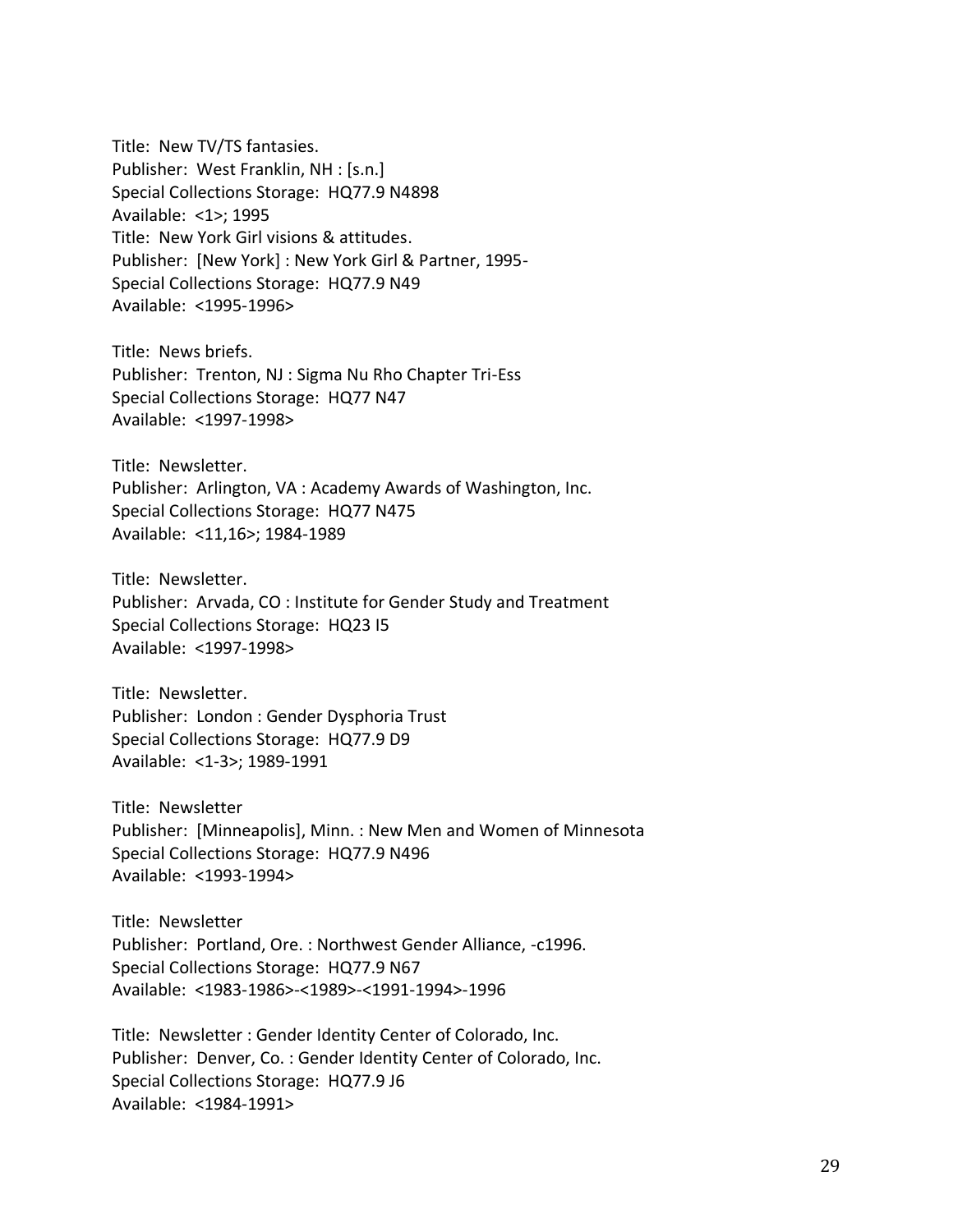Title: New TV/TS fantasies.
Publisher: West Franklin, NH : [s.n.]
Special Collections Storage: HQ77.9 N4898
Available: <1>; 1995
Title: New York Girl visions & attitudes.
Publisher: [New York] : New York Girl & Partner, 1995-
Special Collections Storage: HQ77.9 N49
Available: <1995-1996>

Title: News briefs.
Publisher: Trenton, NJ : Sigma Nu Rho Chapter Tri-Ess
Special Collections Storage: HQ77 N47
Available: <1997-1998>

Title: Newsletter.
Publisher: Arlington, VA : Academy Awards of Washington, Inc.
Special Collections Storage: HQ77 N475
Available: <11,16>; 1984-1989

Title: Newsletter.
Publisher: Arvada, CO : Institute for Gender Study and Treatment
Special Collections Storage: HQ23 I5
Available: <1997-1998>

Title: Newsletter.
Publisher: London : Gender Dysphoria Trust
Special Collections Storage: HQ77.9 D9
Available: <1-3>; 1989-1991

Title: Newsletter
Publisher: [Minneapolis], Minn. : New Men and Women of Minnesota
Special Collections Storage: HQ77.9 N496
Available: <1993-1994>

Title: Newsletter
Publisher: Portland, Ore. : Northwest Gender Alliance, -c1996.
Special Collections Storage: HQ77.9 N67
Available: <1983-1986>-<1989>-<1991-1994>-1996

Title: Newsletter : Gender Identity Center of Colorado, Inc.
Publisher: Denver, Co. : Gender Identity Center of Colorado, Inc.
Special Collections Storage: HQ77.9 J6
Available: <1984-1991>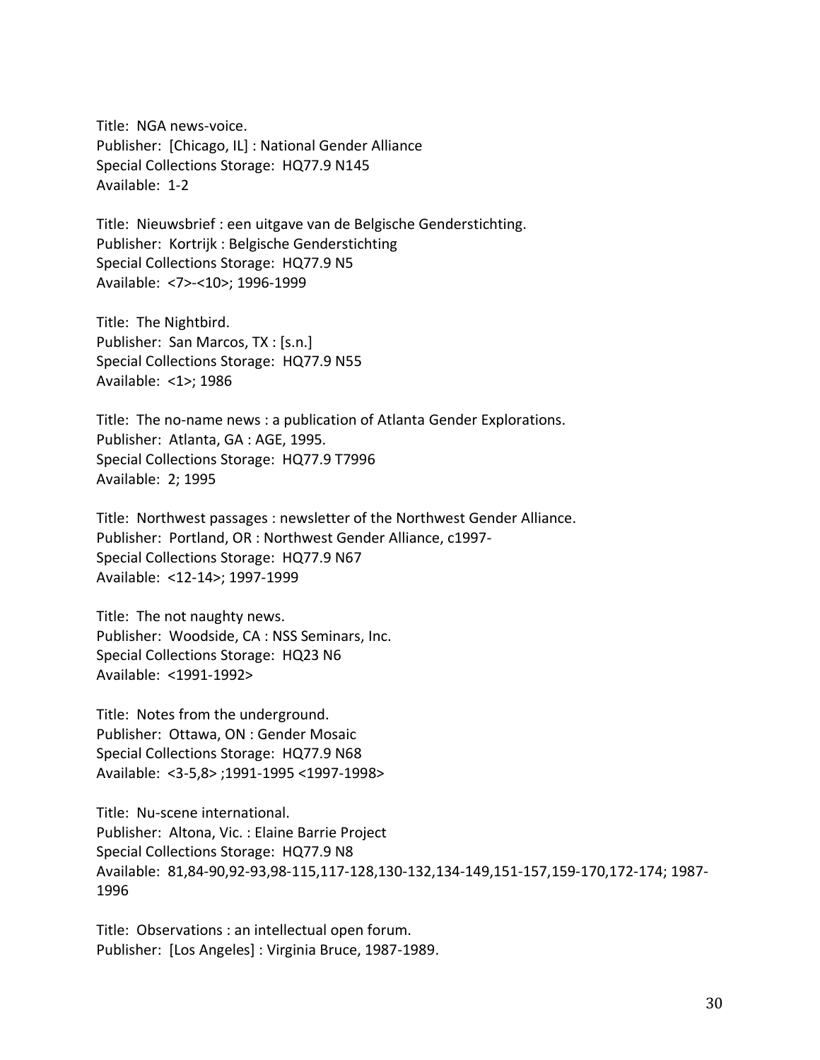Title: NGA news-voice.
Publisher: [Chicago, IL] : National Gender Alliance
Special Collections Storage: HQ77.9 N145
Available: 1-2

Title: Nieuwsbrief : een uitgave van de Belgische Genderstichting.
Publisher: Kortrijk : Belgische Genderstichting
Special Collections Storage: HQ77.9 N5
Available: <7>-<10>; 1996-1999

Title: The Nightbird.
Publisher: San Marcos, TX : [s.n.]
Special Collections Storage: HQ77.9 N55
Available: <1>; 1986

Title: The no-name news : a publication of Atlanta Gender Explorations.
Publisher: Atlanta, GA : AGE, 1995.
Special Collections Storage: HQ77.9 T7996
Available: 2; 1995

Title: Northwest passages : newsletter of the Northwest Gender Alliance.
Publisher: Portland, OR : Northwest Gender Alliance, c1997-
Special Collections Storage: HQ77.9 N67
Available: <12-14>; 1997-1999

Title: The not naughty news.
Publisher: Woodside, CA : NSS Seminars, Inc.
Special Collections Storage: HQ23 N6
Available: <1991-1992>

Title: Notes from the underground.
Publisher: Ottawa, ON : Gender Mosaic
Special Collections Storage: HQ77.9 N68
Available: <3-5,8> ;1991-1995 <1997-1998>

Title: Nu-scene international.
Publisher: Altona, Vic. : Elaine Barrie Project
Special Collections Storage: HQ77.9 N8
Available: 81,84-90,92-93,98-115,117-128,130-132,134-149,151-157,159-170,172-174; 1987-1996

Title: Observations : an intellectual open forum.
Publisher: [Los Angeles] : Virginia Bruce, 1987-1989.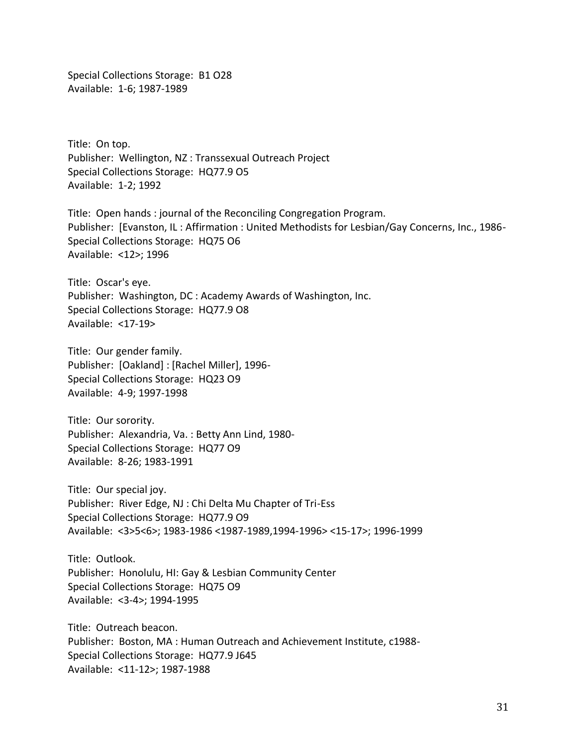Special Collections Storage: B1 O28
Available: 1-6; 1987-1989

Title: On top.
Publisher: Wellington, NZ : Transsexual Outreach Project
Special Collections Storage: HQ77.9 O5
Available: 1-2; 1992

Title: Open hands : journal of the Reconciling Congregation Program.
Publisher: [Evanston, IL : Affirmation : United Methodists for Lesbian/Gay Concerns, Inc., 1986-
Special Collections Storage: HQ75 O6
Available: <12>; 1996

Title: Oscar's eye.
Publisher: Washington, DC : Academy Awards of Washington, Inc.
Special Collections Storage: HQ77.9 O8
Available: <17-19>

Title: Our gender family.
Publisher: [Oakland] : [Rachel Miller], 1996-
Special Collections Storage: HQ23 O9
Available: 4-9; 1997-1998

Title: Our sorority.
Publisher: Alexandria, Va. : Betty Ann Lind, 1980-
Special Collections Storage: HQ77 O9
Available: 8-26; 1983-1991

Title: Our special joy.
Publisher: River Edge, NJ : Chi Delta Mu Chapter of Tri-Ess
Special Collections Storage: HQ77.9 O9
Available: <3>5<6>; 1983-1986 <1987-1989,1994-1996> <15-17>; 1996-1999

Title: Outlook.
Publisher: Honolulu, HI: Gay & Lesbian Community Center
Special Collections Storage: HQ75 O9
Available: <3-4>; 1994-1995

Title: Outreach beacon.
Publisher: Boston, MA : Human Outreach and Achievement Institute, c1988-
Special Collections Storage: HQ77.9 J645
Available: <11-12>; 1987-1988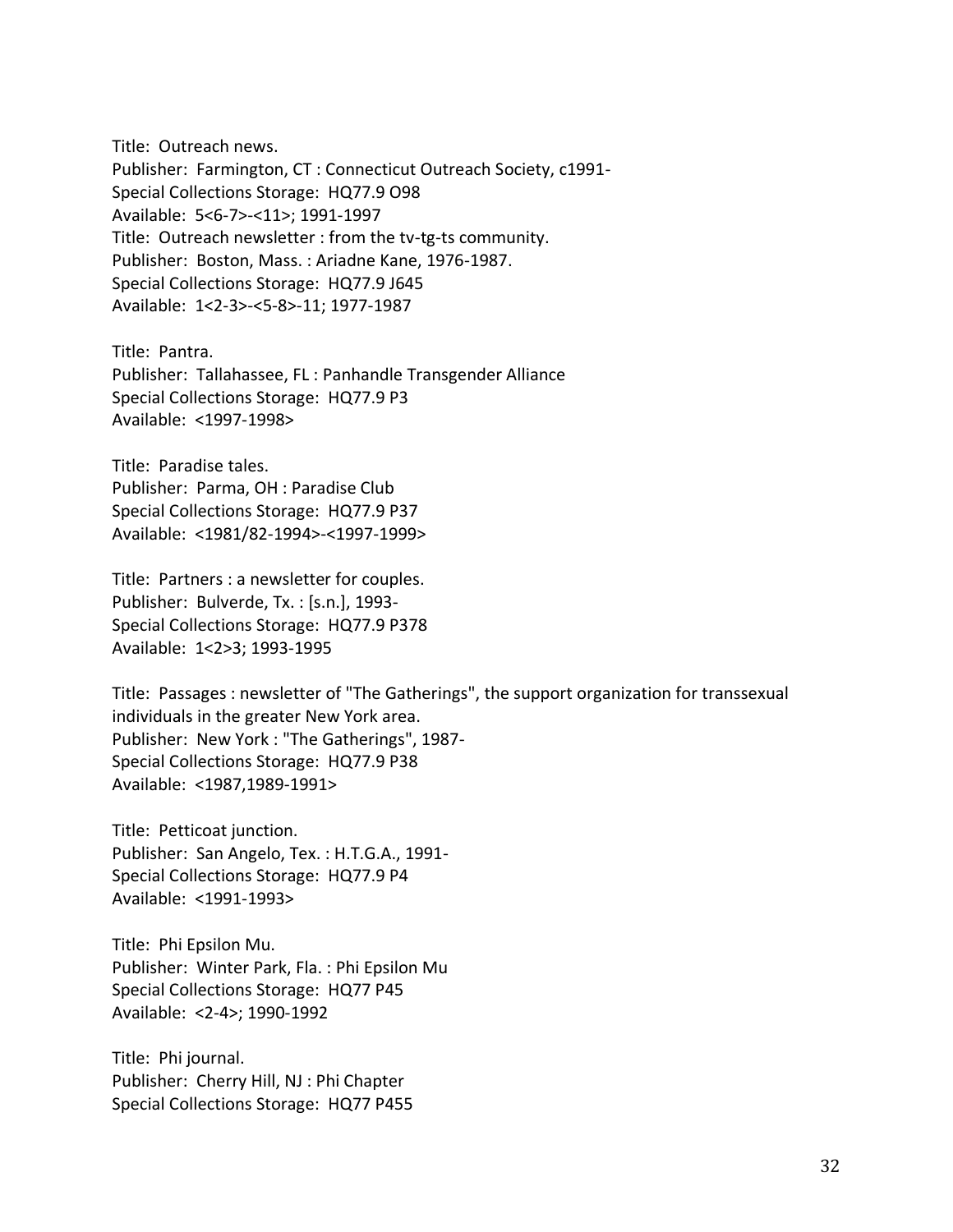Title: Outreach news.
Publisher: Farmington, CT : Connecticut Outreach Society, c1991-
Special Collections Storage: HQ77.9 O98
Available: 5<6-7>-<11>; 1991-1997
Title: Outreach newsletter : from the tv-tg-ts community.
Publisher: Boston, Mass. : Ariadne Kane, 1976-1987.
Special Collections Storage: HQ77.9 J645
Available: 1<2-3>-<5-8>-11; 1977-1987

Title: Pantra.
Publisher: Tallahassee, FL : Panhandle Transgender Alliance
Special Collections Storage: HQ77.9 P3
Available: <1997-1998>

Title: Paradise tales.
Publisher: Parma, OH : Paradise Club
Special Collections Storage: HQ77.9 P37
Available: <1981/82-1994>-<1997-1999>

Title: Partners : a newsletter for couples.
Publisher: Bulverde, Tx. : [s.n.], 1993-
Special Collections Storage: HQ77.9 P378
Available: 1<2>3; 1993-1995

Title: Passages : newsletter of "The Gatherings", the support organization for transsexual individuals in the greater New York area.
Publisher: New York : "The Gatherings", 1987-
Special Collections Storage: HQ77.9 P38
Available: <1987,1989-1991>

Title: Petticoat junction.
Publisher: San Angelo, Tex. : H.T.G.A., 1991-
Special Collections Storage: HQ77.9 P4
Available: <1991-1993>

Title: Phi Epsilon Mu.
Publisher: Winter Park, Fla. : Phi Epsilon Mu
Special Collections Storage: HQ77 P45
Available: <2-4>; 1990-1992

Title: Phi journal.
Publisher: Cherry Hill, NJ : Phi Chapter
Special Collections Storage: HQ77 P455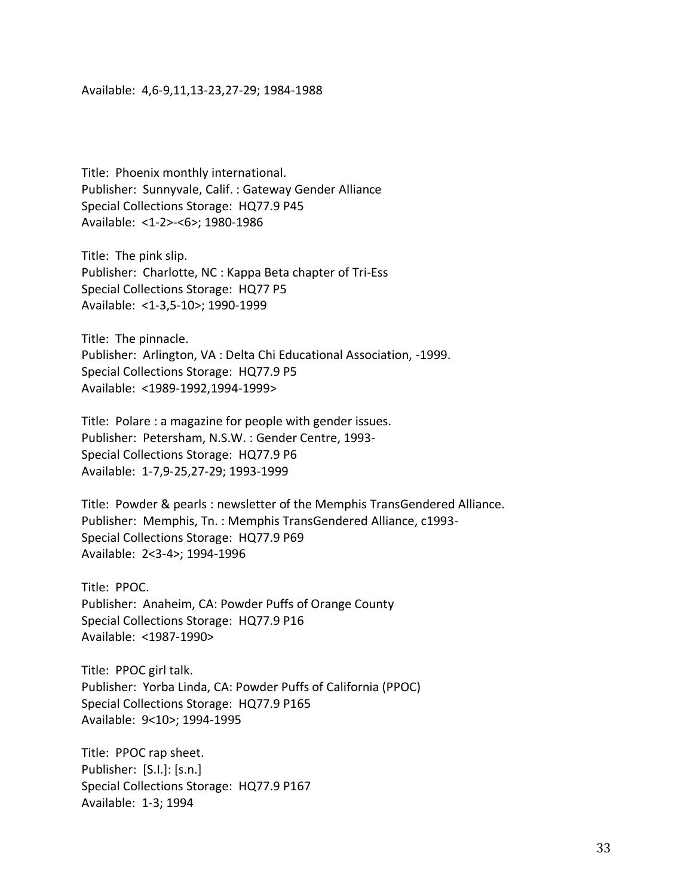Available: 4,6-9,11,13-23,27-29; 1984-1988

Title: Phoenix monthly international.
Publisher: Sunnyvale, Calif. : Gateway Gender Alliance
Special Collections Storage: HQ77.9 P45
Available: <1-2>-<6>; 1980-1986

Title: The pink slip.
Publisher: Charlotte, NC : Kappa Beta chapter of Tri-Ess
Special Collections Storage: HQ77 P5
Available: <1-3,5-10>; 1990-1999

Title: The pinnacle.
Publisher: Arlington, VA : Delta Chi Educational Association, -1999.
Special Collections Storage: HQ77.9 P5
Available: <1989-1992,1994-1999>

Title: Polare : a magazine for people with gender issues.
Publisher: Petersham, N.S.W. : Gender Centre, 1993-
Special Collections Storage: HQ77.9 P6
Available: 1-7,9-25,27-29; 1993-1999

Title: Powder & pearls : newsletter of the Memphis TransGendered Alliance.
Publisher: Memphis, Tn. : Memphis TransGendered Alliance, c1993-
Special Collections Storage: HQ77.9 P69
Available: 2<3-4>; 1994-1996

Title: PPOC.
Publisher: Anaheim, CA: Powder Puffs of Orange County
Special Collections Storage: HQ77.9 P16
Available: <1987-1990>

Title: PPOC girl talk.
Publisher: Yorba Linda, CA: Powder Puffs of California (PPOC)
Special Collections Storage: HQ77.9 P165
Available: 9<10>; 1994-1995

Title: PPOC rap sheet.
Publisher: [S.I.]: [s.n.]
Special Collections Storage: HQ77.9 P167
Available: 1-3; 1994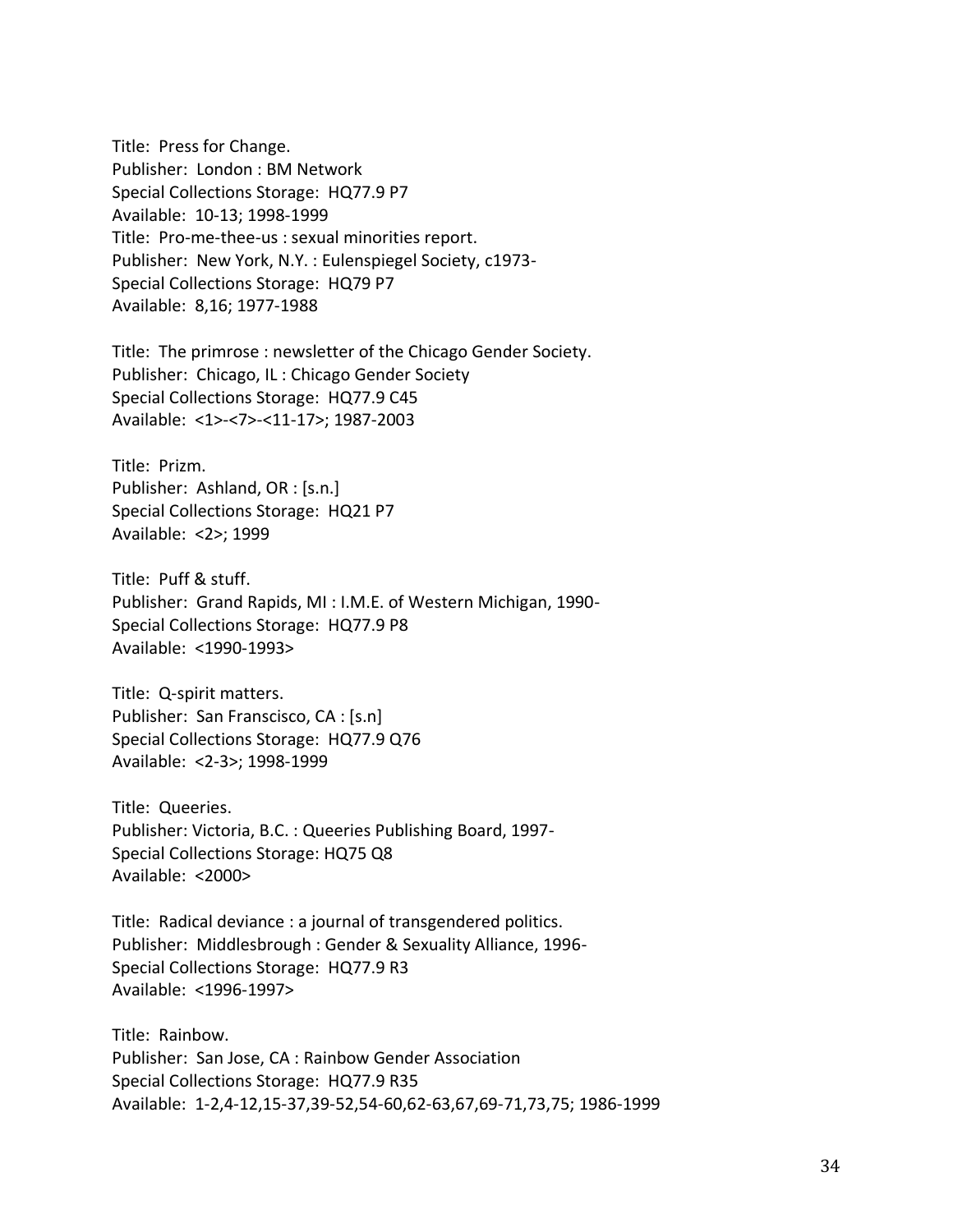Title: Press for Change.
Publisher: London : BM Network
Special Collections Storage: HQ77.9 P7
Available: 10-13; 1998-1999
Title: Pro-me-thee-us : sexual minorities report.
Publisher: New York, N.Y. : Eulenspiegel Society, c1973-
Special Collections Storage: HQ79 P7
Available: 8,16; 1977-1988

Title: The primrose : newsletter of the Chicago Gender Society.
Publisher: Chicago, IL : Chicago Gender Society
Special Collections Storage: HQ77.9 C45
Available: <1>-<7>-<11-17>; 1987-2003

Title: Prizm.
Publisher: Ashland, OR : [s.n.]
Special Collections Storage: HQ21 P7
Available: <2>; 1999

Title: Puff & stuff.
Publisher: Grand Rapids, MI : I.M.E. of Western Michigan, 1990-
Special Collections Storage: HQ77.9 P8
Available: <1990-1993>

Title: Q-spirit matters.
Publisher: San Franscisco, CA : [s.n]
Special Collections Storage: HQ77.9 Q76
Available: <2-3>; 1998-1999

Title: Queeries.
Publisher: Victoria, B.C. : Queeries Publishing Board, 1997-
Special Collections Storage: HQ75 Q8
Available: <2000>

Title: Radical deviance : a journal of transgendered politics.
Publisher: Middlesbrough : Gender & Sexuality Alliance, 1996-
Special Collections Storage: HQ77.9 R3
Available: <1996-1997>

Title: Rainbow.
Publisher: San Jose, CA : Rainbow Gender Association
Special Collections Storage: HQ77.9 R35
Available: 1-2,4-12,15-37,39-52,54-60,62-63,67,69-71,73,75; 1986-1999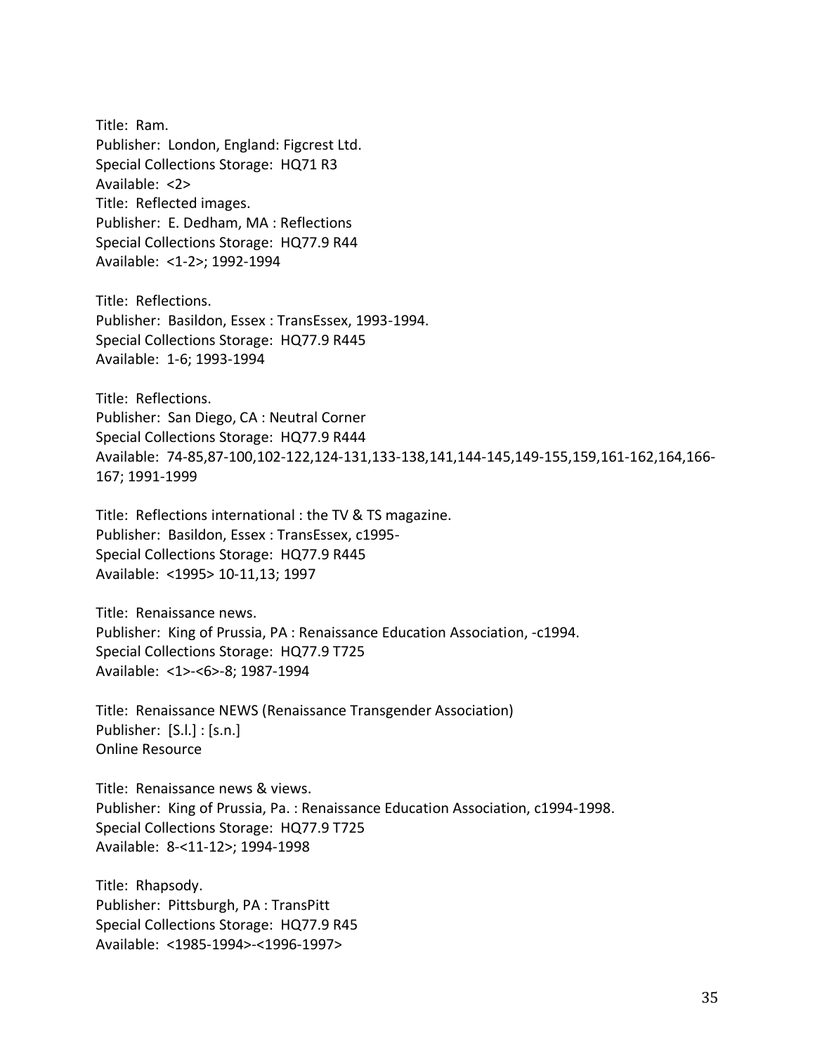Title: Ram.
Publisher: London, England: Figcrest Ltd.
Special Collections Storage: HQ71 R3
Available: <2>
Title: Reflected images.
Publisher: E. Dedham, MA : Reflections
Special Collections Storage: HQ77.9 R44
Available: <1-2>; 1992-1994

Title: Reflections.
Publisher: Basildon, Essex : TransEssex, 1993-1994.
Special Collections Storage: HQ77.9 R445
Available: 1-6; 1993-1994

Title: Reflections.
Publisher: San Diego, CA : Neutral Corner
Special Collections Storage: HQ77.9 R444
Available: 74-85,87-100,102-122,124-131,133-138,141,144-145,149-155,159,161-162,164,166-167; 1991-1999

Title: Reflections international : the TV & TS magazine.
Publisher: Basildon, Essex : TransEssex, c1995-
Special Collections Storage: HQ77.9 R445
Available: <1995> 10-11,13; 1997

Title: Renaissance news.
Publisher: King of Prussia, PA : Renaissance Education Association, -c1994.
Special Collections Storage: HQ77.9 T725
Available: <1>-<6>-8; 1987-1994

Title: Renaissance NEWS (Renaissance Transgender Association)
Publisher: [S.l.] : [s.n.]
Online Resource

Title: Renaissance news & views.
Publisher: King of Prussia, Pa. : Renaissance Education Association, c1994-1998.
Special Collections Storage: HQ77.9 T725
Available: 8-<11-12>; 1994-1998

Title: Rhapsody.
Publisher: Pittsburgh, PA : TransPitt
Special Collections Storage: HQ77.9 R45
Available: <1985-1994>-<1996-1997>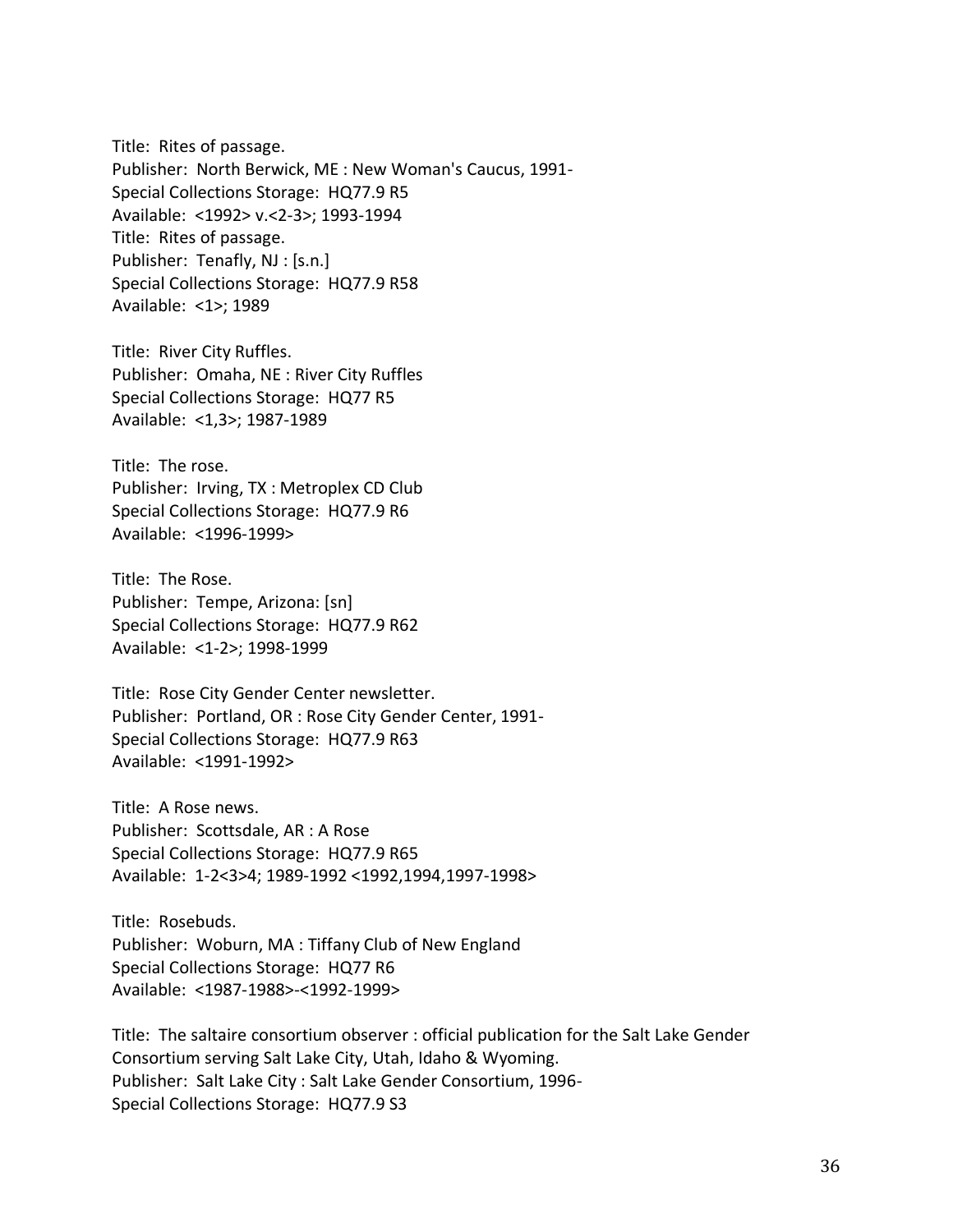Title: Rites of passage.
Publisher: North Berwick, ME : New Woman's Caucus, 1991-
Special Collections Storage: HQ77.9 R5
Available: <1992> v.<2-3>; 1993-1994
Title: Rites of passage.
Publisher: Tenafly, NJ : [s.n.]
Special Collections Storage: HQ77.9 R58
Available: <1>; 1989

Title: River City Ruffles.
Publisher: Omaha, NE : River City Ruffles
Special Collections Storage: HQ77 R5
Available: <1,3>; 1987-1989

Title: The rose.
Publisher: Irving, TX : Metroplex CD Club
Special Collections Storage: HQ77.9 R6
Available: <1996-1999>

Title: The Rose.
Publisher: Tempe, Arizona: [sn]
Special Collections Storage: HQ77.9 R62
Available: <1-2>; 1998-1999

Title: Rose City Gender Center newsletter.
Publisher: Portland, OR : Rose City Gender Center, 1991-
Special Collections Storage: HQ77.9 R63
Available: <1991-1992>

Title: A Rose news.
Publisher: Scottsdale, AR : A Rose
Special Collections Storage: HQ77.9 R65
Available: 1-2<3>4; 1989-1992 <1992,1994,1997-1998>

Title: Rosebuds.
Publisher: Woburn, MA : Tiffany Club of New England
Special Collections Storage: HQ77 R6
Available: <1987-1988>-<1992-1999>

Title: The saltaire consortium observer : official publication for the Salt Lake Gender Consortium serving Salt Lake City, Utah, Idaho & Wyoming.
Publisher: Salt Lake City : Salt Lake Gender Consortium, 1996-
Special Collections Storage: HQ77.9 S3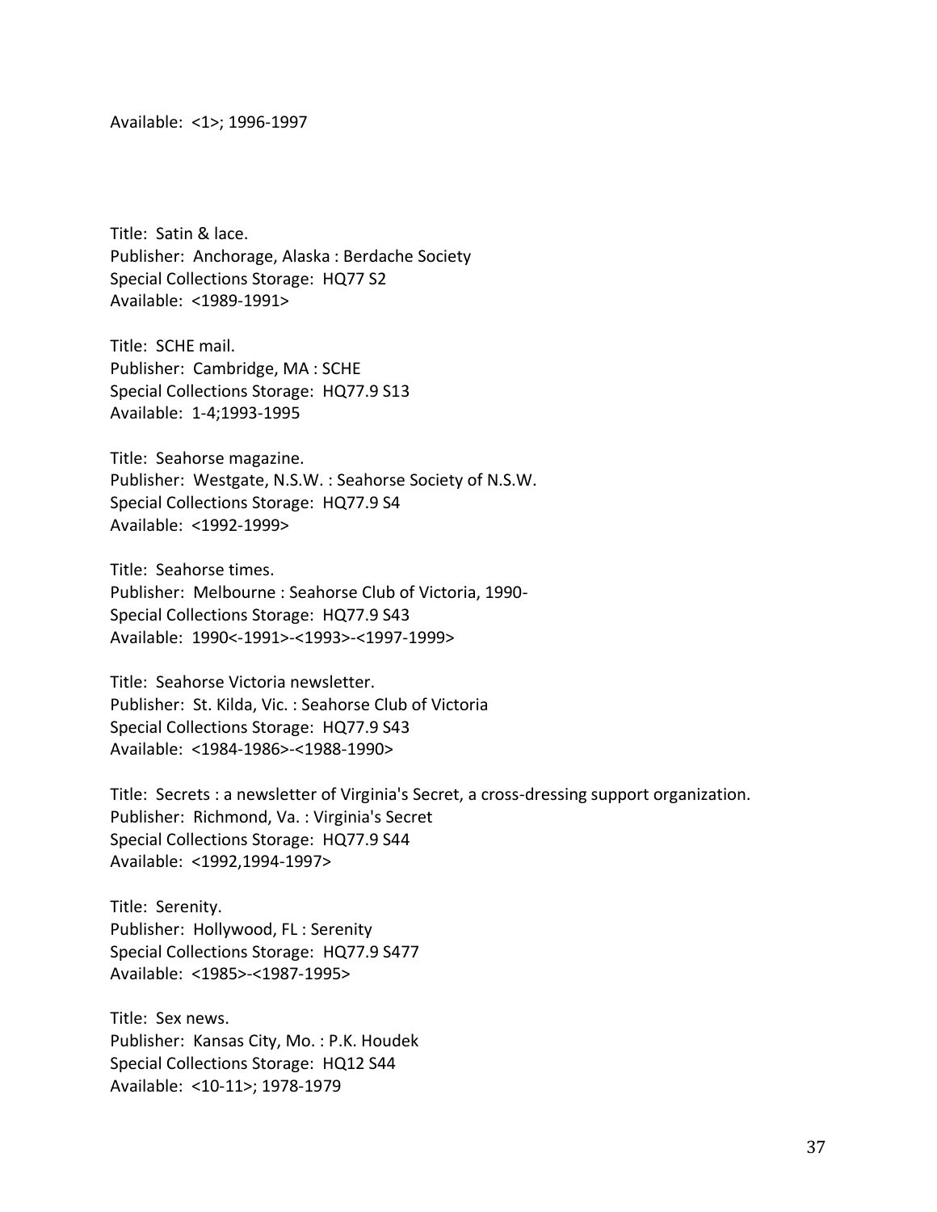Available: <1>; 1996-1997

Title: Satin & lace.
Publisher: Anchorage, Alaska : Berdache Society
Special Collections Storage: HQ77 S2
Available: <1989-1991>

Title: SCHE mail.
Publisher: Cambridge, MA : SCHE
Special Collections Storage: HQ77.9 S13
Available: 1-4;1993-1995

Title: Seahorse magazine.
Publisher: Westgate, N.S.W. : Seahorse Society of N.S.W.
Special Collections Storage: HQ77.9 S4
Available: <1992-1999>

Title: Seahorse times.
Publisher: Melbourne : Seahorse Club of Victoria, 1990-
Special Collections Storage: HQ77.9 S43
Available: 1990<-1991>-<1993>-<1997-1999>

Title: Seahorse Victoria newsletter.
Publisher: St. Kilda, Vic. : Seahorse Club of Victoria
Special Collections Storage: HQ77.9 S43
Available: <1984-1986>-<1988-1990>

Title: Secrets : a newsletter of Virginia's Secret, a cross-dressing support organization.
Publisher: Richmond, Va. : Virginia's Secret
Special Collections Storage: HQ77.9 S44
Available: <1992,1994-1997>

Title: Serenity.
Publisher: Hollywood, FL : Serenity
Special Collections Storage: HQ77.9 S477
Available: <1985>-<1987-1995>

Title: Sex news.
Publisher: Kansas City, Mo. : P.K. Houdek
Special Collections Storage: HQ12 S44
Available: <10-11>; 1978-1979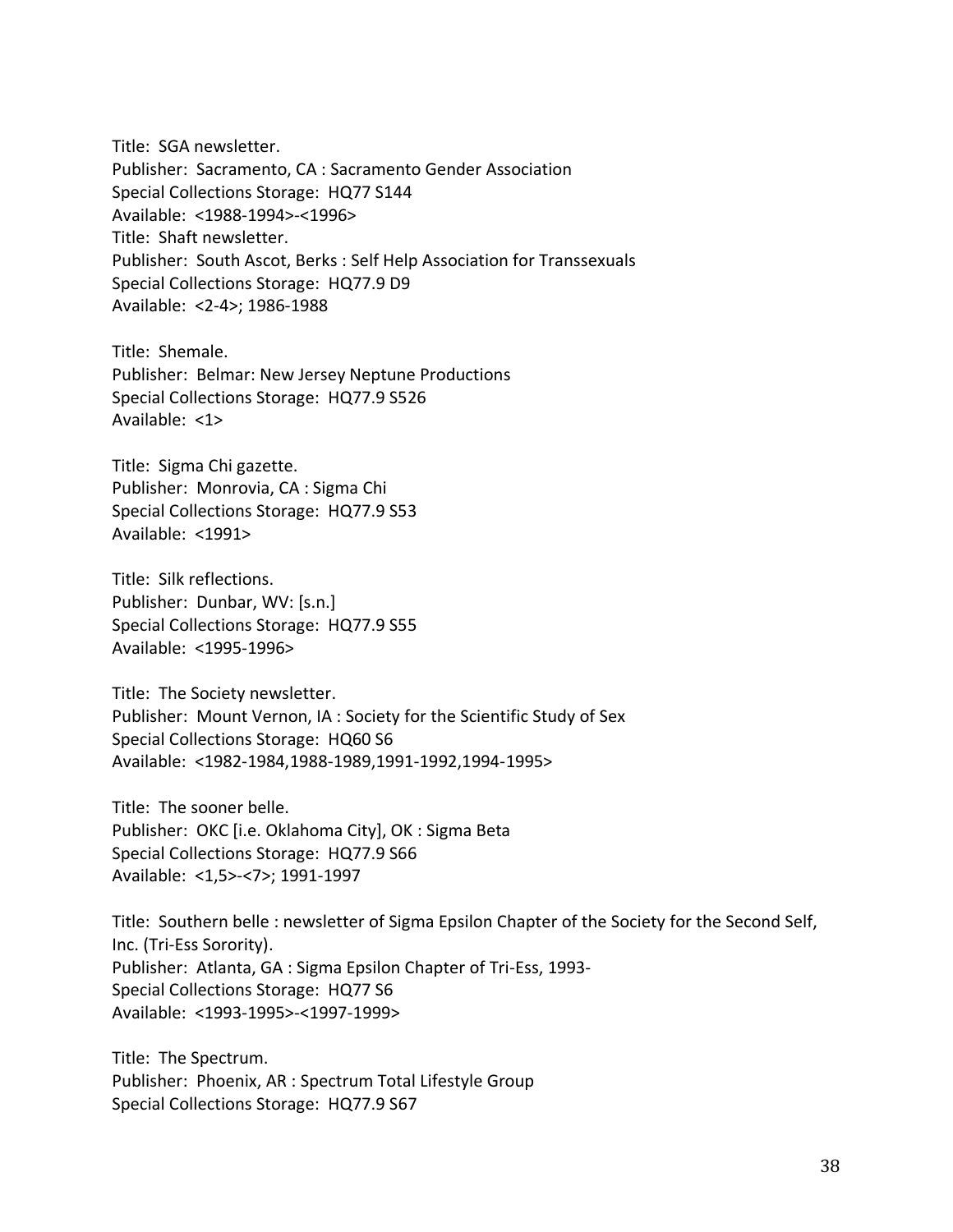Title: SGA newsletter.
Publisher: Sacramento, CA : Sacramento Gender Association
Special Collections Storage: HQ77 S144
Available: <1988-1994>-<1996>
Title: Shaft newsletter.
Publisher: South Ascot, Berks : Self Help Association for Transsexuals
Special Collections Storage: HQ77.9 D9
Available: <2-4>; 1986-1988

Title: Shemale.
Publisher: Belmar: New Jersey Neptune Productions
Special Collections Storage: HQ77.9 S526
Available: <1>

Title: Sigma Chi gazette.
Publisher: Monrovia, CA : Sigma Chi
Special Collections Storage: HQ77.9 S53
Available: <1991>

Title: Silk reflections.
Publisher: Dunbar, WV: [s.n.]
Special Collections Storage: HQ77.9 S55
Available: <1995-1996>

Title: The Society newsletter.
Publisher: Mount Vernon, IA : Society for the Scientific Study of Sex
Special Collections Storage: HQ60 S6
Available: <1982-1984,1988-1989,1991-1992,1994-1995>

Title: The sooner belle.
Publisher: OKC [i.e. Oklahoma City], OK : Sigma Beta
Special Collections Storage: HQ77.9 S66
Available: <1,5>-<7>; 1991-1997

Title: Southern belle : newsletter of Sigma Epsilon Chapter of the Society for the Second Self, Inc. (Tri-Ess Sorority).
Publisher: Atlanta, GA : Sigma Epsilon Chapter of Tri-Ess, 1993-
Special Collections Storage: HQ77 S6
Available: <1993-1995>-<1997-1999>

Title: The Spectrum.
Publisher: Phoenix, AR : Spectrum Total Lifestyle Group
Special Collections Storage: HQ77.9 S67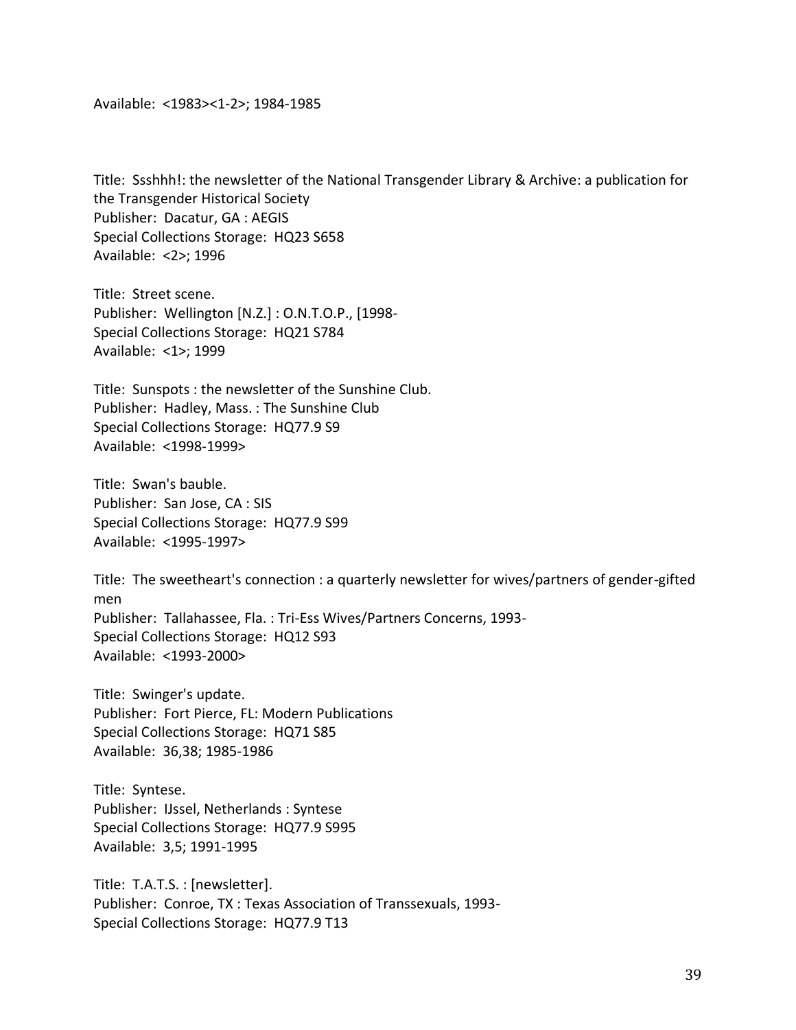Available: <1983><1-2>; 1984-1985

Title: Ssshhh!: the newsletter of the National Transgender Library & Archive: a publication for the Transgender Historical Society
Publisher: Dacatur, GA : AEGIS
Special Collections Storage: HQ23 S658
Available: <2>; 1996

Title: Street scene.
Publisher: Wellington [N.Z.] : O.N.T.O.P., [1998-
Special Collections Storage: HQ21 S784
Available: <1>; 1999

Title: Sunspots : the newsletter of the Sunshine Club.
Publisher: Hadley, Mass. : The Sunshine Club
Special Collections Storage: HQ77.9 S9
Available: <1998-1999>

Title: Swan's bauble.
Publisher: San Jose, CA : SIS
Special Collections Storage: HQ77.9 S99
Available: <1995-1997>

Title: The sweetheart's connection : a quarterly newsletter for wives/partners of gender-gifted men
Publisher: Tallahassee, Fla. : Tri-Ess Wives/Partners Concerns, 1993-
Special Collections Storage: HQ12 S93
Available: <1993-2000>

Title: Swinger's update.
Publisher: Fort Pierce, FL: Modern Publications
Special Collections Storage: HQ71 S85
Available: 36,38; 1985-1986

Title: Syntese.
Publisher: IJssel, Netherlands : Syntese
Special Collections Storage: HQ77.9 S995
Available: 3,5; 1991-1995

Title: T.A.T.S. : [newsletter].
Publisher: Conroe, TX : Texas Association of Transsexuals, 1993-
Special Collections Storage: HQ77.9 T13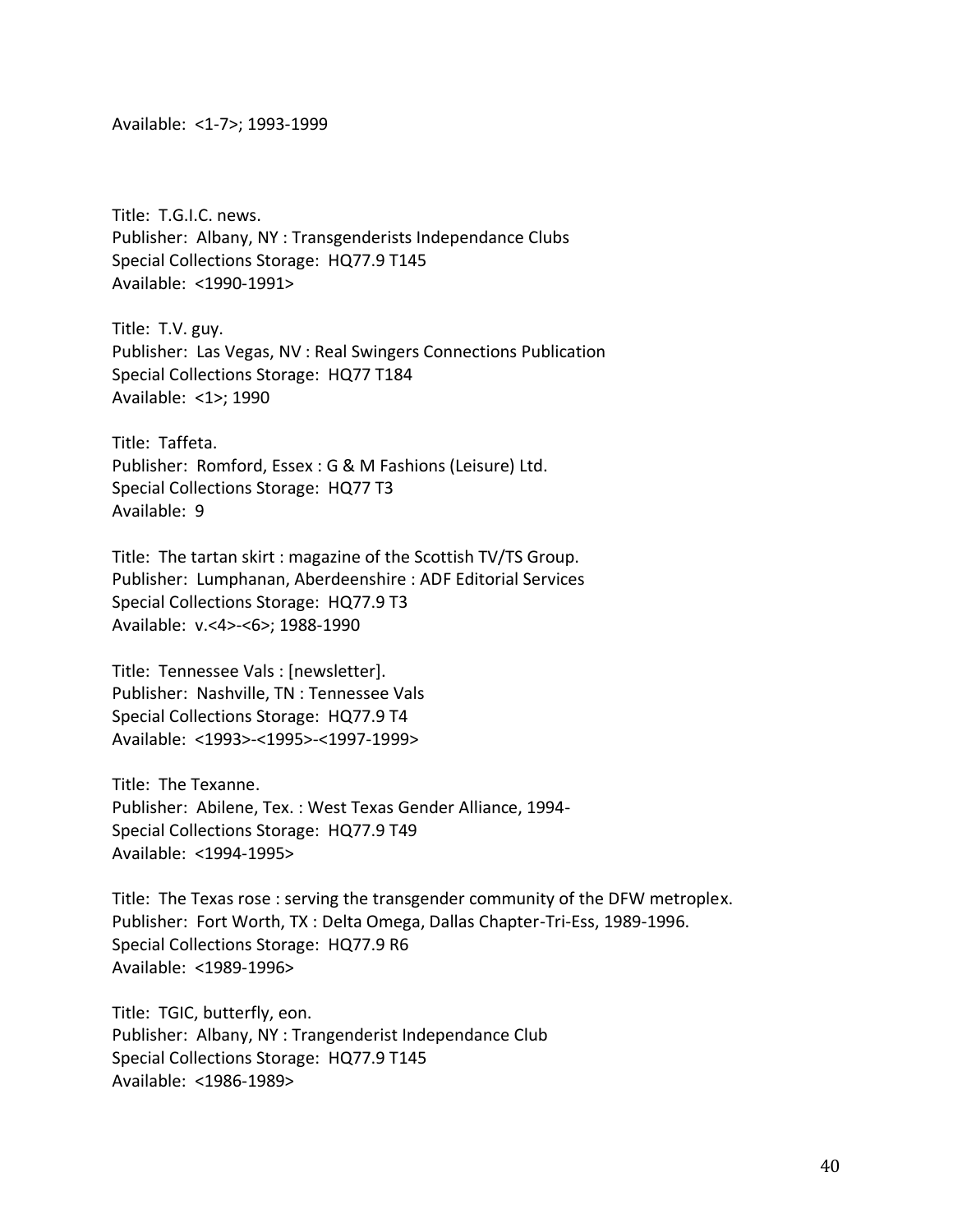Available: <1-7>; 1993-1999

Title: T.G.I.C. news.
Publisher: Albany, NY : Transgenderists Independance Clubs
Special Collections Storage: HQ77.9 T145
Available: <1990-1991>

Title: T.V. guy.
Publisher: Las Vegas, NV : Real Swingers Connections Publication
Special Collections Storage: HQ77 T184
Available: <1>; 1990

Title: Taffeta.
Publisher: Romford, Essex : G & M Fashions (Leisure) Ltd.
Special Collections Storage: HQ77 T3
Available: 9

Title: The tartan skirt : magazine of the Scottish TV/TS Group.
Publisher: Lumphanan, Aberdeenshire : ADF Editorial Services
Special Collections Storage: HQ77.9 T3
Available: v.<4>-<6>; 1988-1990

Title: Tennessee Vals : [newsletter].
Publisher: Nashville, TN : Tennessee Vals
Special Collections Storage: HQ77.9 T4
Available: <1993>-<1995>-<1997-1999>

Title: The Texanne.
Publisher: Abilene, Tex. : West Texas Gender Alliance, 1994-
Special Collections Storage: HQ77.9 T49
Available: <1994-1995>

Title: The Texas rose : serving the transgender community of the DFW metroplex.
Publisher: Fort Worth, TX : Delta Omega, Dallas Chapter-Tri-Ess, 1989-1996.
Special Collections Storage: HQ77.9 R6
Available: <1989-1996>

Title: TGIC, butterfly, eon.
Publisher: Albany, NY : Trangenderist Independance Club
Special Collections Storage: HQ77.9 T145
Available: <1986-1989>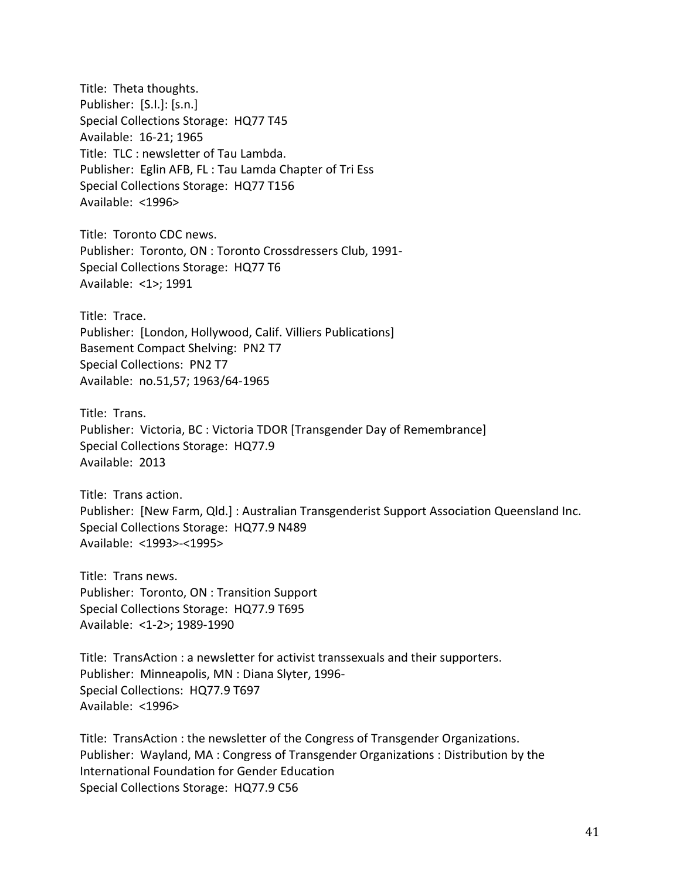Title: Theta thoughts.
Publisher: [S.l.]: [s.n.]
Special Collections Storage: HQ77 T45
Available: 16-21; 1965
Title: TLC : newsletter of Tau Lambda.
Publisher: Eglin AFB, FL : Tau Lamda Chapter of Tri Ess
Special Collections Storage: HQ77 T156
Available: <1996>

Title: Toronto CDC news.
Publisher: Toronto, ON : Toronto Crossdressers Club, 1991-
Special Collections Storage: HQ77 T6
Available: <1>; 1991

Title: Trace.
Publisher: [London, Hollywood, Calif. Villiers Publications]
Basement Compact Shelving: PN2 T7
Special Collections: PN2 T7
Available: no.51,57; 1963/64-1965

Title: Trans.
Publisher: Victoria, BC : Victoria TDOR [Transgender Day of Remembrance]
Special Collections Storage: HQ77.9
Available: 2013

Title: Trans action.
Publisher: [New Farm, Qld.] : Australian Transgenderist Support Association Queensland Inc.
Special Collections Storage: HQ77.9 N489
Available: <1993>-<1995>

Title: Trans news.
Publisher: Toronto, ON : Transition Support
Special Collections Storage: HQ77.9 T695
Available: <1-2>; 1989-1990

Title: TransAction : a newsletter for activist transsexuals and their supporters.
Publisher: Minneapolis, MN : Diana Slyter, 1996-
Special Collections: HQ77.9 T697
Available: <1996>

Title: TransAction : the newsletter of the Congress of Transgender Organizations.
Publisher: Wayland, MA : Congress of Transgender Organizations : Distribution by the International Foundation for Gender Education
Special Collections Storage: HQ77.9 C56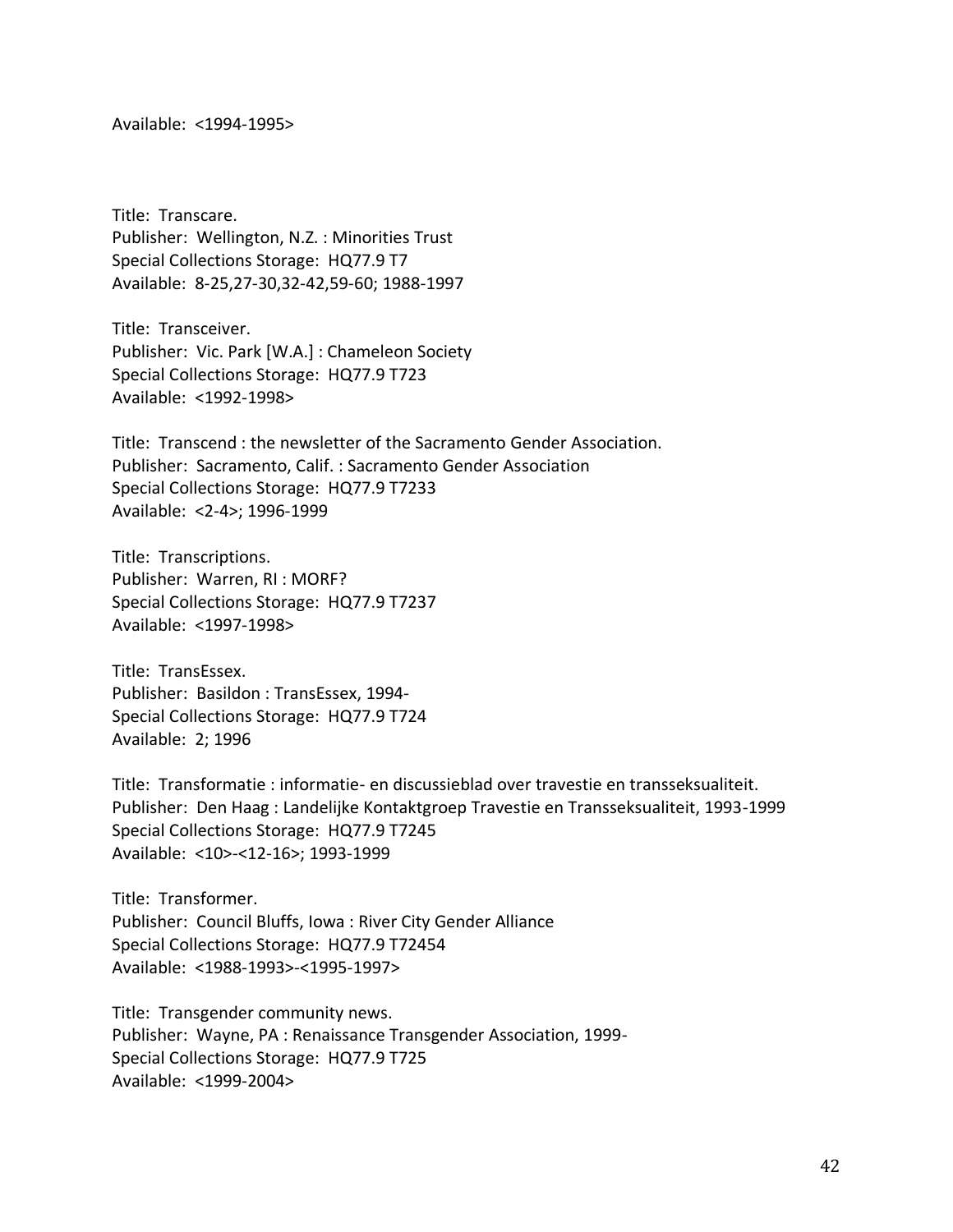Available: <1994-1995>

Title: Transcare.
Publisher: Wellington, N.Z. : Minorities Trust
Special Collections Storage: HQ77.9 T7
Available: 8-25,27-30,32-42,59-60; 1988-1997

Title: Transceiver.
Publisher: Vic. Park [W.A.] : Chameleon Society
Special Collections Storage: HQ77.9 T723
Available: <1992-1998>

Title: Transcend : the newsletter of the Sacramento Gender Association.
Publisher: Sacramento, Calif. : Sacramento Gender Association
Special Collections Storage: HQ77.9 T7233
Available: <2-4>; 1996-1999

Title: Transcriptions.
Publisher: Warren, RI : MORF?
Special Collections Storage: HQ77.9 T7237
Available: <1997-1998>

Title: TransEssex.
Publisher: Basildon : TransEssex, 1994-
Special Collections Storage: HQ77.9 T724
Available: 2; 1996

Title: Transformatie : informatie- en discussieblad over travestie en transseksualiteit.
Publisher: Den Haag : Landelijke Kontaktgroep Travestie en Transseksualiteit, 1993-1999
Special Collections Storage: HQ77.9 T7245
Available: <10>-<12-16>; 1993-1999

Title: Transformer.
Publisher: Council Bluffs, Iowa : River City Gender Alliance
Special Collections Storage: HQ77.9 T72454
Available: <1988-1993>-<1995-1997>

Title: Transgender community news.
Publisher: Wayne, PA : Renaissance Transgender Association, 1999-
Special Collections Storage: HQ77.9 T725
Available: <1999-2004>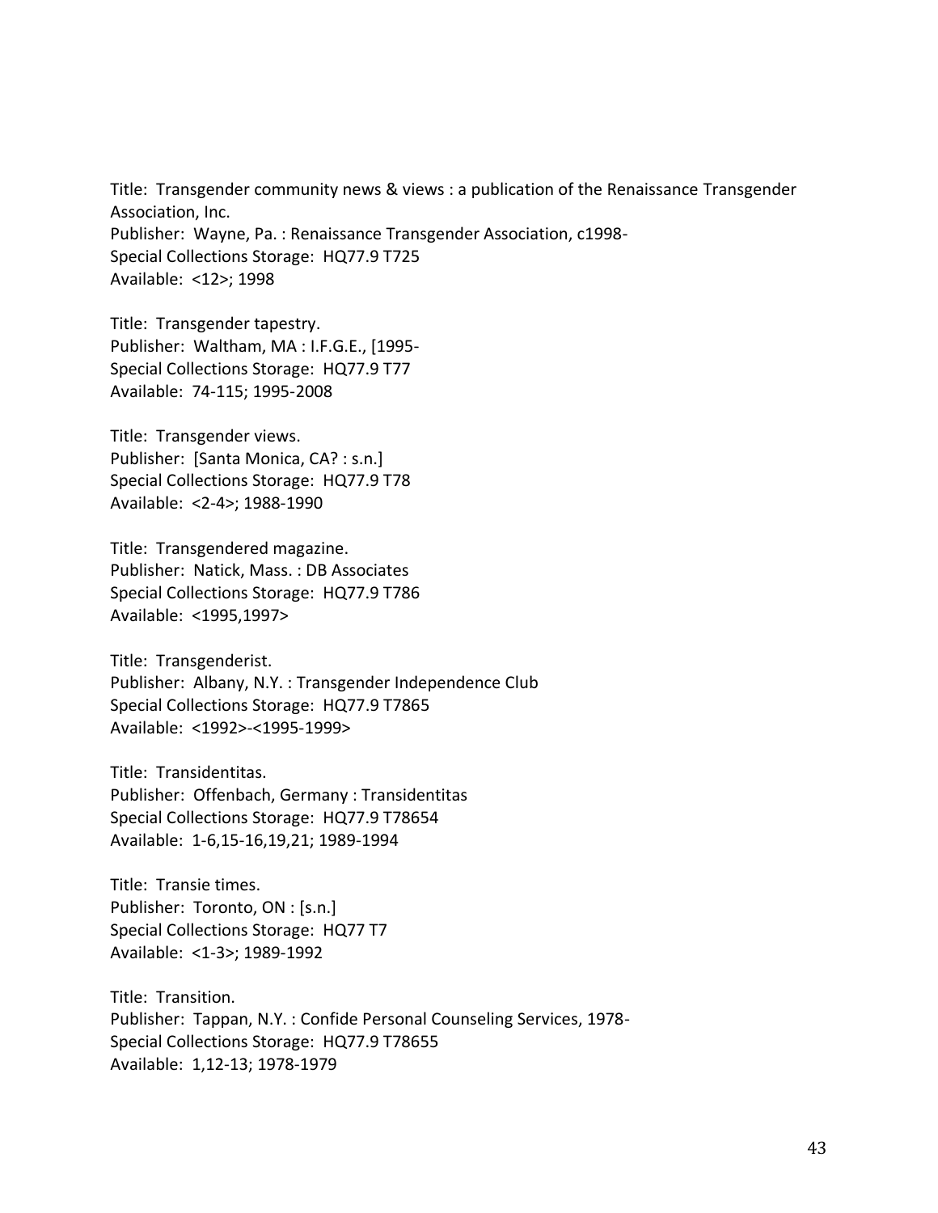Title: Transgender community news & views : a publication of the Renaissance Transgender Association, Inc.
Publisher: Wayne, Pa. : Renaissance Transgender Association, c1998-
Special Collections Storage: HQ77.9 T725
Available: <12>; 1998

Title: Transgender tapestry.
Publisher: Waltham, MA : I.F.G.E., [1995-
Special Collections Storage: HQ77.9 T77
Available: 74-115; 1995-2008

Title: Transgender views.
Publisher: [Santa Monica, CA? : s.n.]
Special Collections Storage: HQ77.9 T78
Available: <2-4>; 1988-1990

Title: Transgendered magazine.
Publisher: Natick, Mass. : DB Associates
Special Collections Storage: HQ77.9 T786
Available: <1995,1997>

Title: Transgenderist.
Publisher: Albany, N.Y. : Transgender Independence Club
Special Collections Storage: HQ77.9 T7865
Available: <1992>-<1995-1999>

Title: Transidentitas.
Publisher: Offenbach, Germany : Transidentitas
Special Collections Storage: HQ77.9 T78654
Available: 1-6,15-16,19,21; 1989-1994

Title: Transie times.
Publisher: Toronto, ON : [s.n.]
Special Collections Storage: HQ77 T7
Available: <1-3>; 1989-1992

Title: Transition.
Publisher: Tappan, N.Y. : Confide Personal Counseling Services, 1978-
Special Collections Storage: HQ77.9 T78655
Available: 1,12-13; 1978-1979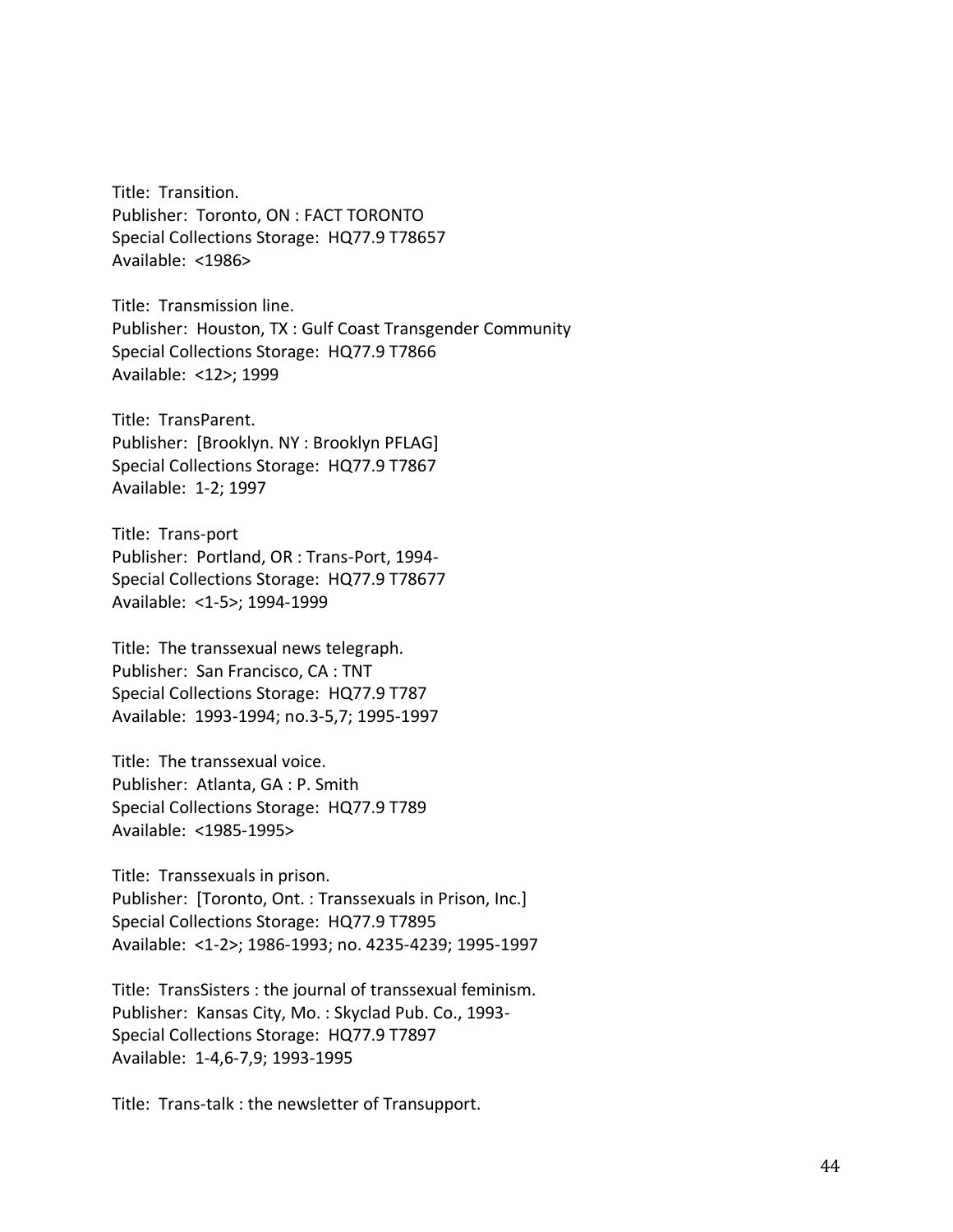Title: Transition.
Publisher: Toronto, ON : FACT TORONTO
Special Collections Storage: HQ77.9 T78657
Available: <1986>

Title: Transmission line.
Publisher: Houston, TX : Gulf Coast Transgender Community
Special Collections Storage: HQ77.9 T7866
Available: <12>; 1999

Title: TransParent.
Publisher: [Brooklyn. NY : Brooklyn PFLAG]
Special Collections Storage: HQ77.9 T7867
Available: 1-2; 1997

Title: Trans-port
Publisher: Portland, OR : Trans-Port, 1994-
Special Collections Storage: HQ77.9 T78677
Available: <1-5>; 1994-1999

Title: The transsexual news telegraph.
Publisher: San Francisco, CA : TNT
Special Collections Storage: HQ77.9 T787
Available: 1993-1994; no.3-5,7; 1995-1997

Title: The transsexual voice.
Publisher: Atlanta, GA : P. Smith
Special Collections Storage: HQ77.9 T789
Available: <1985-1995>

Title: Transsexuals in prison.
Publisher: [Toronto, Ont. : Transsexuals in Prison, Inc.]
Special Collections Storage: HQ77.9 T7895
Available: <1-2>; 1986-1993; no. 4235-4239; 1995-1997

Title: TransSisters : the journal of transsexual feminism.
Publisher: Kansas City, Mo. : Skyclad Pub. Co., 1993-
Special Collections Storage: HQ77.9 T7897
Available: 1-4,6-7,9; 1993-1995

Title: Trans-talk : the newsletter of Transupport.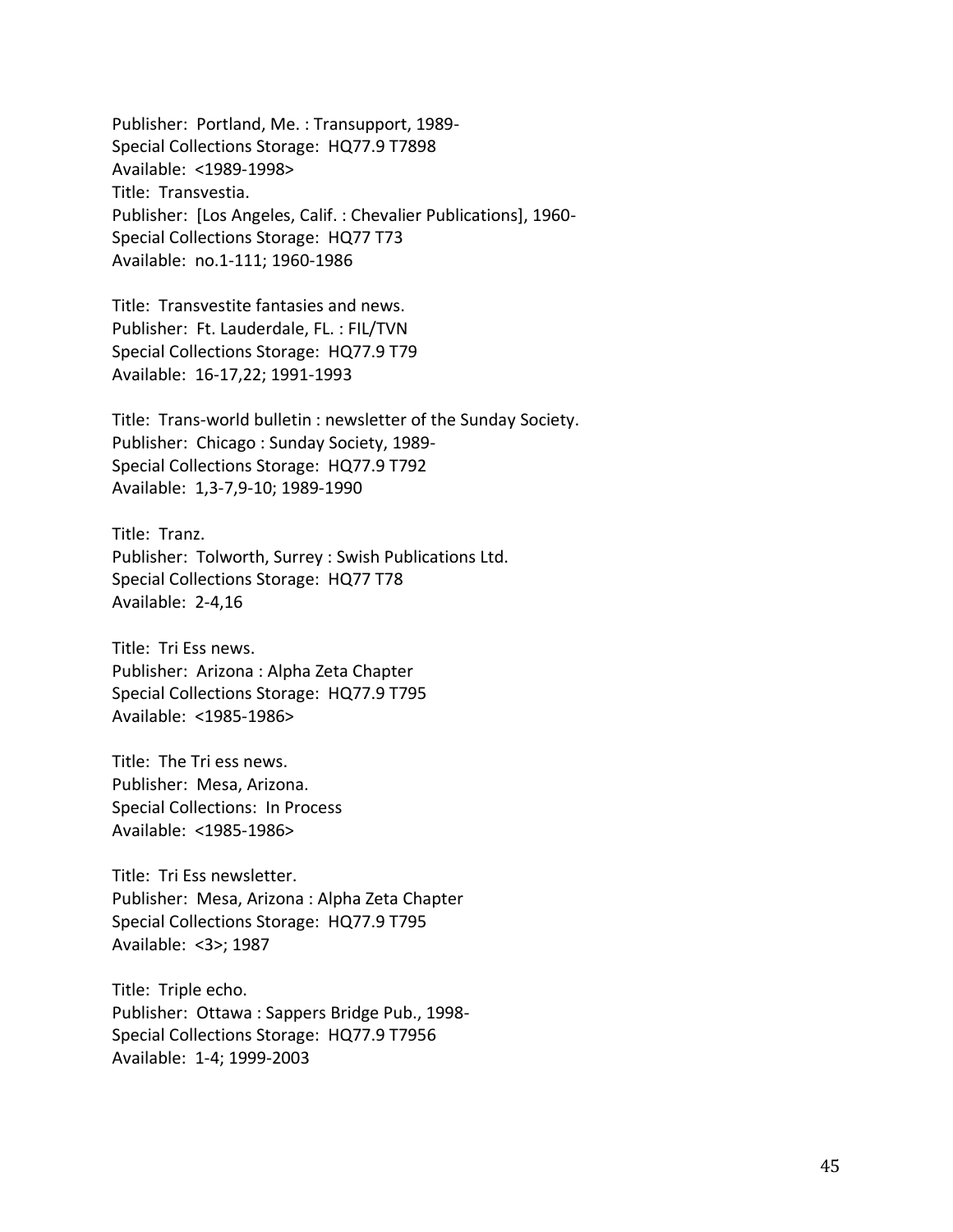Publisher: Portland, Me. : Transupport, 1989-
Special Collections Storage: HQ77.9 T7898
Available: <1989-1998>
Title: Transvestia.
Publisher: [Los Angeles, Calif. : Chevalier Publications], 1960-
Special Collections Storage: HQ77 T73
Available: no.1-111; 1960-1986

Title: Transvestite fantasies and news.
Publisher: Ft. Lauderdale, FL. : FIL/TVN
Special Collections Storage: HQ77.9 T79
Available: 16-17,22; 1991-1993

Title: Trans-world bulletin : newsletter of the Sunday Society.
Publisher: Chicago : Sunday Society, 1989-
Special Collections Storage: HQ77.9 T792
Available: 1,3-7,9-10; 1989-1990

Title: Tranz.
Publisher: Tolworth, Surrey : Swish Publications Ltd.
Special Collections Storage: HQ77 T78
Available: 2-4,16

Title: Tri Ess news.
Publisher: Arizona : Alpha Zeta Chapter
Special Collections Storage: HQ77.9 T795
Available: <1985-1986>

Title: The Tri ess news.
Publisher: Mesa, Arizona.
Special Collections: In Process
Available: <1985-1986>

Title: Tri Ess newsletter.
Publisher: Mesa, Arizona : Alpha Zeta Chapter
Special Collections Storage: HQ77.9 T795
Available: <3>; 1987

Title: Triple echo.
Publisher: Ottawa : Sappers Bridge Pub., 1998-
Special Collections Storage: HQ77.9 T7956
Available: 1-4; 1999-2003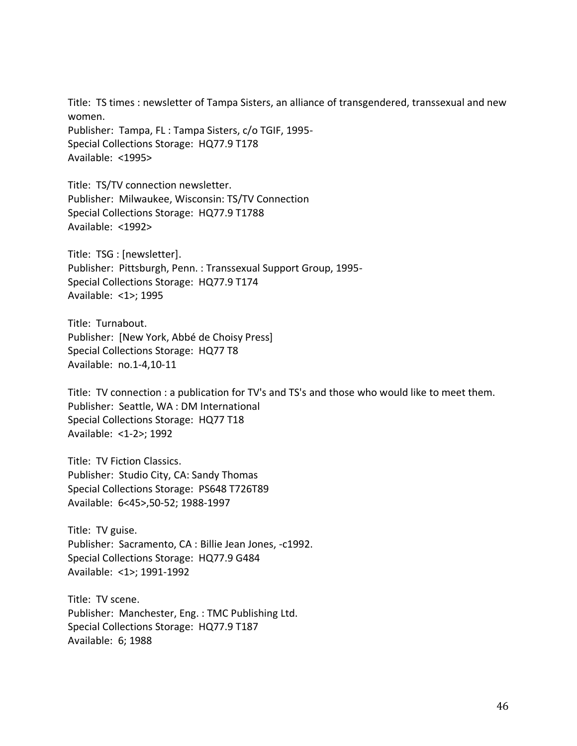Title: TS times : newsletter of Tampa Sisters, an alliance of transgendered, transsexual and new women.
Publisher: Tampa, FL : Tampa Sisters, c/o TGIF, 1995-
Special Collections Storage: HQ77.9 T178
Available: <1995>

Title: TS/TV connection newsletter.
Publisher: Milwaukee, Wisconsin: TS/TV Connection
Special Collections Storage: HQ77.9 T1788
Available: <1992>

Title: TSG : [newsletter].
Publisher: Pittsburgh, Penn. : Transsexual Support Group, 1995-
Special Collections Storage: HQ77.9 T174
Available: <1>; 1995

Title: Turnabout.
Publisher: [New York, Abbé de Choisy Press]
Special Collections Storage: HQ77 T8
Available: no.1-4,10-11

Title: TV connection : a publication for TV's and TS's and those who would like to meet them.
Publisher: Seattle, WA : DM International
Special Collections Storage: HQ77 T18
Available: <1-2>; 1992

Title: TV Fiction Classics.
Publisher: Studio City, CA: Sandy Thomas
Special Collections Storage: PS648 T726T89
Available: 6<45>,50-52; 1988-1997

Title: TV guise.
Publisher: Sacramento, CA : Billie Jean Jones, -c1992.
Special Collections Storage: HQ77.9 G484
Available: <1>; 1991-1992

Title: TV scene.
Publisher: Manchester, Eng. : TMC Publishing Ltd.
Special Collections Storage: HQ77.9 T187
Available: 6; 1988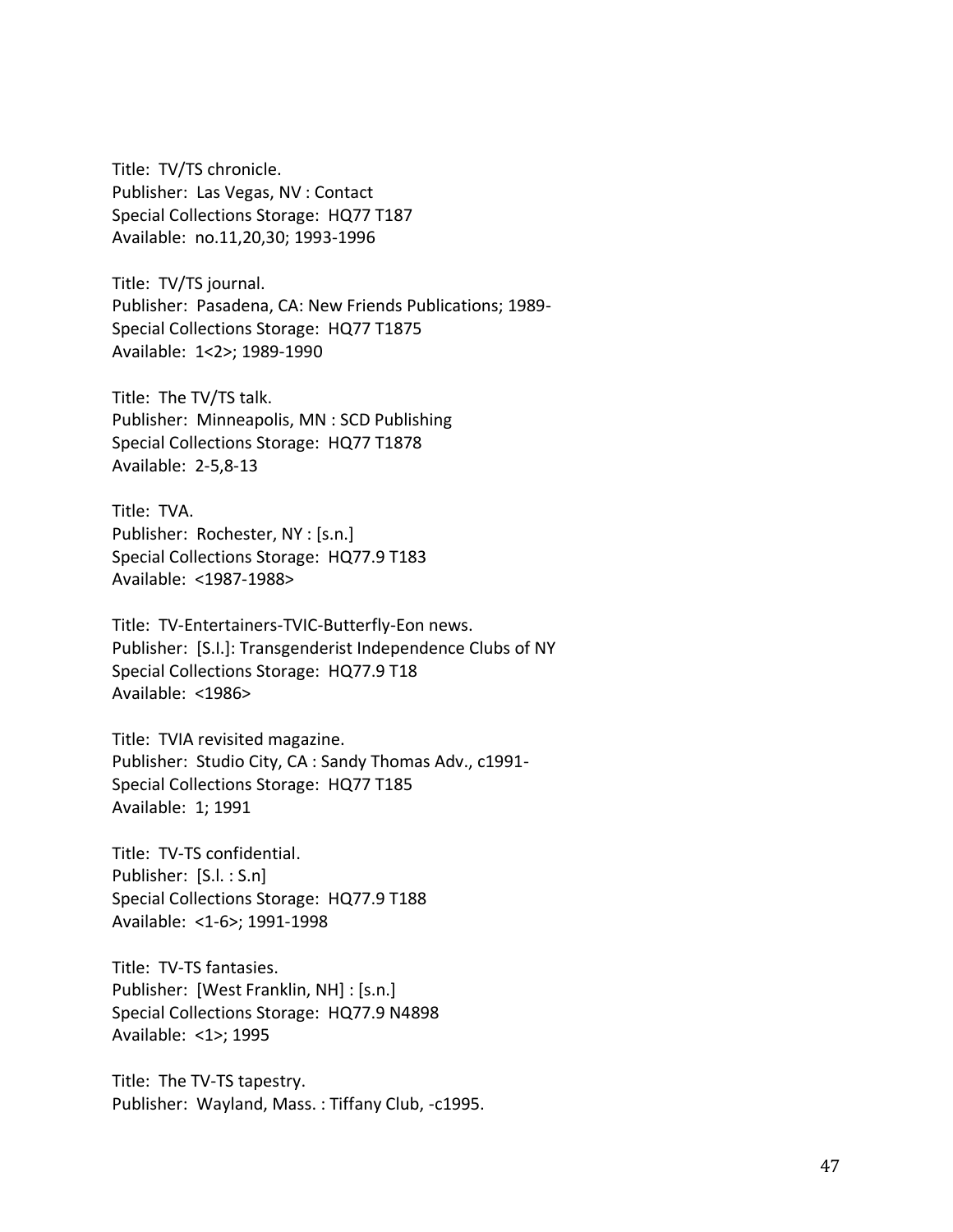Title: TV/TS chronicle.
Publisher: Las Vegas, NV : Contact
Special Collections Storage: HQ77 T187
Available: no.11,20,30; 1993-1996

Title: TV/TS journal.
Publisher: Pasadena, CA: New Friends Publications; 1989-
Special Collections Storage: HQ77 T1875
Available: 1<2>; 1989-1990

Title: The TV/TS talk.
Publisher: Minneapolis, MN : SCD Publishing
Special Collections Storage: HQ77 T1878
Available: 2-5,8-13

Title: TVA.
Publisher: Rochester, NY : [s.n.]
Special Collections Storage: HQ77.9 T183
Available: <1987-1988>

Title: TV-Entertainers-TVIC-Butterfly-Eon news.
Publisher: [S.I.]: Transgenderist Independence Clubs of NY
Special Collections Storage: HQ77.9 T18
Available: <1986>

Title: TVIA revisited magazine.
Publisher: Studio City, CA : Sandy Thomas Adv., c1991-
Special Collections Storage: HQ77 T185
Available: 1; 1991

Title: TV-TS confidential.
Publisher: [S.l. : S.n]
Special Collections Storage: HQ77.9 T188
Available: <1-6>; 1991-1998

Title: TV-TS fantasies.
Publisher: [West Franklin, NH] : [s.n.]
Special Collections Storage: HQ77.9 N4898
Available: <1>; 1995

Title: The TV-TS tapestry.
Publisher: Wayland, Mass. : Tiffany Club, -c1995.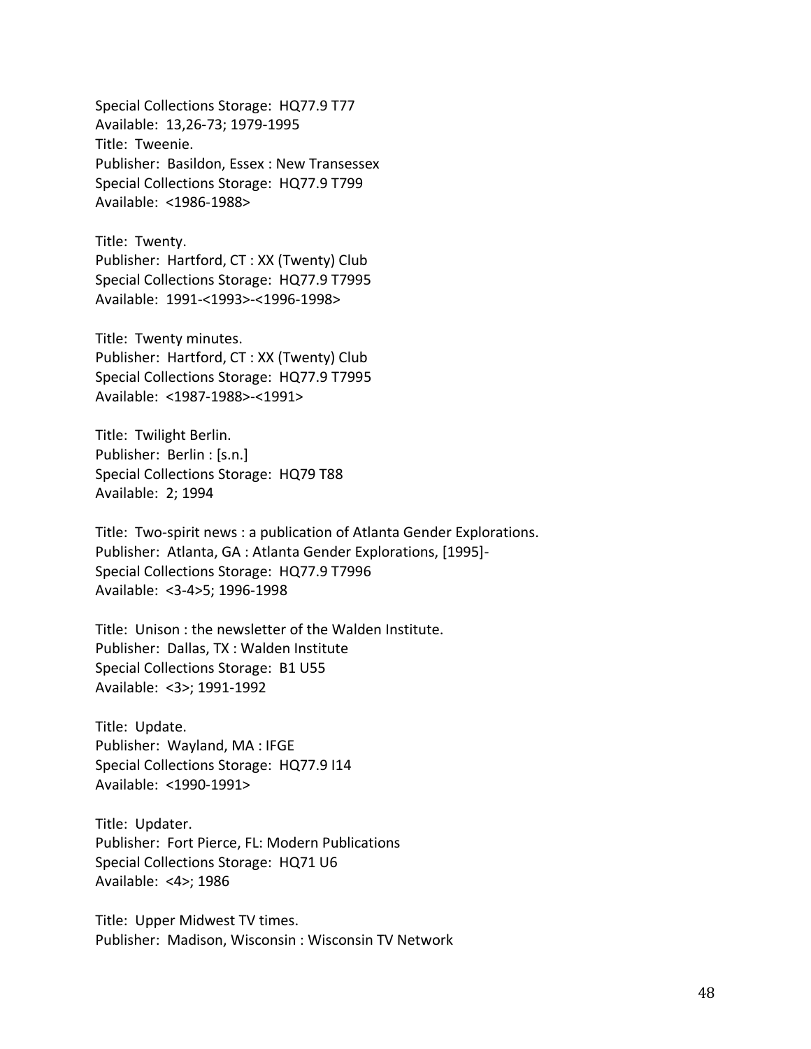Special Collections Storage: HQ77.9 T77
Available: 13,26-73; 1979-1995
Title: Tweenie.
Publisher: Basildon, Essex : New Transessex
Special Collections Storage: HQ77.9 T799
Available: <1986-1988>

Title: Twenty.
Publisher: Hartford, CT : XX (Twenty) Club
Special Collections Storage: HQ77.9 T7995
Available: 1991-<1993>-<1996-1998>

Title: Twenty minutes.
Publisher: Hartford, CT : XX (Twenty) Club
Special Collections Storage: HQ77.9 T7995
Available: <1987-1988>-<1991>

Title: Twilight Berlin.
Publisher: Berlin : [s.n.]
Special Collections Storage: HQ79 T88
Available: 2; 1994

Title: Two-spirit news : a publication of Atlanta Gender Explorations.
Publisher: Atlanta, GA : Atlanta Gender Explorations, [1995]-
Special Collections Storage: HQ77.9 T7996
Available: <3-4>5; 1996-1998

Title: Unison : the newsletter of the Walden Institute.
Publisher: Dallas, TX : Walden Institute
Special Collections Storage: B1 U55
Available: <3>; 1991-1992

Title: Update.
Publisher: Wayland, MA : IFGE
Special Collections Storage: HQ77.9 I14
Available: <1990-1991>

Title: Updater.
Publisher: Fort Pierce, FL: Modern Publications
Special Collections Storage: HQ71 U6
Available: <4>; 1986

Title: Upper Midwest TV times.
Publisher: Madison, Wisconsin : Wisconsin TV Network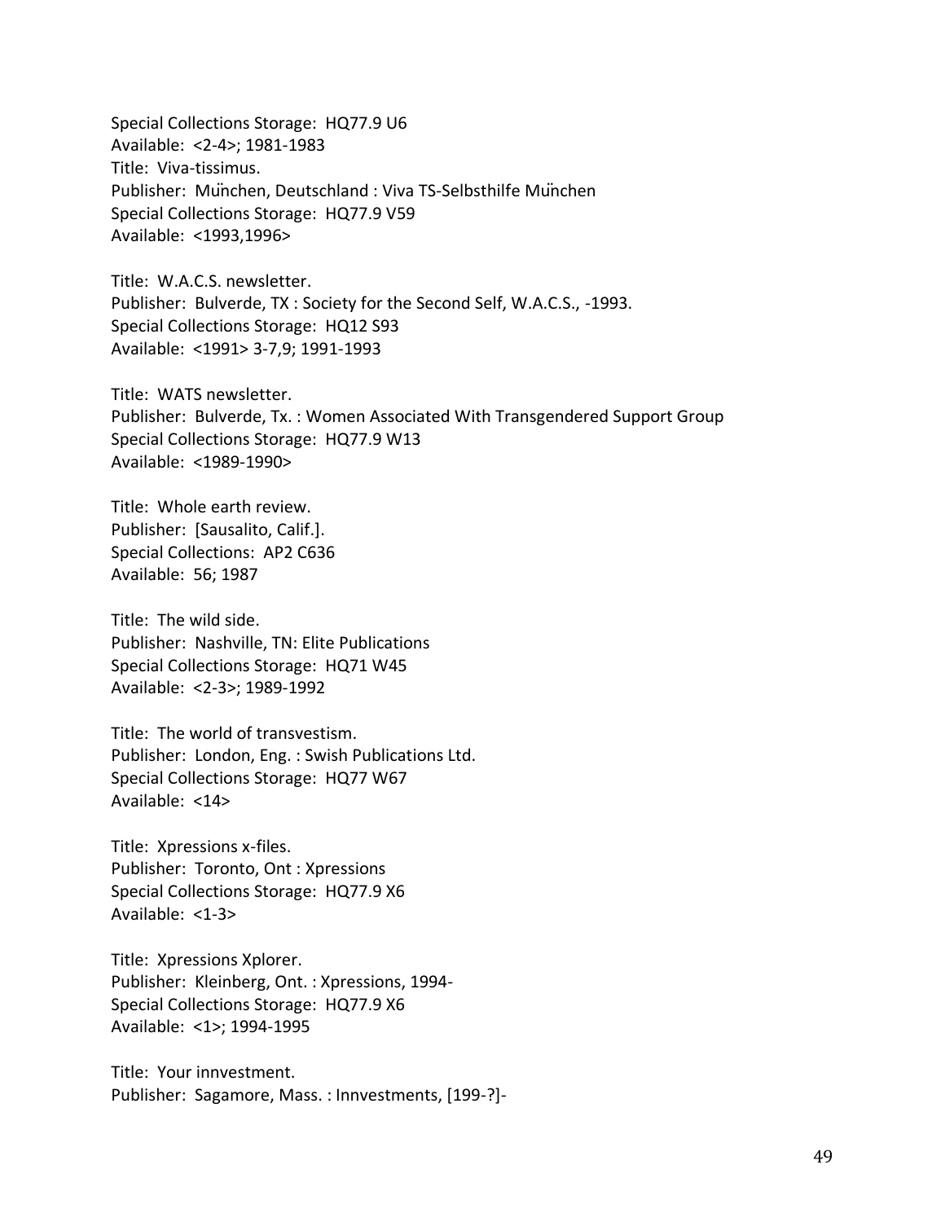Special Collections Storage: HQ77.9 U6
Available: <2-4>; 1981-1983
Title: Viva-tissimus.
Publisher: München, Deutschland : Viva TS-Selbsthilfe München
Special Collections Storage: HQ77.9 V59
Available: <1993,1996>

Title: W.A.C.S. newsletter.
Publisher: Bulverde, TX : Society for the Second Self, W.A.C.S., -1993.
Special Collections Storage: HQ12 S93
Available: <1991> 3-7,9; 1991-1993

Title: WATS newsletter.
Publisher: Bulverde, Tx. : Women Associated With Transgendered Support Group
Special Collections Storage: HQ77.9 W13
Available: <1989-1990>

Title: Whole earth review.
Publisher: [Sausalito, Calif.].
Special Collections: AP2 C636
Available: 56; 1987

Title: The wild side.
Publisher: Nashville, TN: Elite Publications
Special Collections Storage: HQ71 W45
Available: <2-3>; 1989-1992

Title: The world of transvestism.
Publisher: London, Eng. : Swish Publications Ltd.
Special Collections Storage: HQ77 W67
Available: <14>

Title: Xpressions x-files.
Publisher: Toronto, Ont : Xpressions
Special Collections Storage: HQ77.9 X6
Available: <1-3>

Title: Xpressions Xplorer.
Publisher: Kleinberg, Ont. : Xpressions, 1994-
Special Collections Storage: HQ77.9 X6
Available: <1>; 1994-1995

Title: Your innvestment.
Publisher: Sagamore, Mass. : Innvestments, [199-?]-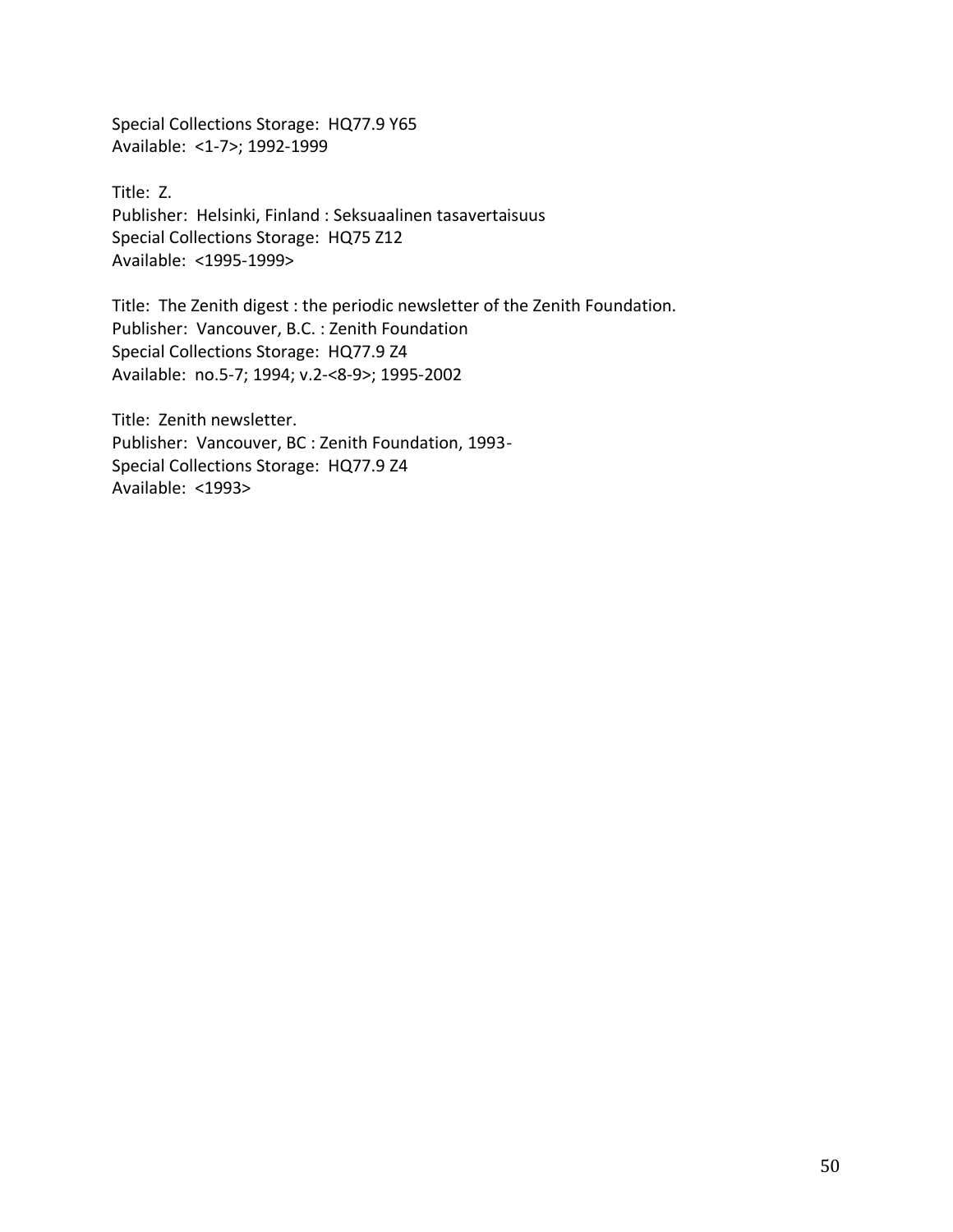Special Collections Storage: HQ77.9 Y65
Available: <1-7>; 1992-1999

Title: Z.
Publisher: Helsinki, Finland : Seksuaalinen tasavertaisuus
Special Collections Storage: HQ75 Z12
Available: <1995-1999>

Title: The Zenith digest : the periodic newsletter of the Zenith Foundation.
Publisher: Vancouver, B.C. : Zenith Foundation
Special Collections Storage: HQ77.9 Z4
Available: no.5-7; 1994; v.2-<8-9>; 1995-2002

Title: Zenith newsletter.
Publisher: Vancouver, BC : Zenith Foundation, 1993-
Special Collections Storage: HQ77.9 Z4
Available: <1993>